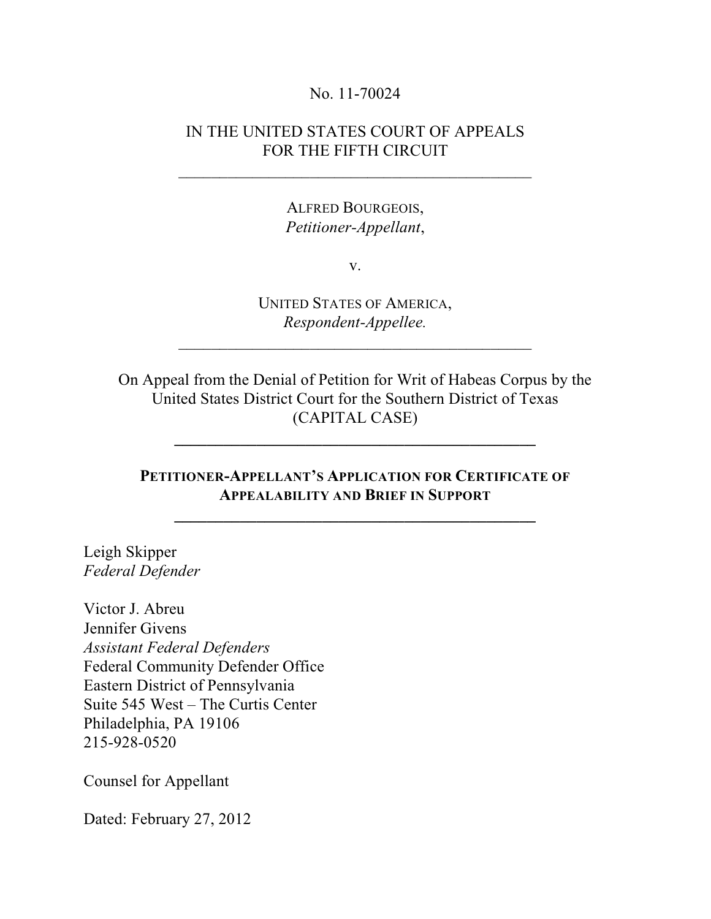No. 11-70024

IN THE UNITED STATES COURT OF APPEALS
FOR THE FIFTH CIRCUIT

---

ALFRED BOURGEOIS,
*Petitioner-Appellant*,

v.

UNITED STATES OF AMERICA,
*Respondent-Appellee.*

---

On Appeal from the Denial of Petition for Writ of Habeas Corpus by the United States District Court for the Southern District of Texas
(CAPITAL CASE)

---

**PETITIONER-APPELLANT'S APPLICATION FOR CERTIFICATE OF APPEALABILITY AND BRIEF IN SUPPORT**

---

Leigh Skipper
*Federal Defender*

Victor J. Abreu
Jennifer Givens
*Assistant Federal Defenders*
Federal Community Defender Office
Eastern District of Pennsylvania
Suite 545 West – The Curtis Center
Philadelphia, PA 19106
215-928-0520

Counsel for Appellant

Dated: February 27, 2012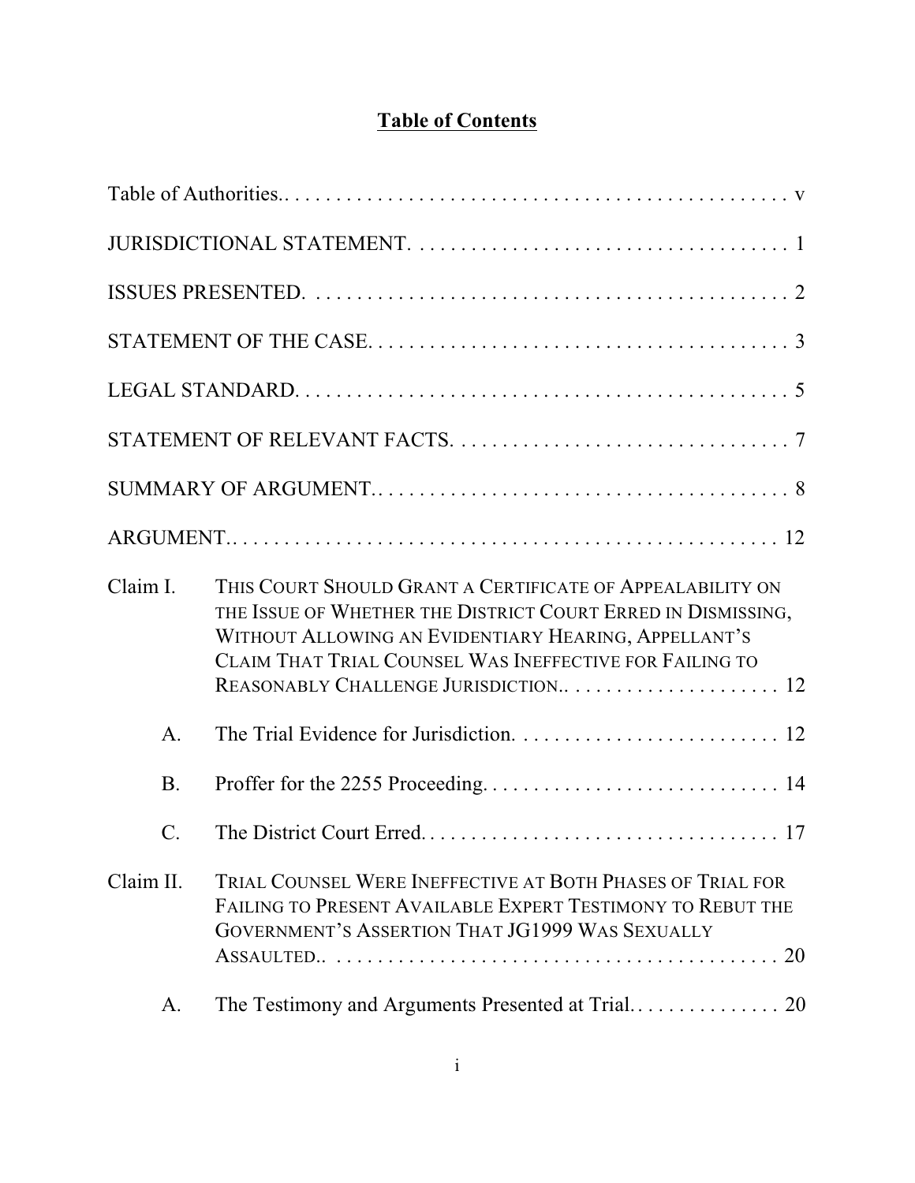# Table of Contents

Table of Authorities.. . . . . . . . . . . . . . . . . . . . . . . . . . . . . . . . . . . . . . . . . . . . . . . . . v

JURISDICTIONAL STATEMENT. . . . . . . . . . . . . . . . . . . . . . . . . . . . . . . . . . . . 1

ISSUES PRESENTED. . . . . . . . . . . . . . . . . . . . . . . . . . . . . . . . . . . . . . . . . . . . . 2

STATEMENT OF THE CASE. . . . . . . . . . . . . . . . . . . . . . . . . . . . . . . . . . . . . . . 3

LEGAL STANDARD. . . . . . . . . . . . . . . . . . . . . . . . . . . . . . . . . . . . . . . . . . . . . . 5

STATEMENT OF RELEVANT FACTS. . . . . . . . . . . . . . . . . . . . . . . . . . . . . . . . . 7

SUMMARY OF ARGUMENT.. . . . . . . . . . . . . . . . . . . . . . . . . . . . . . . . . . . . . . . 8

ARGUMENT.. . . . . . . . . . . . . . . . . . . . . . . . . . . . . . . . . . . . . . . . . . . . . . . . . . . 12

Claim I. THIS COURT SHOULD GRANT A CERTIFICATE OF APPEALABILITY ON THE ISSUE OF WHETHER THE DISTRICT COURT ERRED IN DISMISSING, WITHOUT ALLOWING AN EVIDENTIARY HEARING, APPELLANT'S CLAIM THAT TRIAL COUNSEL WAS INEFFECTIVE FOR FAILING TO REASONABLY CHALLENGE JURISDICTION.. . . . . . . . . . . . . . . . . . . . . 12

- A. The Trial Evidence for Jurisdiction. . . . . . . . . . . . . . . . . . . . . . . . . . . 12
- B. Proffer for the 2255 Proceeding. . . . . . . . . . . . . . . . . . . . . . . . . . . . . 14
- C. The District Court Erred. . . . . . . . . . . . . . . . . . . . . . . . . . . . . . . . . . . 17

Claim II. TRIAL COUNSEL WERE INEFFECTIVE AT BOTH PHASES OF TRIAL FOR FAILING TO PRESENT AVAILABLE EXPERT TESTIMONY TO REBUT THE GOVERNMENT'S ASSERTION THAT JG1999 WAS SEXUALLY ASSAULTED.. . . . . . . . . . . . . . . . . . . . . . . . . . . . . . . . . . . . . . . . . . . 20

- A. The Testimony and Arguments Presented at Trial. . . . . . . . . . . . . . . 20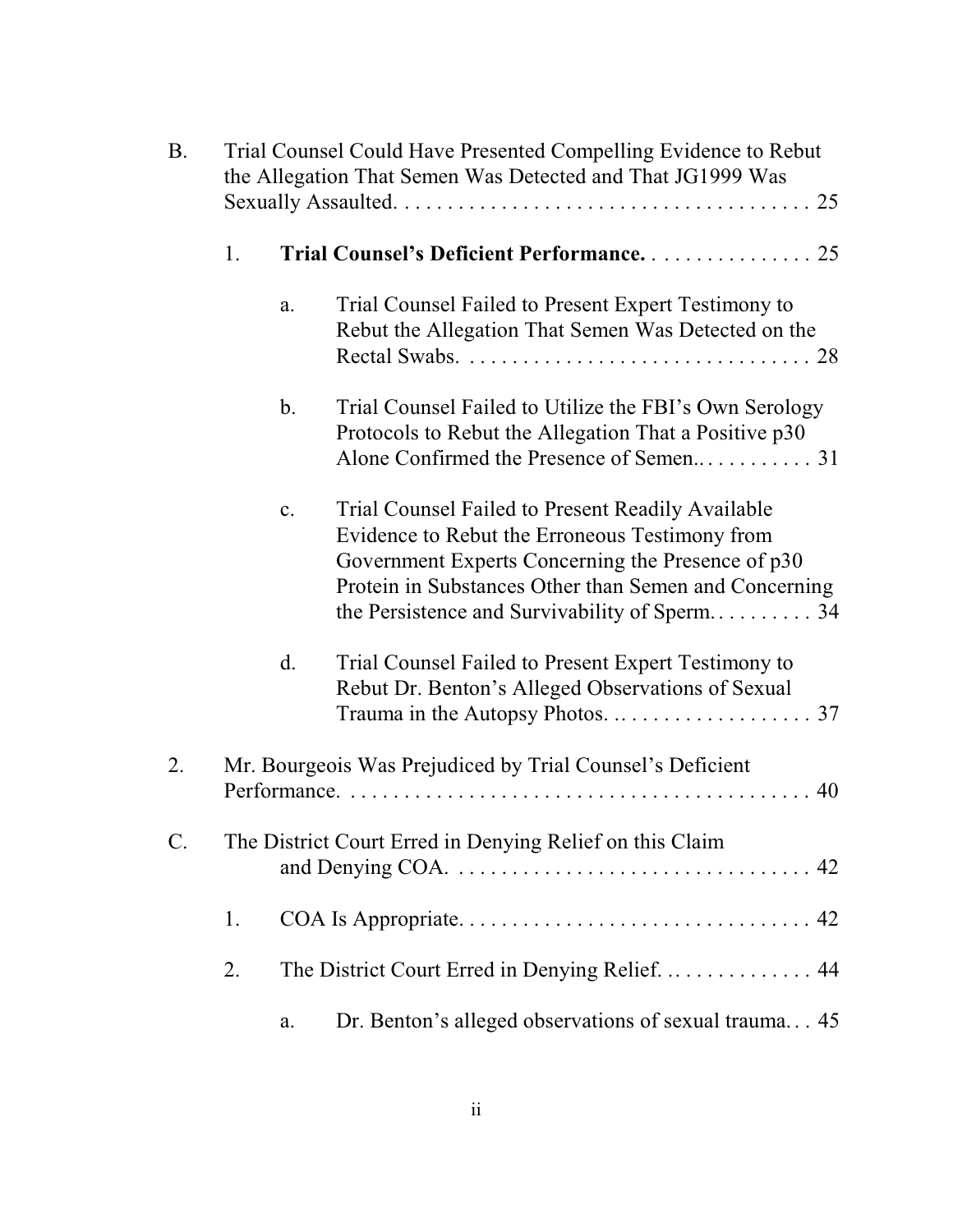B. Trial Counsel Could Have Presented Compelling Evidence to Rebut the Allegation That Semen Was Detected and That JG1999 Was Sexually Assaulted. . . . . . . . . . . . . . . . . . . . . . . . . . . . . . . . . . . . . . . . 25

1. **Trial Counsel's Deficient Performance.** . . . . . . . . . . . . . . . . 25

a. Trial Counsel Failed to Present Expert Testimony to Rebut the Allegation That Semen Was Detected on the Rectal Swabs. . . . . . . . . . . . . . . . . . . . . . . . . . . . . . . . . 28

b. Trial Counsel Failed to Utilize the FBI's Own Serology Protocols to Rebut the Allegation That a Positive p30 Alone Confirmed the Presence of Semen.. . . . . . . . . . . 31

c. Trial Counsel Failed to Present Readily Available Evidence to Rebut the Erroneous Testimony from Government Experts Concerning the Presence of p30 Protein in Substances Other than Semen and Concerning the Persistence and Survivability of Sperm. . . . . . . . . . 34

d. Trial Counsel Failed to Present Expert Testimony to Rebut Dr. Benton's Alleged Observations of Sexual Trauma in the Autopsy Photos. . . . . . . . . . . . . . . . . . . . . 37

2. Mr. Bourgeois Was Prejudiced by Trial Counsel's Deficient Performance. . . . . . . . . . . . . . . . . . . . . . . . . . . . . . . . . . . . . . . . . . . . 40

C. The District Court Erred in Denying Relief on this Claim and Denying COA. . . . . . . . . . . . . . . . . . . . . . . . . . . . . . . . . . 42

1. COA Is Appropriate. . . . . . . . . . . . . . . . . . . . . . . . . . . . . . . . . . 42

2. The District Court Erred in Denying Relief. . . . . . . . . . . . . . . 44

a. Dr. Benton's alleged observations of sexual trauma. . . 45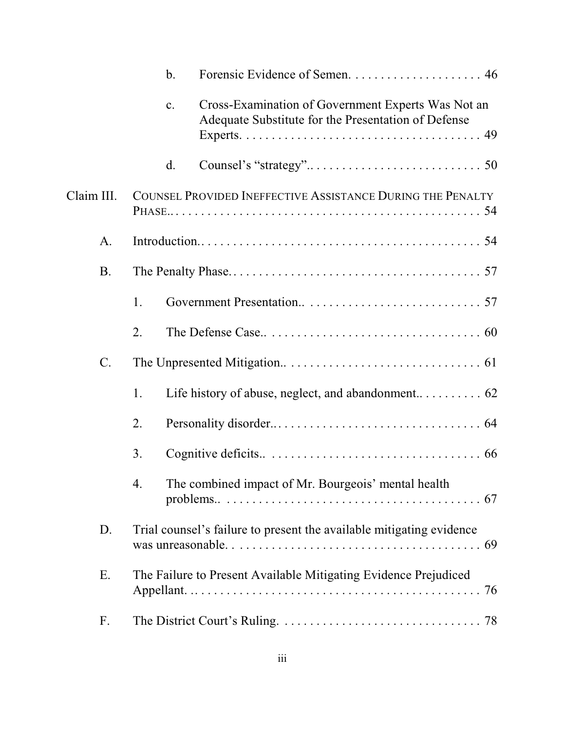b. Forensic Evidence of Semen. . . . . . . . . . . . . . . . . . . . . 46

c. Cross-Examination of Government Experts Was Not an Adequate Substitute for the Presentation of Defense Experts. . . . . . . . . . . . . . . . . . . . . . . . . . . . . . . . . . . . . . 49

d. Counsel's "strategy".. . . . . . . . . . . . . . . . . . . . . . . . . . . 50

Claim III. COUNSEL PROVIDED INEFFECTIVE ASSISTANCE DURING THE PENALTY PHASE.. . . . . . . . . . . . . . . . . . . . . . . . . . . . . . . . . . . . . . . . . . . . . . . . 54

A. Introduction.. . . . . . . . . . . . . . . . . . . . . . . . . . . . . . . . . . . . . . . . . . . 54

B. The Penalty Phase.. . . . . . . . . . . . . . . . . . . . . . . . . . . . . . . . . . . . . . . 57

1. Government Presentation.. . . . . . . . . . . . . . . . . . . . . . . . . . . 57

2. The Defense Case.. . . . . . . . . . . . . . . . . . . . . . . . . . . . . . . . . . 60

C. The Unpresented Mitigation.. . . . . . . . . . . . . . . . . . . . . . . . . . . . . . 61

1. Life history of abuse, neglect, and abandonment.. . . . . . . . . . 62

2. Personality disorder.. . . . . . . . . . . . . . . . . . . . . . . . . . . . . . . . 64

3. Cognitive deficits.. . . . . . . . . . . . . . . . . . . . . . . . . . . . . . . . . . 66

4. The combined impact of Mr. Bourgeois' mental health problems.. . . . . . . . . . . . . . . . . . . . . . . . . . . . . . . . . . . . . . . . 67

D. Trial counsel's failure to present the available mitigating evidence was unreasonable. . . . . . . . . . . . . . . . . . . . . . . . . . . . . . . . . . . . . . . 69

E. The Failure to Present Available Mitigating Evidence Prejudiced Appellant. . . . . . . . . . . . . . . . . . . . . . . . . . . . . . . . . . . . . . . . . . . . . . . 76

F. The District Court's Ruling. . . . . . . . . . . . . . . . . . . . . . . . . . . . . . . 78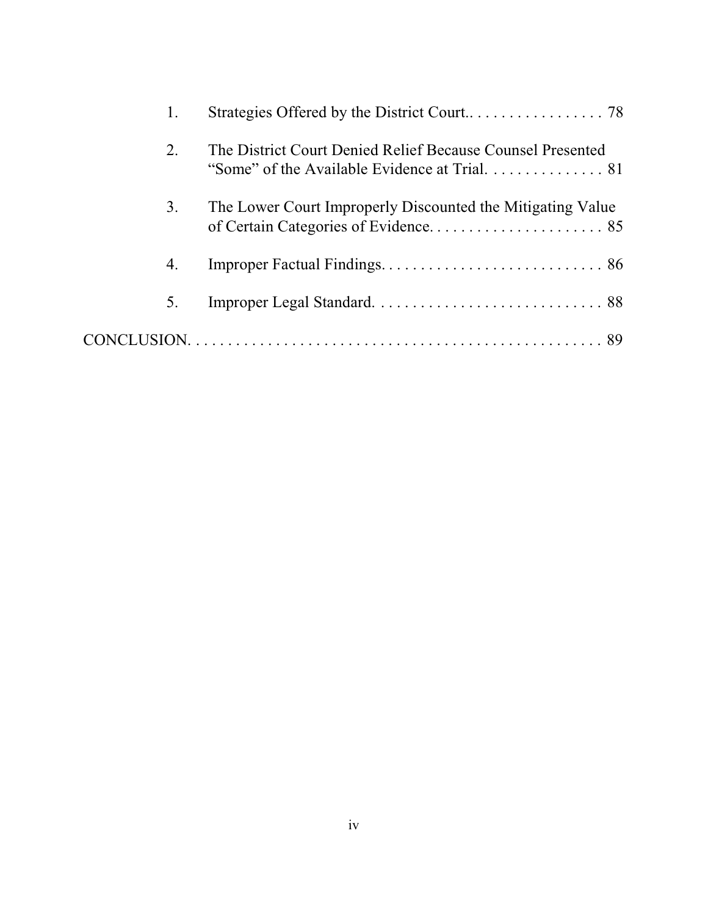1. Strategies Offered by the District Court.. . . . . . . . . . . . . . . . . 78

2. The District Court Denied Relief Because Counsel Presented "Some" of the Available Evidence at Trial. . . . . . . . . . . . . . . 81

3. The Lower Court Improperly Discounted the Mitigating Value of Certain Categories of Evidence. . . . . . . . . . . . . . . . . . . . . . 85

4. Improper Factual Findings. . . . . . . . . . . . . . . . . . . . . . . . . . . . 86

5. Improper Legal Standard. . . . . . . . . . . . . . . . . . . . . . . . . . . . . 88

CONCLUSION. . . . . . . . . . . . . . . . . . . . . . . . . . . . . . . . . . . . . . . . . . . . . . . . . . . . 89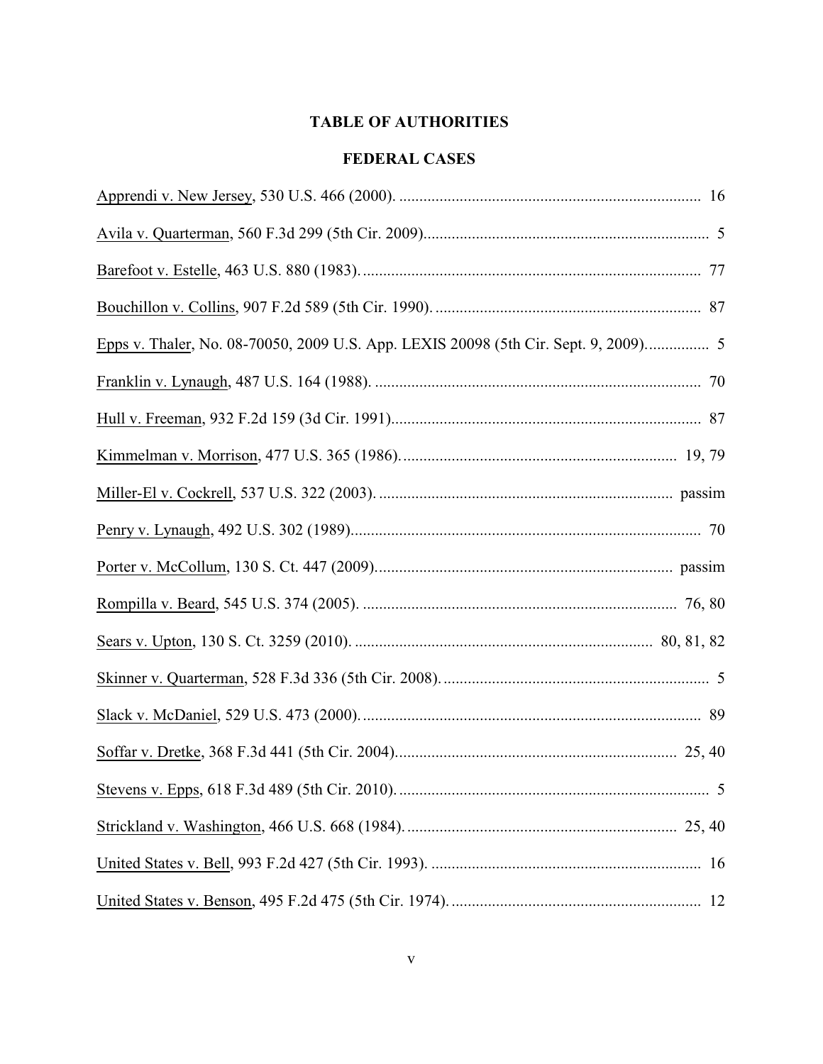# TABLE OF AUTHORITIES

## FEDERAL CASES

Apprendi v. New Jersey, 530 U.S. 466 (2000). .......................................................................... 16

Avila v. Quarterman, 560 F.3d 299 (5th Cir. 2009)...................................................................... 5

Barefoot v. Estelle, 463 U.S. 880 (1983). .................................................................................... 77

Bouchillon v. Collins, 907 F.2d 589 (5th Cir. 1990). .................................................................. 87

Epps v. Thaler, No. 08-70050, 2009 U.S. App. LEXIS 20098 (5th Cir. Sept. 9, 2009)............... 5

Franklin v. Lynaugh, 487 U.S. 164 (1988). ................................................................................. 70

Hull v. Freeman, 932 F.2d 159 (3d Cir. 1991)............................................................................. 87

Kimmelman v. Morrison, 477 U.S. 365 (1986). .................................................................... 19, 79

Miller-El v. Cockrell, 537 U.S. 322 (2003). ......................................................................... passim

Penry v. Lynaugh, 492 U.S. 302 (1989)....................................................................................... 70

Porter v. McCollum, 130 S. Ct. 447 (2009).......................................................................... passim

Rompilla v. Beard, 545 U.S. 374 (2005). ............................................................................. 76, 80

Sears v. Upton, 130 S. Ct. 3259 (2010). .......................................................................... 80, 81, 82

Skinner v. Quarterman, 528 F.3d 336 (5th Cir. 2008). .................................................................. 5

Slack v. McDaniel, 529 U.S. 473 (2000). .................................................................................... 89

Soffar v. Dretke, 368 F.3d 441 (5th Cir. 2004)...................................................................... 25, 40

Stevens v. Epps, 618 F.3d 489 (5th Cir. 2010). ............................................................................. 5

Strickland v. Washington, 466 U.S. 668 (1984). ................................................................... 25, 40

United States v. Bell, 993 F.2d 427 (5th Cir. 1993). ................................................................... 16

United States v. Benson, 495 F.2d 475 (5th Cir. 1974). .............................................................. 12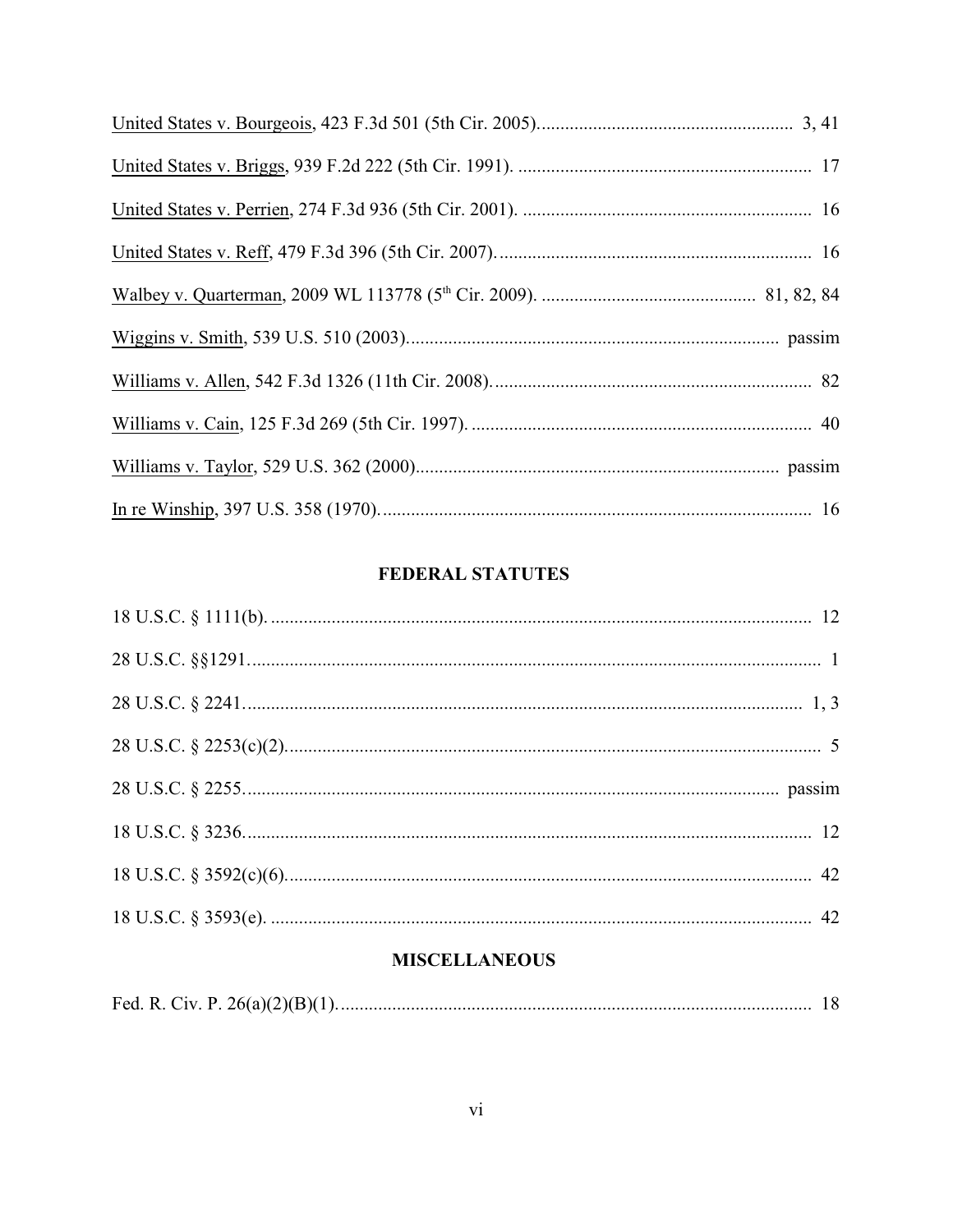United States v. Bourgeois, 423 F.3d 501 (5th Cir. 2005)...................................................... 3, 41

United States v. Briggs, 939 F.2d 222 (5th Cir. 1991). .............................................................. 17

United States v. Perrien, 274 F.3d 936 (5th Cir. 2001). ............................................................. 16

United States v. Reff, 479 F.3d 396 (5th Cir. 2007).................................................................... 16

Walbey v. Quarterman, 2009 WL 113778 (5th Cir. 2009). ............................................. 81, 82, 84

Wiggins v. Smith, 539 U.S. 510 (2003)................................................................................ passim

Williams v. Allen, 542 F.3d 1326 (11th Cir. 2008)..................................................................... 82

Williams v. Cain, 125 F.3d 269 (5th Cir. 1997). ......................................................................... 40

Williams v. Taylor, 529 U.S. 362 (2000).............................................................................. passim

In re Winship, 397 U.S. 358 (1970)............................................................................................ 16

## FEDERAL STATUTES

18 U.S.C. § 1111(b). .................................................................................................................... 12

28 U.S.C. §§1291.......................................................................................................................... 1

28 U.S.C. § 2241....................................................................................................................... 1, 3

28 U.S.C. § 2253(c)(2).................................................................................................................. 5

28 U.S.C. § 2255.................................................................................................................. passim

18 U.S.C. § 3236.......................................................................................................................... 12

18 U.S.C. § 3592(c)(6)................................................................................................................. 42

18 U.S.C. § 3593(e). .................................................................................................................... 42

## MISCELLANEOUS

Fed. R. Civ. P. 26(a)(2)(B)(1)...................................................................................................... 18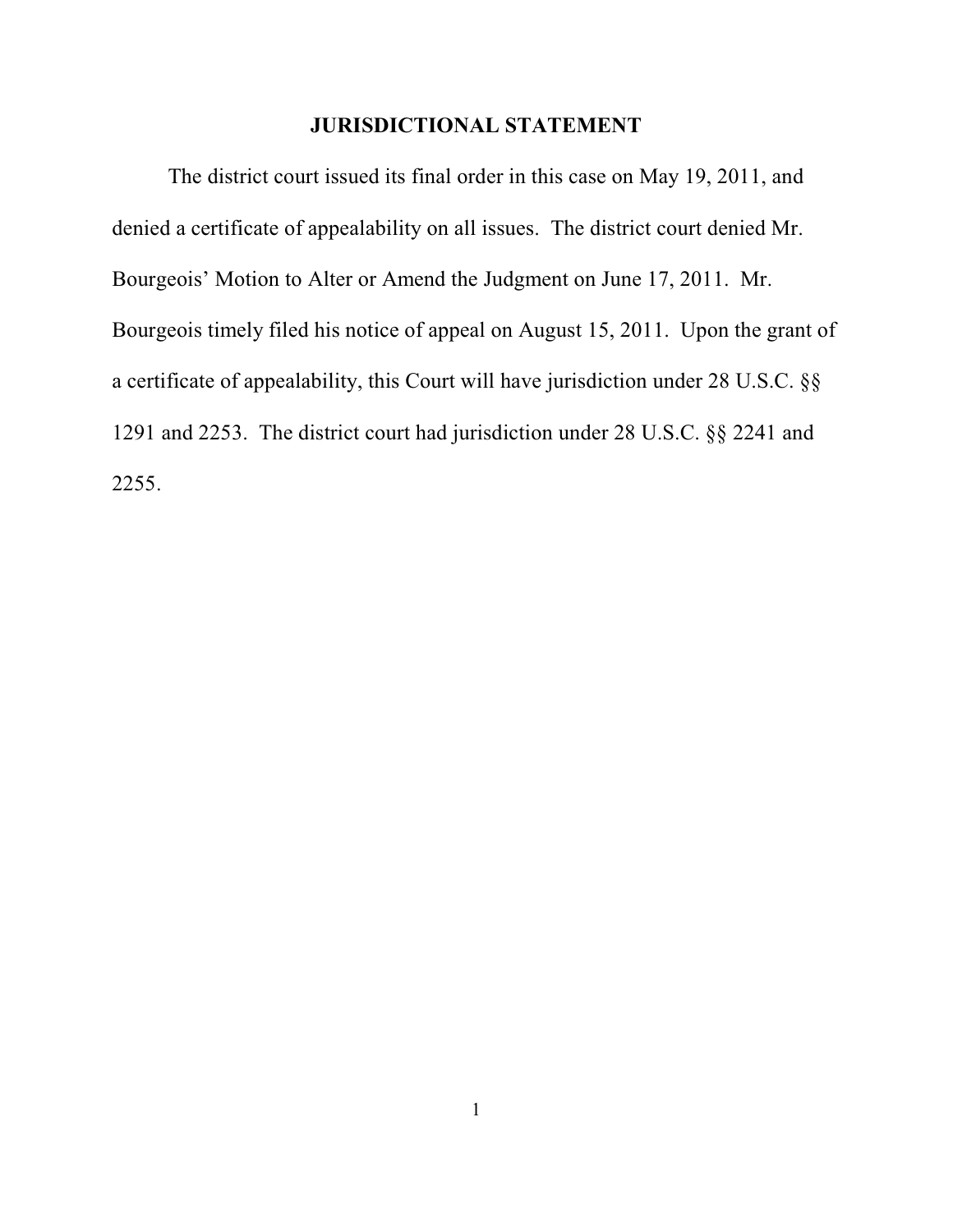## JURISDICTIONAL STATEMENT

The district court issued its final order in this case on May 19, 2011, and denied a certificate of appealability on all issues. The district court denied Mr. Bourgeois' Motion to Alter or Amend the Judgment on June 17, 2011. Mr. Bourgeois timely filed his notice of appeal on August 15, 2011. Upon the grant of a certificate of appealability, this Court will have jurisdiction under 28 U.S.C. §§ 1291 and 2253. The district court had jurisdiction under 28 U.S.C. §§ 2241 and 2255.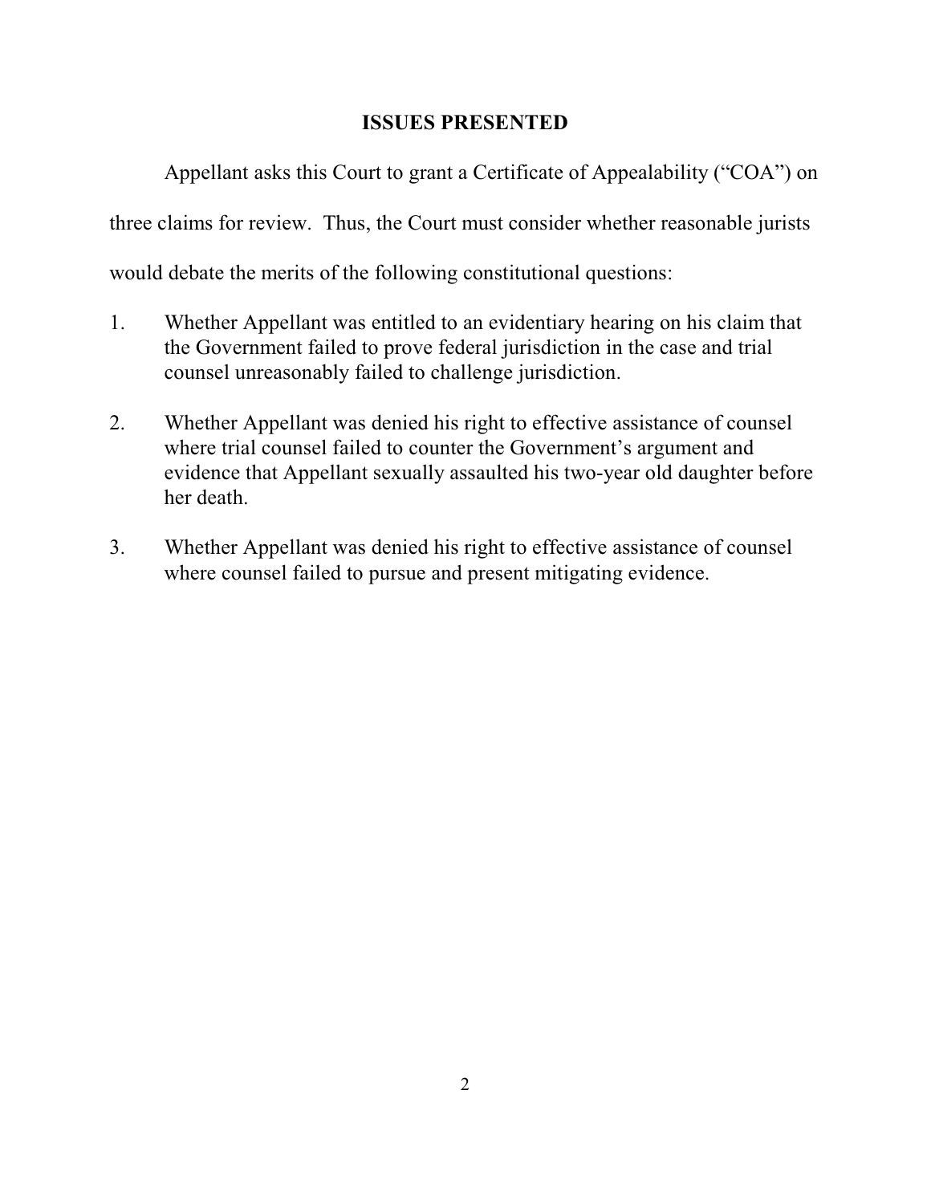## ISSUES PRESENTED

Appellant asks this Court to grant a Certificate of Appealability ("COA") on three claims for review. Thus, the Court must consider whether reasonable jurists would debate the merits of the following constitutional questions:

1. Whether Appellant was entitled to an evidentiary hearing on his claim that the Government failed to prove federal jurisdiction in the case and trial counsel unreasonably failed to challenge jurisdiction.

2. Whether Appellant was denied his right to effective assistance of counsel where trial counsel failed to counter the Government's argument and evidence that Appellant sexually assaulted his two-year old daughter before her death.

3. Whether Appellant was denied his right to effective assistance of counsel where counsel failed to pursue and present mitigating evidence.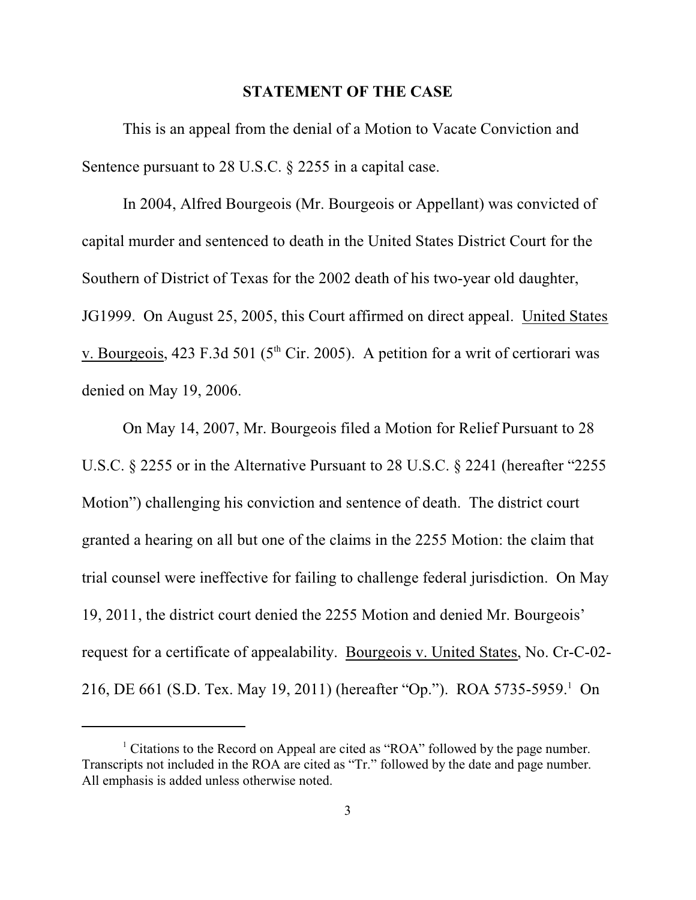## STATEMENT OF THE CASE

This is an appeal from the denial of a Motion to Vacate Conviction and Sentence pursuant to 28 U.S.C. § 2255 in a capital case.

In 2004, Alfred Bourgeois (Mr. Bourgeois or Appellant) was convicted of capital murder and sentenced to death in the United States District Court for the Southern of District of Texas for the 2002 death of his two-year old daughter, JG1999. On August 25, 2005, this Court affirmed on direct appeal. United States v. Bourgeois, 423 F.3d 501 (5th Cir. 2005). A petition for a writ of certiorari was denied on May 19, 2006.

On May 14, 2007, Mr. Bourgeois filed a Motion for Relief Pursuant to 28 U.S.C. § 2255 or in the Alternative Pursuant to 28 U.S.C. § 2241 (hereafter "2255 Motion") challenging his conviction and sentence of death. The district court granted a hearing on all but one of the claims in the 2255 Motion: the claim that trial counsel were ineffective for failing to challenge federal jurisdiction. On May 19, 2011, the district court denied the 2255 Motion and denied Mr. Bourgeois' request for a certificate of appealability. Bourgeois v. United States, No. Cr-C-02-216, DE 661 (S.D. Tex. May 19, 2011) (hereafter "Op."). ROA 5735-5959.[1] On

[1] Citations to the Record on Appeal are cited as "ROA" followed by the page number. Transcripts not included in the ROA are cited as "Tr." followed by the date and page number. All emphasis is added unless otherwise noted.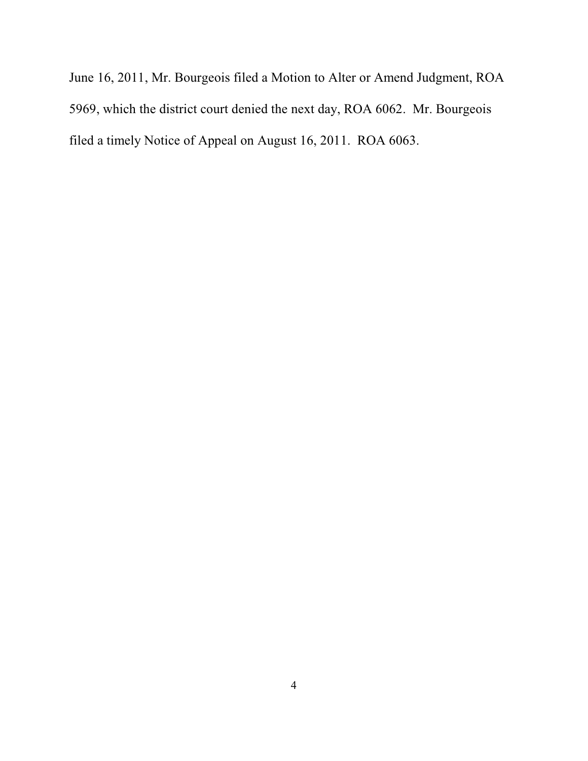June 16, 2011, Mr. Bourgeois filed a Motion to Alter or Amend Judgment, ROA 5969, which the district court denied the next day, ROA 6062. Mr. Bourgeois filed a timely Notice of Appeal on August 16, 2011. ROA 6063.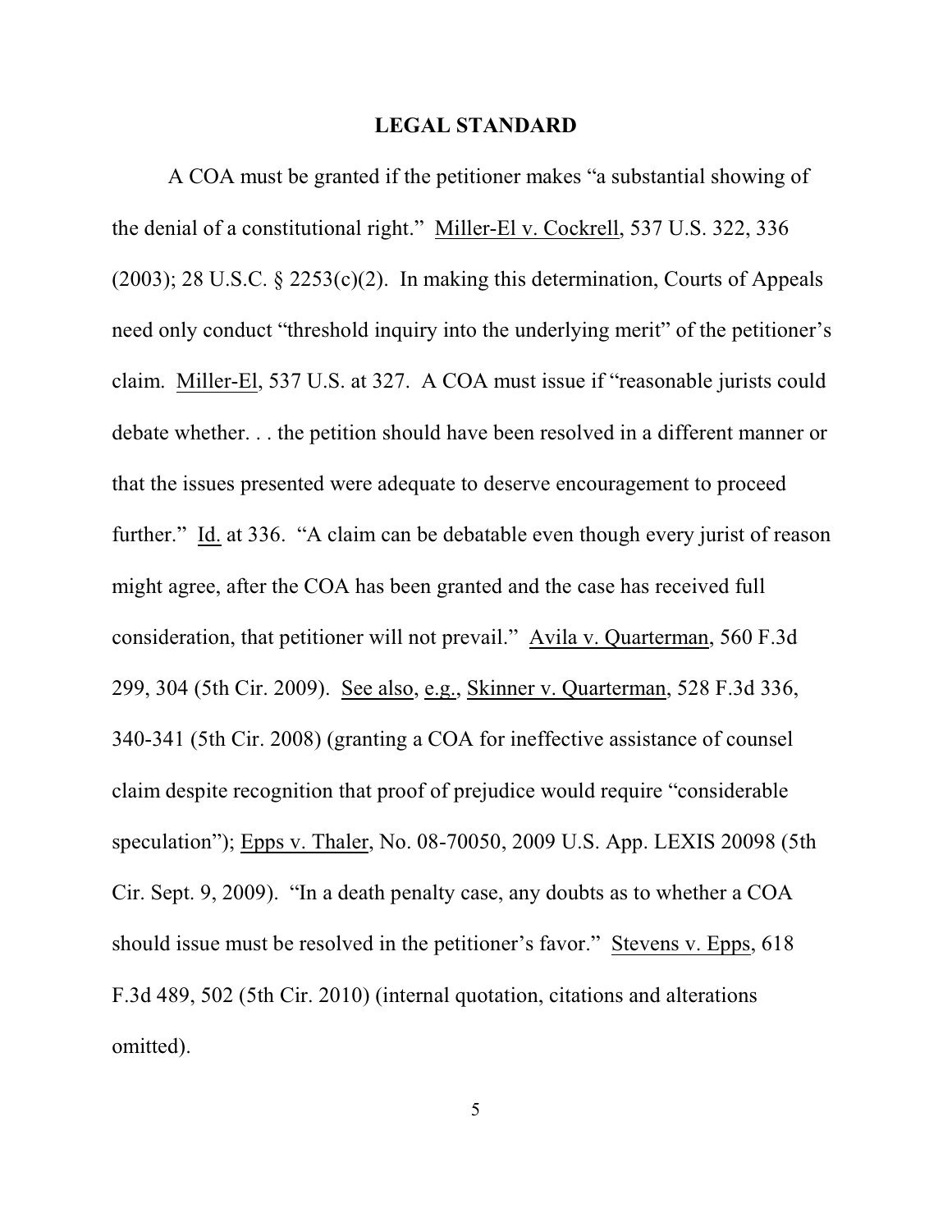## LEGAL STANDARD

A COA must be granted if the petitioner makes "a substantial showing of the denial of a constitutional right." Miller-El v. Cockrell, 537 U.S. 322, 336 (2003); 28 U.S.C. § 2253(c)(2). In making this determination, Courts of Appeals need only conduct "threshold inquiry into the underlying merit" of the petitioner's claim. Miller-El, 537 U.S. at 327. A COA must issue if "reasonable jurists could debate whether. . . the petition should have been resolved in a different manner or that the issues presented were adequate to deserve encouragement to proceed further." Id. at 336. "A claim can be debatable even though every jurist of reason might agree, after the COA has been granted and the case has received full consideration, that petitioner will not prevail." Avila v. Quarterman, 560 F.3d 299, 304 (5th Cir. 2009). See also, e.g., Skinner v. Quarterman, 528 F.3d 336, 340-341 (5th Cir. 2008) (granting a COA for ineffective assistance of counsel claim despite recognition that proof of prejudice would require "considerable speculation"); Epps v. Thaler, No. 08-70050, 2009 U.S. App. LEXIS 20098 (5th Cir. Sept. 9, 2009). "In a death penalty case, any doubts as to whether a COA should issue must be resolved in the petitioner's favor." Stevens v. Epps, 618 F.3d 489, 502 (5th Cir. 2010) (internal quotation, citations and alterations omitted).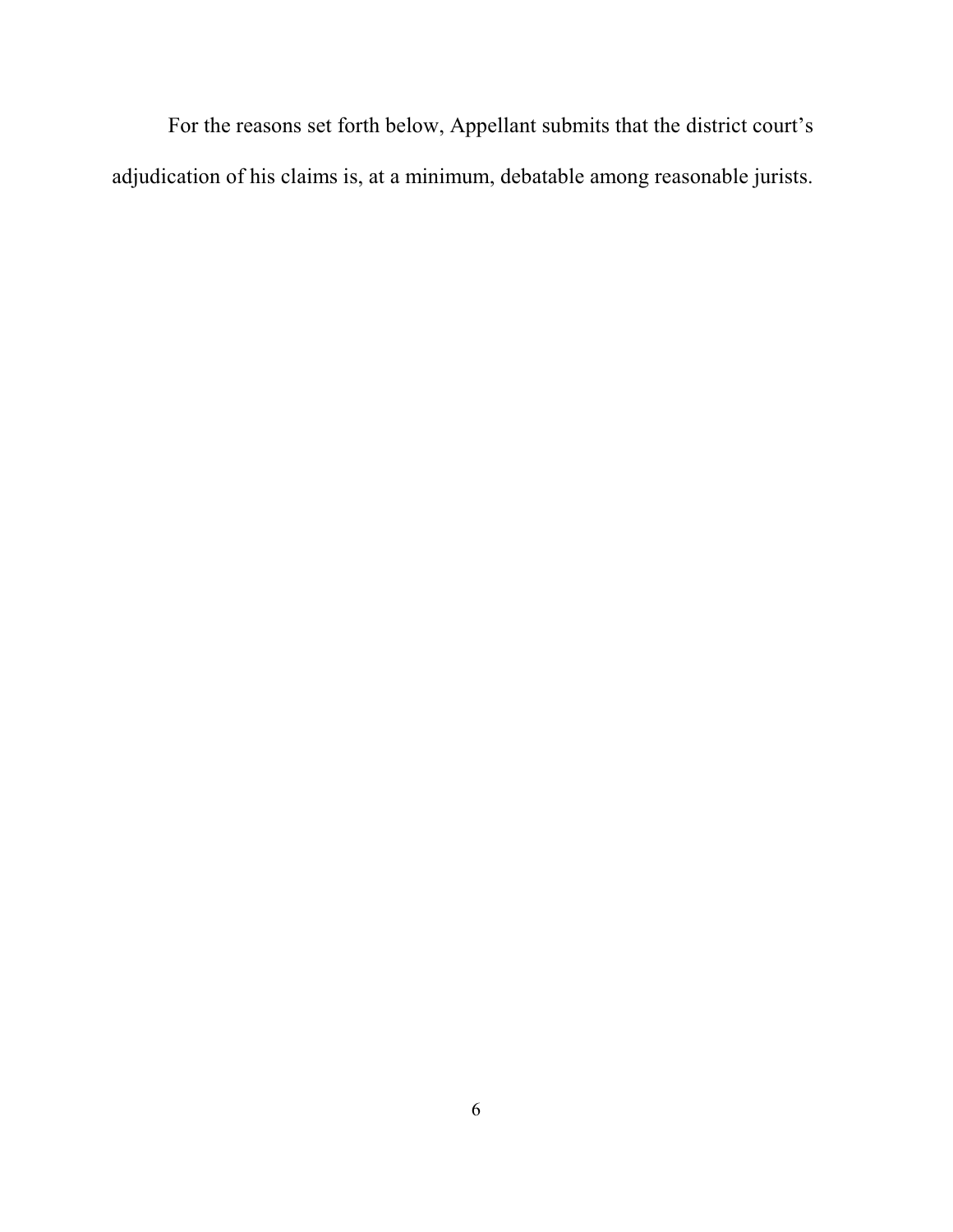For the reasons set forth below, Appellant submits that the district court's adjudication of his claims is, at a minimum, debatable among reasonable jurists.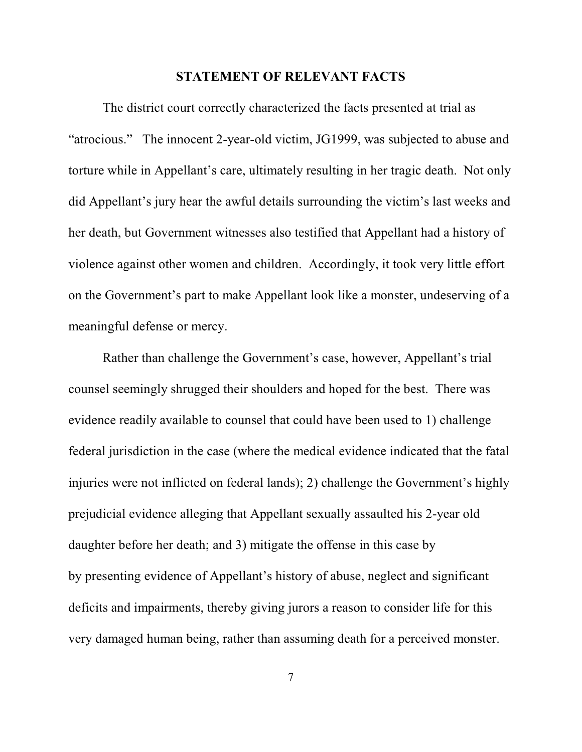## STATEMENT OF RELEVANT FACTS

The district court correctly characterized the facts presented at trial as "atrocious." The innocent 2-year-old victim, JG1999, was subjected to abuse and torture while in Appellant's care, ultimately resulting in her tragic death. Not only did Appellant's jury hear the awful details surrounding the victim's last weeks and her death, but Government witnesses also testified that Appellant had a history of violence against other women and children. Accordingly, it took very little effort on the Government's part to make Appellant look like a monster, undeserving of a meaningful defense or mercy.

Rather than challenge the Government's case, however, Appellant's trial counsel seemingly shrugged their shoulders and hoped for the best. There was evidence readily available to counsel that could have been used to 1) challenge federal jurisdiction in the case (where the medical evidence indicated that the fatal injuries were not inflicted on federal lands); 2) challenge the Government's highly prejudicial evidence alleging that Appellant sexually assaulted his 2-year old daughter before her death; and 3) mitigate the offense in this case by by presenting evidence of Appellant's history of abuse, neglect and significant deficits and impairments, thereby giving jurors a reason to consider life for this very damaged human being, rather than assuming death for a perceived monster.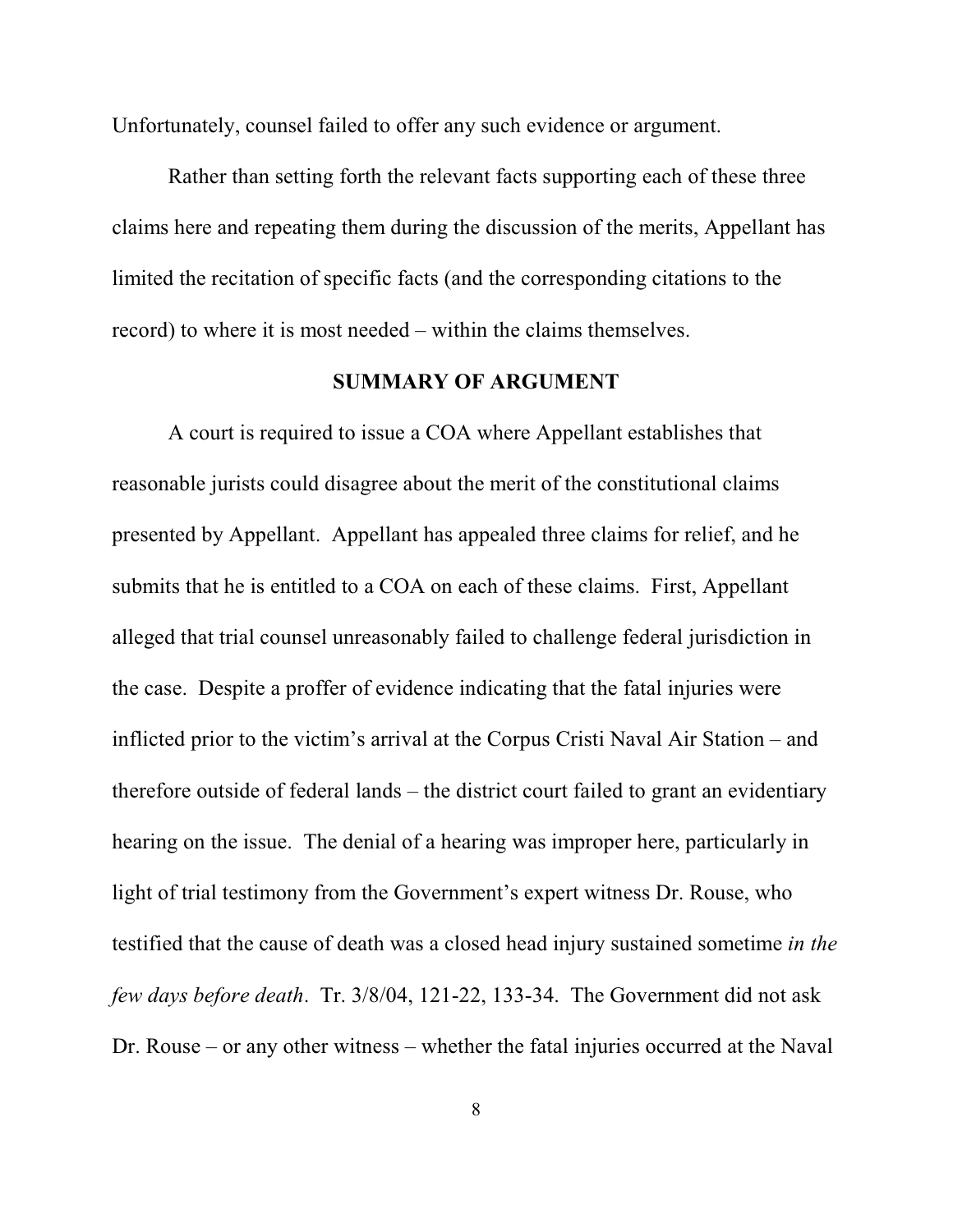Unfortunately, counsel failed to offer any such evidence or argument.

Rather than setting forth the relevant facts supporting each of these three claims here and repeating them during the discussion of the merits, Appellant has limited the recitation of specific facts (and the corresponding citations to the record) to where it is most needed – within the claims themselves.

## SUMMARY OF ARGUMENT

A court is required to issue a COA where Appellant establishes that reasonable jurists could disagree about the merit of the constitutional claims presented by Appellant. Appellant has appealed three claims for relief, and he submits that he is entitled to a COA on each of these claims. First, Appellant alleged that trial counsel unreasonably failed to challenge federal jurisdiction in the case. Despite a proffer of evidence indicating that the fatal injuries were inflicted prior to the victim's arrival at the Corpus Cristi Naval Air Station – and therefore outside of federal lands – the district court failed to grant an evidentiary hearing on the issue. The denial of a hearing was improper here, particularly in light of trial testimony from the Government's expert witness Dr. Rouse, who testified that the cause of death was a closed head injury sustained sometime *in the few days before death*. Tr. 3/8/04, 121-22, 133-34. The Government did not ask Dr. Rouse – or any other witness – whether the fatal injuries occurred at the Naval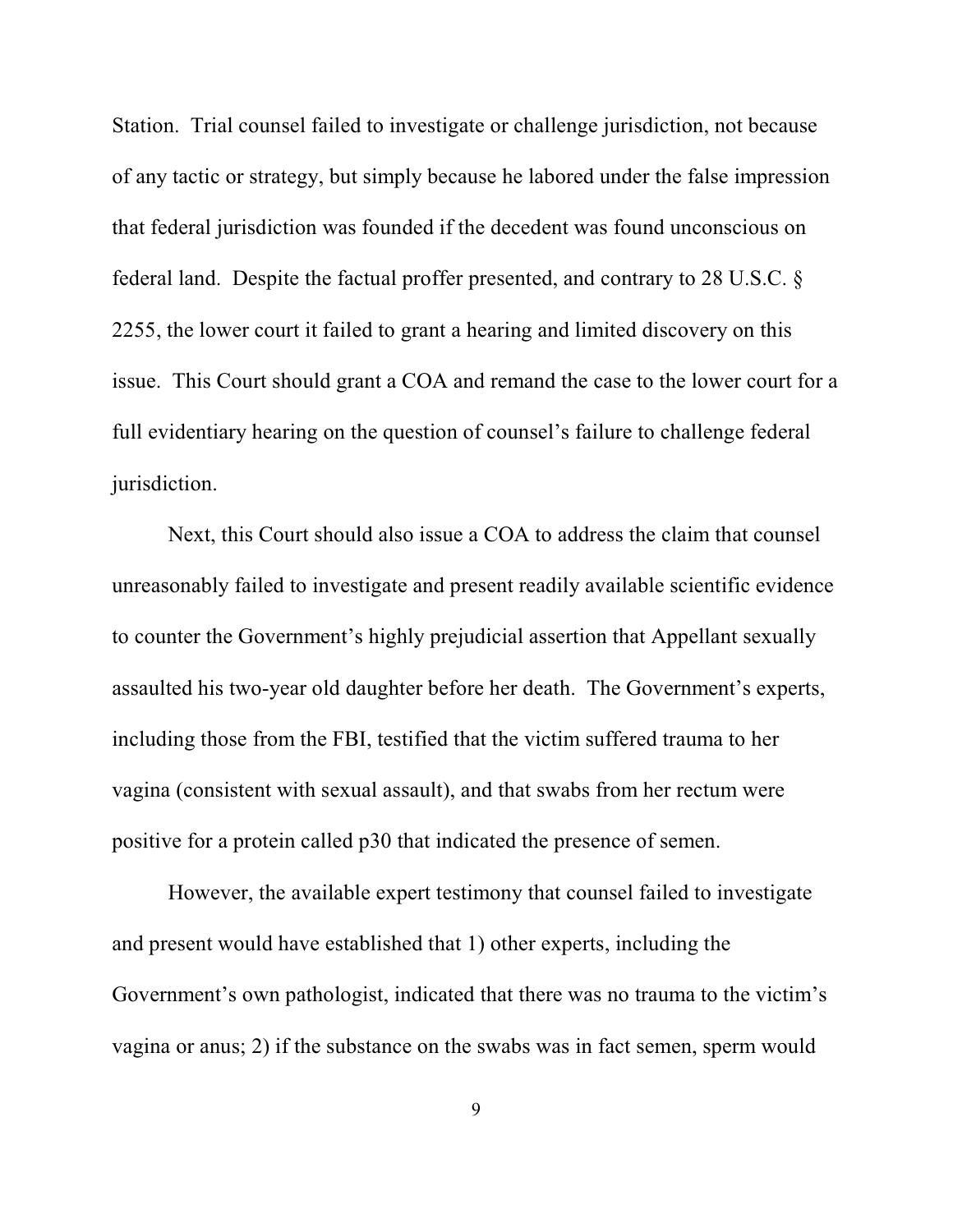Station. Trial counsel failed to investigate or challenge jurisdiction, not because of any tactic or strategy, but simply because he labored under the false impression that federal jurisdiction was founded if the decedent was found unconscious on federal land. Despite the factual proffer presented, and contrary to 28 U.S.C. § 2255, the lower court it failed to grant a hearing and limited discovery on this issue. This Court should grant a COA and remand the case to the lower court for a full evidentiary hearing on the question of counsel's failure to challenge federal jurisdiction.

Next, this Court should also issue a COA to address the claim that counsel unreasonably failed to investigate and present readily available scientific evidence to counter the Government's highly prejudicial assertion that Appellant sexually assaulted his two-year old daughter before her death. The Government's experts, including those from the FBI, testified that the victim suffered trauma to her vagina (consistent with sexual assault), and that swabs from her rectum were positive for a protein called p30 that indicated the presence of semen.

However, the available expert testimony that counsel failed to investigate and present would have established that 1) other experts, including the Government's own pathologist, indicated that there was no trauma to the victim's vagina or anus; 2) if the substance on the swabs was in fact semen, sperm would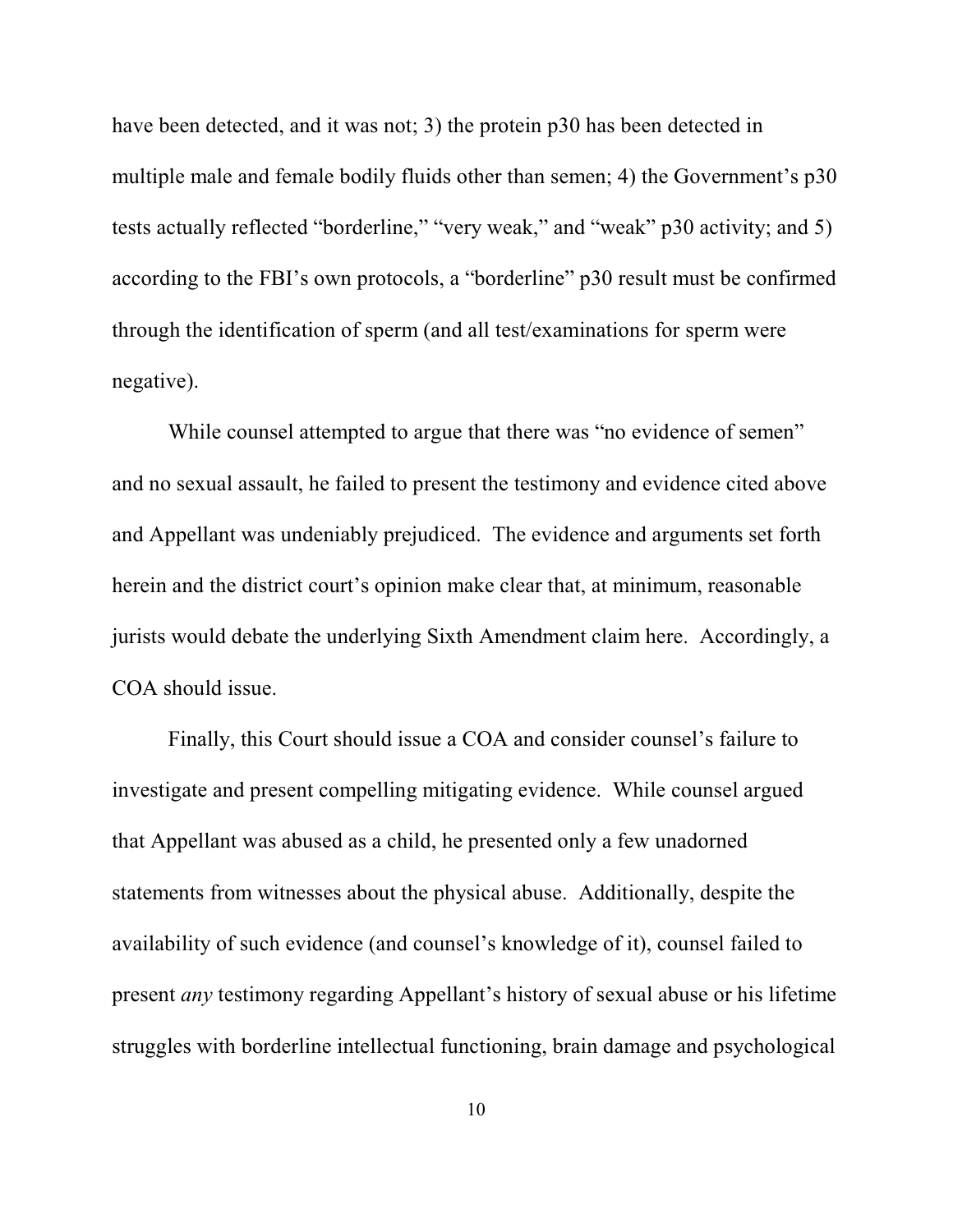have been detected, and it was not; 3) the protein p30 has been detected in multiple male and female bodily fluids other than semen; 4) the Government's p30 tests actually reflected "borderline," "very weak," and "weak" p30 activity; and 5) according to the FBI's own protocols, a "borderline" p30 result must be confirmed through the identification of sperm (and all test/examinations for sperm were negative).

While counsel attempted to argue that there was "no evidence of semen" and no sexual assault, he failed to present the testimony and evidence cited above and Appellant was undeniably prejudiced. The evidence and arguments set forth herein and the district court's opinion make clear that, at minimum, reasonable jurists would debate the underlying Sixth Amendment claim here. Accordingly, a COA should issue.

Finally, this Court should issue a COA and consider counsel's failure to investigate and present compelling mitigating evidence. While counsel argued that Appellant was abused as a child, he presented only a few unadorned statements from witnesses about the physical abuse. Additionally, despite the availability of such evidence (and counsel's knowledge of it), counsel failed to present *any* testimony regarding Appellant's history of sexual abuse or his lifetime struggles with borderline intellectual functioning, brain damage and psychological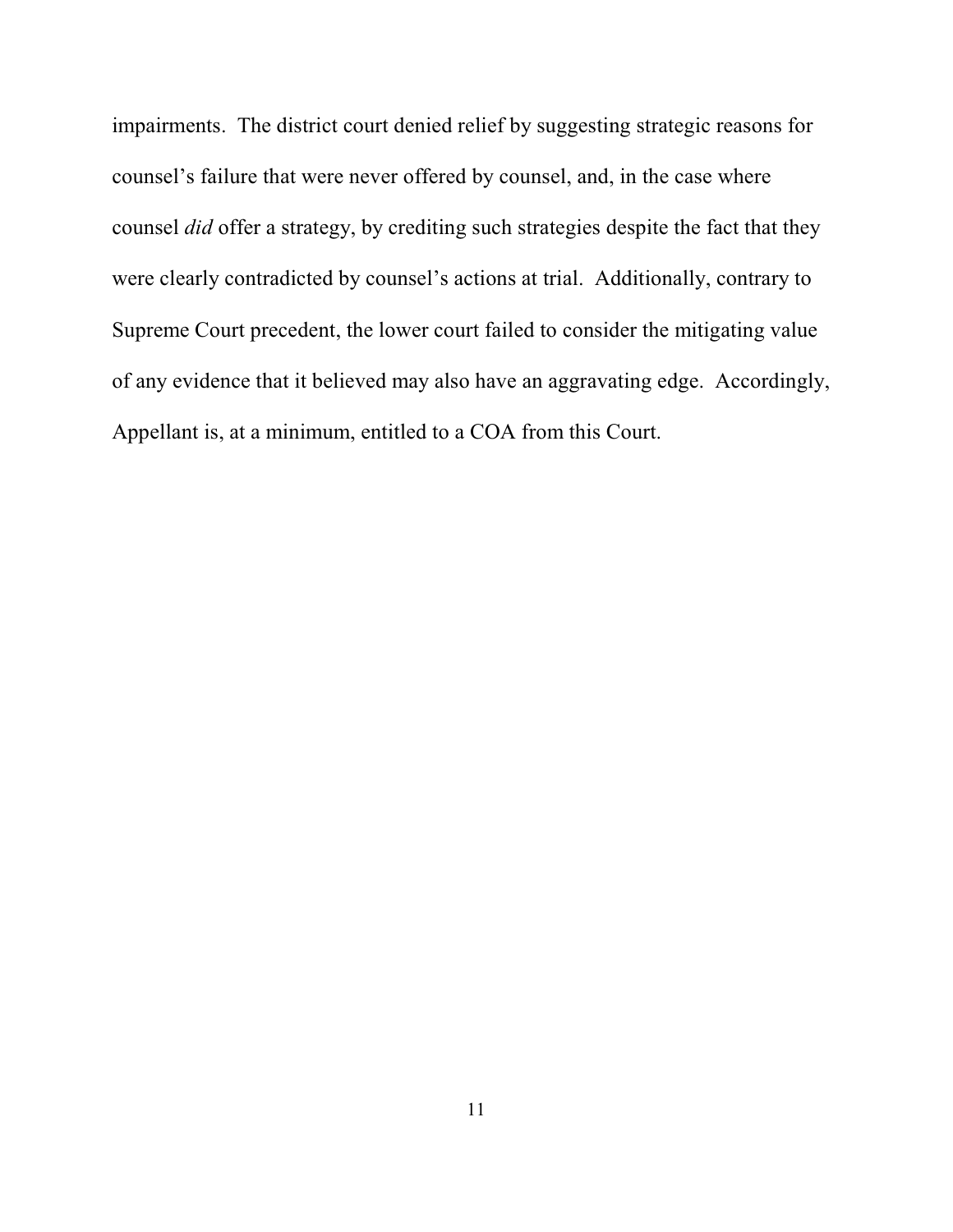impairments. The district court denied relief by suggesting strategic reasons for counsel's failure that were never offered by counsel, and, in the case where counsel *did* offer a strategy, by crediting such strategies despite the fact that they were clearly contradicted by counsel's actions at trial. Additionally, contrary to Supreme Court precedent, the lower court failed to consider the mitigating value of any evidence that it believed may also have an aggravating edge. Accordingly, Appellant is, at a minimum, entitled to a COA from this Court.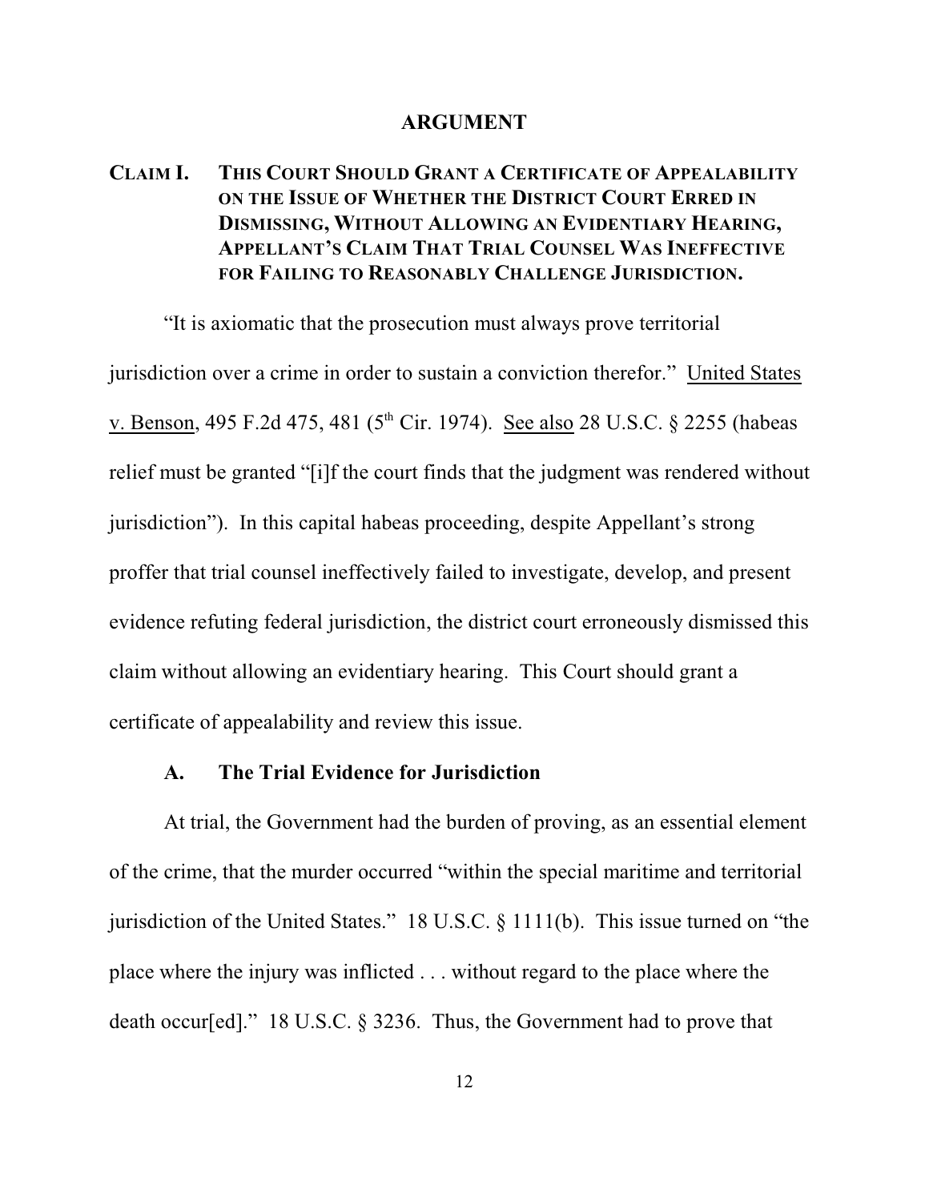## ARGUMENT

### CLAIM I. THIS COURT SHOULD GRANT A CERTIFICATE OF APPEALABILITY ON THE ISSUE OF WHETHER THE DISTRICT COURT ERRED IN DISMISSING, WITHOUT ALLOWING AN EVIDENTIARY HEARING, APPELLANT'S CLAIM THAT TRIAL COUNSEL WAS INEFFECTIVE FOR FAILING TO REASONABLY CHALLENGE JURISDICTION.

"It is axiomatic that the prosecution must always prove territorial jurisdiction over a crime in order to sustain a conviction therefor." United States v. Benson, 495 F.2d 475, 481 (5th Cir. 1974). See also 28 U.S.C. § 2255 (habeas relief must be granted "[i]f the court finds that the judgment was rendered without jurisdiction"). In this capital habeas proceeding, despite Appellant's strong proffer that trial counsel ineffectively failed to investigate, develop, and present evidence refuting federal jurisdiction, the district court erroneously dismissed this claim without allowing an evidentiary hearing. This Court should grant a certificate of appealability and review this issue.

#### A. The Trial Evidence for Jurisdiction

At trial, the Government had the burden of proving, as an essential element of the crime, that the murder occurred "within the special maritime and territorial jurisdiction of the United States." 18 U.S.C. § 1111(b). This issue turned on "the place where the injury was inflicted . . . without regard to the place where the death occur[ed]." 18 U.S.C. § 3236. Thus, the Government had to prove that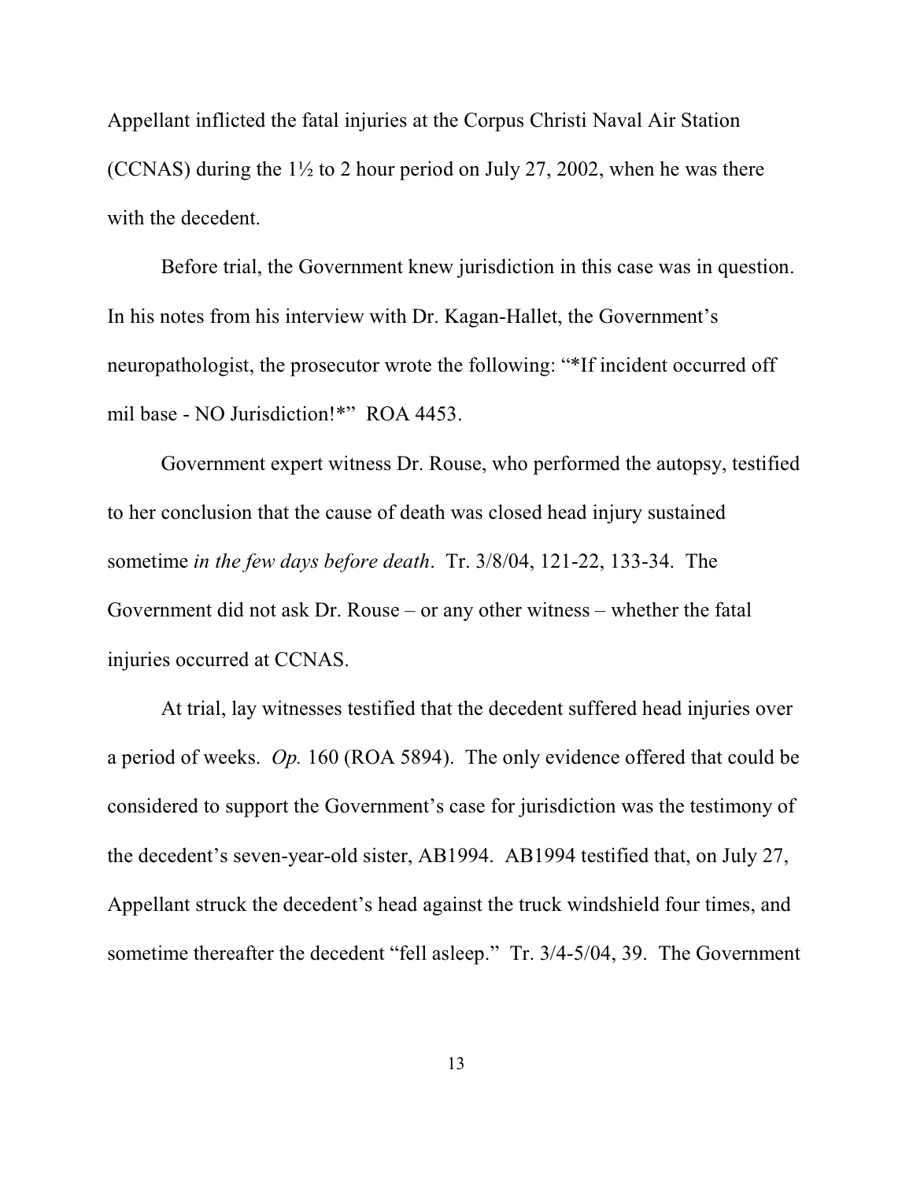Appellant inflicted the fatal injuries at the Corpus Christi Naval Air Station (CCNAS) during the 1½ to 2 hour period on July 27, 2002, when he was there with the decedent.

Before trial, the Government knew jurisdiction in this case was in question. In his notes from his interview with Dr. Kagan-Hallet, the Government's neuropathologist, the prosecutor wrote the following: "*If incident occurred off mil base - NO Jurisdiction!*" ROA 4453.

Government expert witness Dr. Rouse, who performed the autopsy, testified to her conclusion that the cause of death was closed head injury sustained sometime *in the few days before death*. Tr. 3/8/04, 121-22, 133-34. The Government did not ask Dr. Rouse – or any other witness – whether the fatal injuries occurred at CCNAS.

At trial, lay witnesses testified that the decedent suffered head injuries over a period of weeks. *Op.* 160 (ROA 5894). The only evidence offered that could be considered to support the Government's case for jurisdiction was the testimony of the decedent's seven-year-old sister, AB1994. AB1994 testified that, on July 27, Appellant struck the decedent's head against the truck windshield four times, and sometime thereafter the decedent "fell asleep." Tr. 3/4-5/04, 39. The Government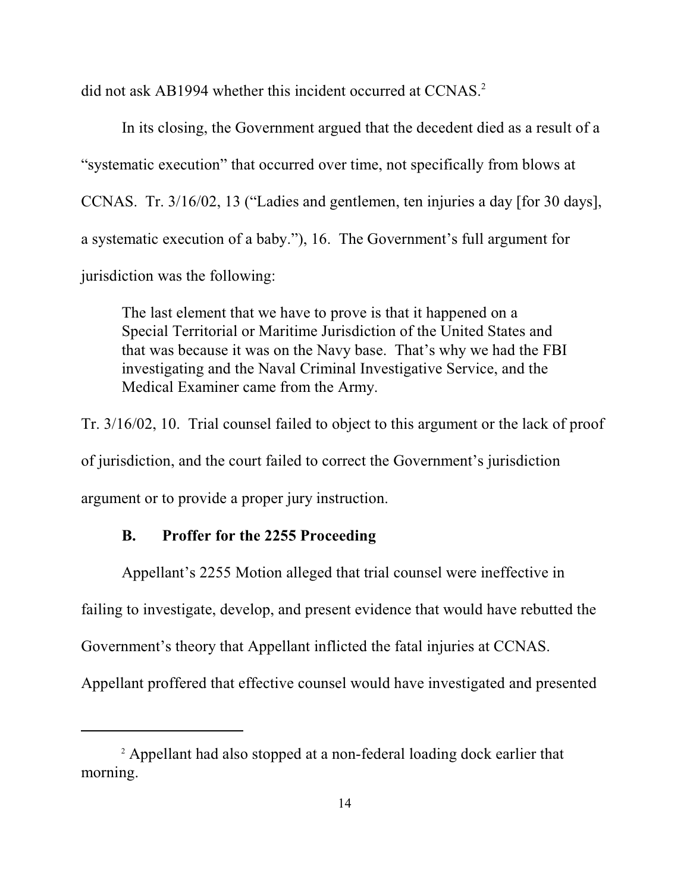did not ask AB1994 whether this incident occurred at CCNAS.[2]

In its closing, the Government argued that the decedent died as a result of a "systematic execution" that occurred over time, not specifically from blows at CCNAS. Tr. 3/16/02, 13 ("Ladies and gentlemen, ten injuries a day [for 30 days], a systematic execution of a baby."), 16. The Government's full argument for jurisdiction was the following:

> The last element that we have to prove is that it happened on a Special Territorial or Maritime Jurisdiction of the United States and that was because it was on the Navy base. That's why we had the FBI investigating and the Naval Criminal Investigative Service, and the Medical Examiner came from the Army.

Tr. 3/16/02, 10. Trial counsel failed to object to this argument or the lack of proof of jurisdiction, and the court failed to correct the Government's jurisdiction argument or to provide a proper jury instruction.

### B. Proffer for the 2255 Proceeding

Appellant's 2255 Motion alleged that trial counsel were ineffective in failing to investigate, develop, and present evidence that would have rebutted the Government's theory that Appellant inflicted the fatal injuries at CCNAS. Appellant proffered that effective counsel would have investigated and presented

---

[2] Appellant had also stopped at a non-federal loading dock earlier that morning.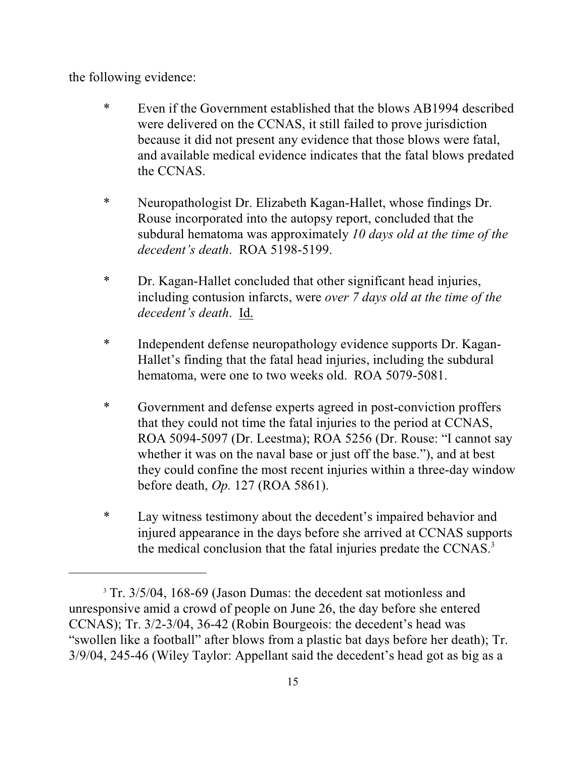the following evidence:

* Even if the Government established that the blows AB1994 described were delivered on the CCNAS, it still failed to prove jurisdiction because it did not present any evidence that those blows were fatal, and available medical evidence indicates that the fatal blows predated the CCNAS.

* Neuropathologist Dr. Elizabeth Kagan-Hallet, whose findings Dr. Rouse incorporated into the autopsy report, concluded that the subdural hematoma was approximately *10 days old at the time of the decedent's death*. ROA 5198-5199.

* Dr. Kagan-Hallet concluded that other significant head injuries, including contusion infarcts, were *over 7 days old at the time of the decedent's death*. Id.

* Independent defense neuropathology evidence supports Dr. Kagan-Hallet's finding that the fatal head injuries, including the subdural hematoma, were one to two weeks old. ROA 5079-5081.

* Government and defense experts agreed in post-conviction proffers that they could not time the fatal injuries to the period at CCNAS, ROA 5094-5097 (Dr. Leestma); ROA 5256 (Dr. Rouse: "I cannot say whether it was on the naval base or just off the base."), and at best they could confine the most recent injuries within a three-day window before death, *Op.* 127 (ROA 5861).

* Lay witness testimony about the decedent's impaired behavior and injured appearance in the days before she arrived at CCNAS supports the medical conclusion that the fatal injuries predate the CCNAS.[3]

---

[3] Tr. 3/5/04, 168-69 (Jason Dumas: the decedent sat motionless and unresponsive amid a crowd of people on June 26, the day before she entered CCNAS); Tr. 3/2-3/04, 36-42 (Robin Bourgeois: the decedent's head was "swollen like a football" after blows from a plastic bat days before her death); Tr. 3/9/04, 245-46 (Wiley Taylor: Appellant said the decedent's head got as big as a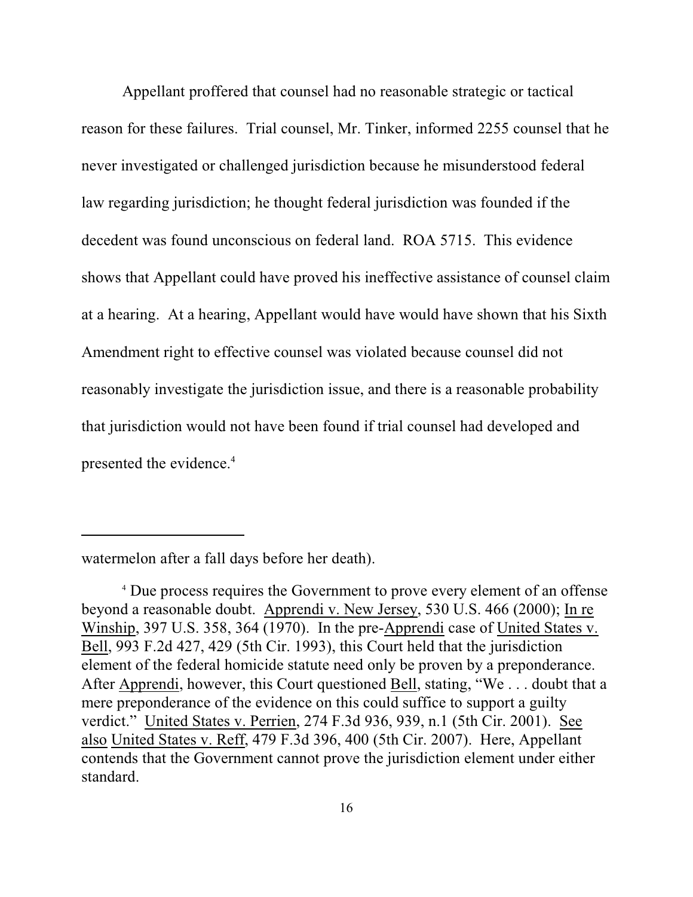Appellant proffered that counsel had no reasonable strategic or tactical reason for these failures. Trial counsel, Mr. Tinker, informed 2255 counsel that he never investigated or challenged jurisdiction because he misunderstood federal law regarding jurisdiction; he thought federal jurisdiction was founded if the decedent was found unconscious on federal land. ROA 5715. This evidence shows that Appellant could have proved his ineffective assistance of counsel claim at a hearing. At a hearing, Appellant would have would have shown that his Sixth Amendment right to effective counsel was violated because counsel did not reasonably investigate the jurisdiction issue, and there is a reasonable probability that jurisdiction would not have been found if trial counsel had developed and presented the evidence.[4]

---

watermelon after a fall days before her death).

[4] Due process requires the Government to prove every element of an offense beyond a reasonable doubt. Apprendi v. New Jersey, 530 U.S. 466 (2000); In re Winship, 397 U.S. 358, 364 (1970). In the pre-Apprendi case of United States v. Bell, 993 F.2d 427, 429 (5th Cir. 1993), this Court held that the jurisdiction element of the federal homicide statute need only be proven by a preponderance. After Apprendi, however, this Court questioned Bell, stating, "We . . . doubt that a mere preponderance of the evidence on this could suffice to support a guilty verdict." United States v. Perrien, 274 F.3d 936, 939, n.1 (5th Cir. 2001). See also United States v. Reff, 479 F.3d 396, 400 (5th Cir. 2007). Here, Appellant contends that the Government cannot prove the jurisdiction element under either standard.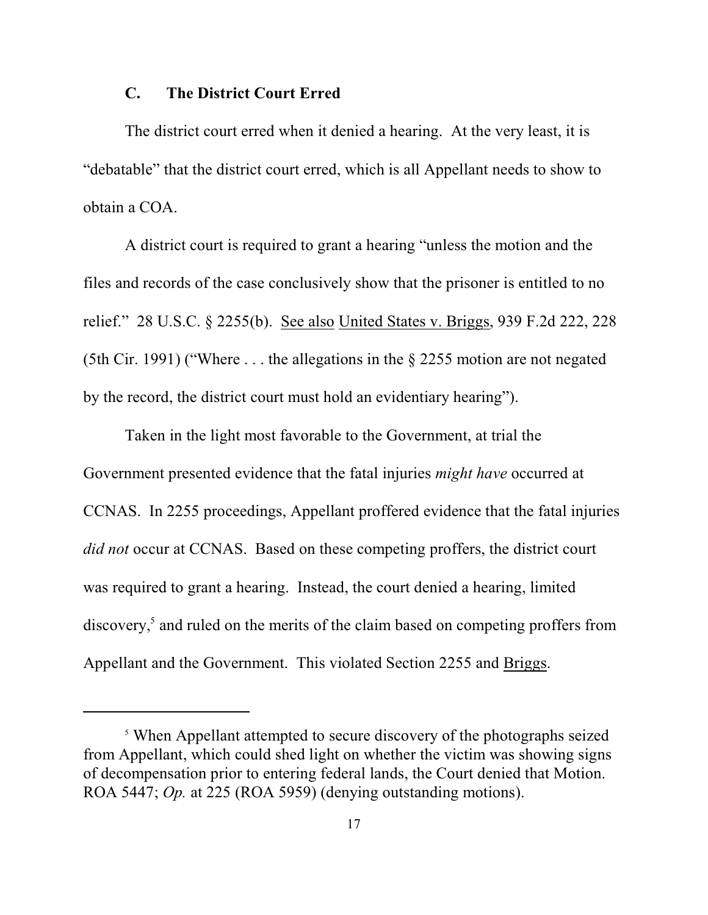### C. The District Court Erred

The district court erred when it denied a hearing. At the very least, it is "debatable" that the district court erred, which is all Appellant needs to show to obtain a COA.

A district court is required to grant a hearing "unless the motion and the files and records of the case conclusively show that the prisoner is entitled to no relief." 28 U.S.C. § 2255(b). See also United States v. Briggs, 939 F.2d 222, 228 (5th Cir. 1991) ("Where . . . the allegations in the § 2255 motion are not negated by the record, the district court must hold an evidentiary hearing").

Taken in the light most favorable to the Government, at trial the Government presented evidence that the fatal injuries *might have* occurred at CCNAS. In 2255 proceedings, Appellant proffered evidence that the fatal injuries *did not* occur at CCNAS. Based on these competing proffers, the district court was required to grant a hearing. Instead, the court denied a hearing, limited discovery,[5] and ruled on the merits of the claim based on competing proffers from Appellant and the Government. This violated Section 2255 and Briggs.

---

[5] When Appellant attempted to secure discovery of the photographs seized from Appellant, which could shed light on whether the victim was showing signs of decompensation prior to entering federal lands, the Court denied that Motion. ROA 5447; *Op.* at 225 (ROA 5959) (denying outstanding motions).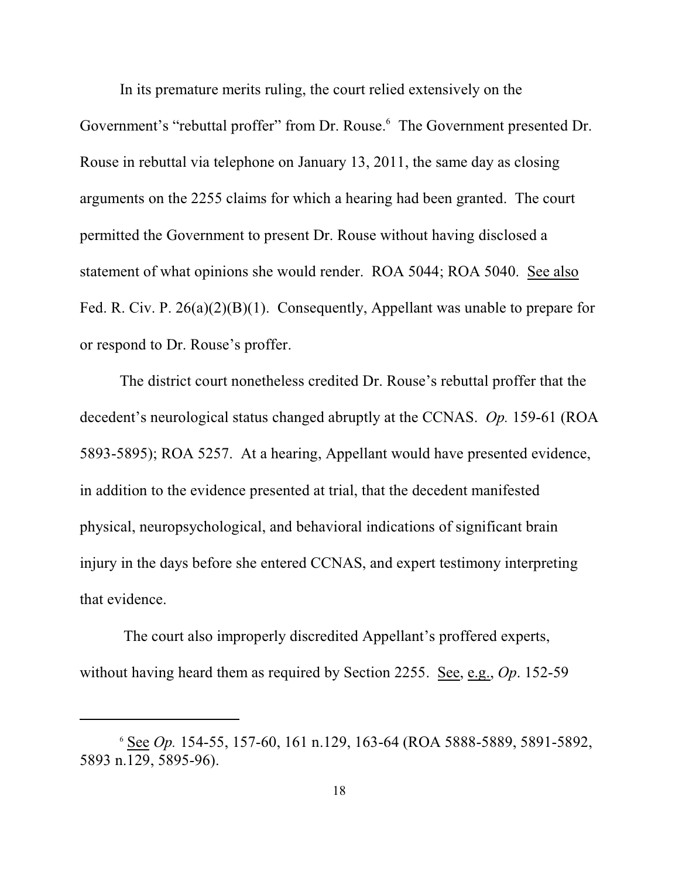In its premature merits ruling, the court relied extensively on the Government's "rebuttal proffer" from Dr. Rouse.[6] The Government presented Dr. Rouse in rebuttal via telephone on January 13, 2011, the same day as closing arguments on the 2255 claims for which a hearing had been granted. The court permitted the Government to present Dr. Rouse without having disclosed a statement of what opinions she would render. ROA 5044; ROA 5040. See also Fed. R. Civ. P. 26(a)(2)(B)(1). Consequently, Appellant was unable to prepare for or respond to Dr. Rouse's proffer.

The district court nonetheless credited Dr. Rouse's rebuttal proffer that the decedent's neurological status changed abruptly at the CCNAS. *Op.* 159-61 (ROA 5893-5895); ROA 5257. At a hearing, Appellant would have presented evidence, in addition to the evidence presented at trial, that the decedent manifested physical, neuropsychological, and behavioral indications of significant brain injury in the days before she entered CCNAS, and expert testimony interpreting that evidence.

The court also improperly discredited Appellant's proffered experts, without having heard them as required by Section 2255. See, e.g., *Op*. 152-59

[6] See *Op.* 154-55, 157-60, 161 n.129, 163-64 (ROA 5888-5889, 5891-5892, 5893 n.129, 5895-96).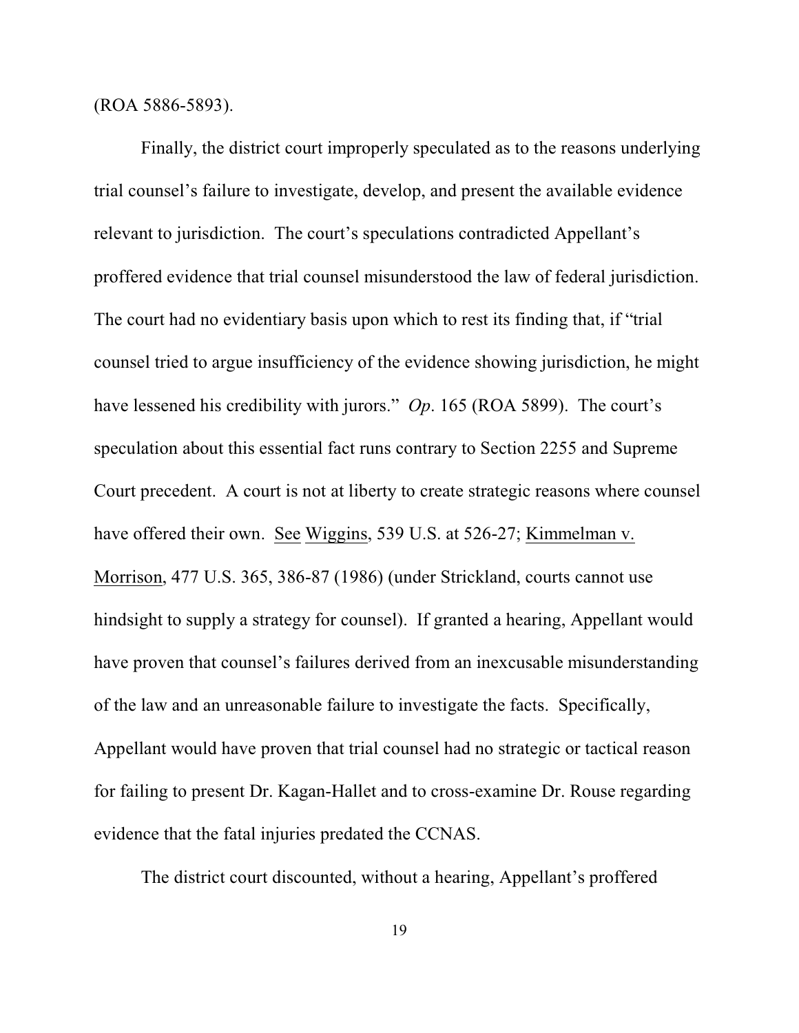(ROA 5886-5893).

Finally, the district court improperly speculated as to the reasons underlying trial counsel's failure to investigate, develop, and present the available evidence relevant to jurisdiction. The court's speculations contradicted Appellant's proffered evidence that trial counsel misunderstood the law of federal jurisdiction. The court had no evidentiary basis upon which to rest its finding that, if "trial counsel tried to argue insufficiency of the evidence showing jurisdiction, he might have lessened his credibility with jurors." *Op*. 165 (ROA 5899). The court's speculation about this essential fact runs contrary to Section 2255 and Supreme Court precedent. A court is not at liberty to create strategic reasons where counsel have offered their own. See Wiggins, 539 U.S. at 526-27; Kimmelman v. Morrison, 477 U.S. 365, 386-87 (1986) (under Strickland, courts cannot use hindsight to supply a strategy for counsel). If granted a hearing, Appellant would have proven that counsel's failures derived from an inexcusable misunderstanding of the law and an unreasonable failure to investigate the facts. Specifically, Appellant would have proven that trial counsel had no strategic or tactical reason for failing to present Dr. Kagan-Hallet and to cross-examine Dr. Rouse regarding evidence that the fatal injuries predated the CCNAS.

The district court discounted, without a hearing, Appellant's proffered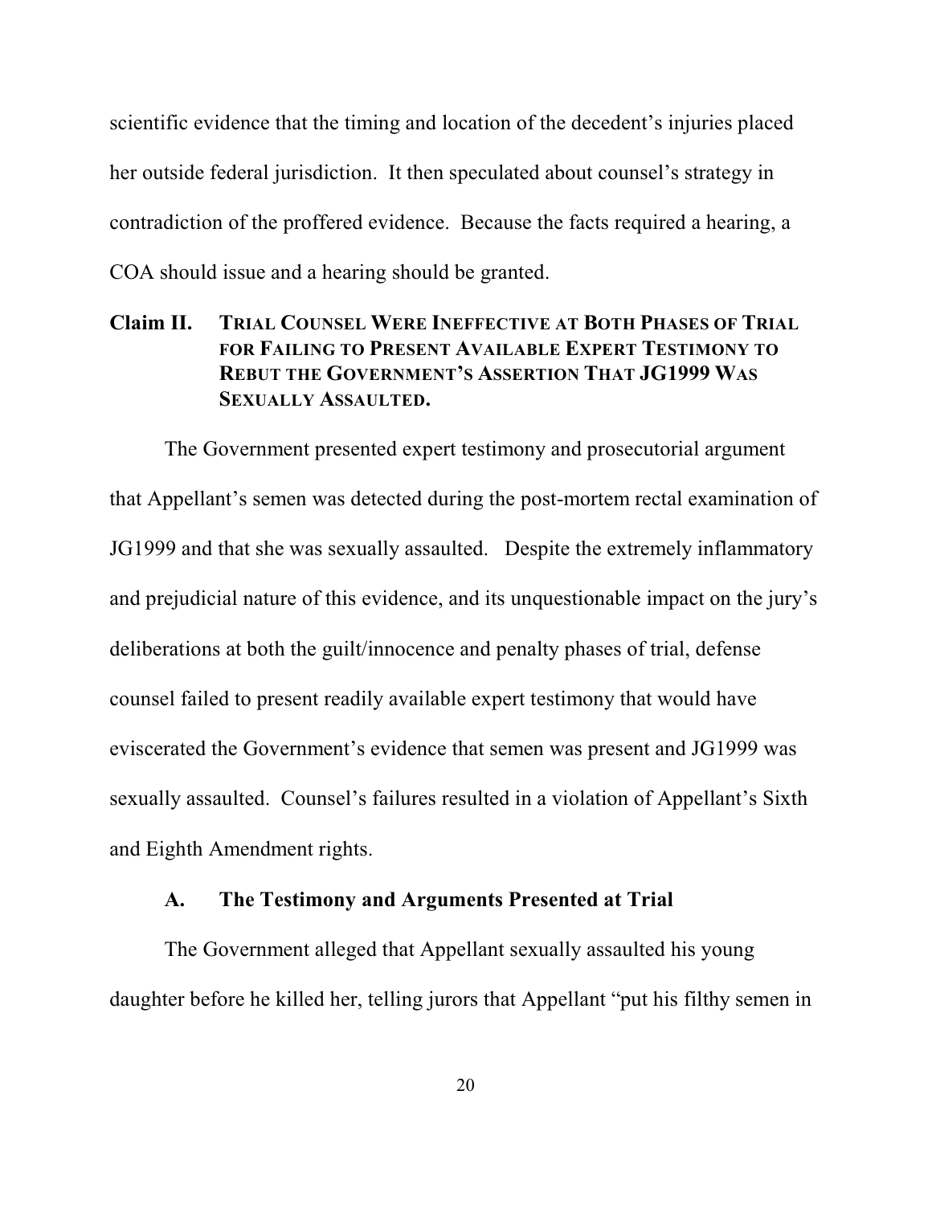scientific evidence that the timing and location of the decedent's injuries placed her outside federal jurisdiction. It then speculated about counsel's strategy in contradiction of the proffered evidence. Because the facts required a hearing, a COA should issue and a hearing should be granted.

## Claim II. TRIAL COUNSEL WERE INEFFECTIVE AT BOTH PHASES OF TRIAL FOR FAILING TO PRESENT AVAILABLE EXPERT TESTIMONY TO REBUT THE GOVERNMENT'S ASSERTION THAT JG1999 WAS SEXUALLY ASSAULTED.

The Government presented expert testimony and prosecutorial argument that Appellant's semen was detected during the post-mortem rectal examination of JG1999 and that she was sexually assaulted. Despite the extremely inflammatory and prejudicial nature of this evidence, and its unquestionable impact on the jury's deliberations at both the guilt/innocence and penalty phases of trial, defense counsel failed to present readily available expert testimony that would have eviscerated the Government's evidence that semen was present and JG1999 was sexually assaulted. Counsel's failures resulted in a violation of Appellant's Sixth and Eighth Amendment rights.

### A. The Testimony and Arguments Presented at Trial

The Government alleged that Appellant sexually assaulted his young daughter before he killed her, telling jurors that Appellant "put his filthy semen in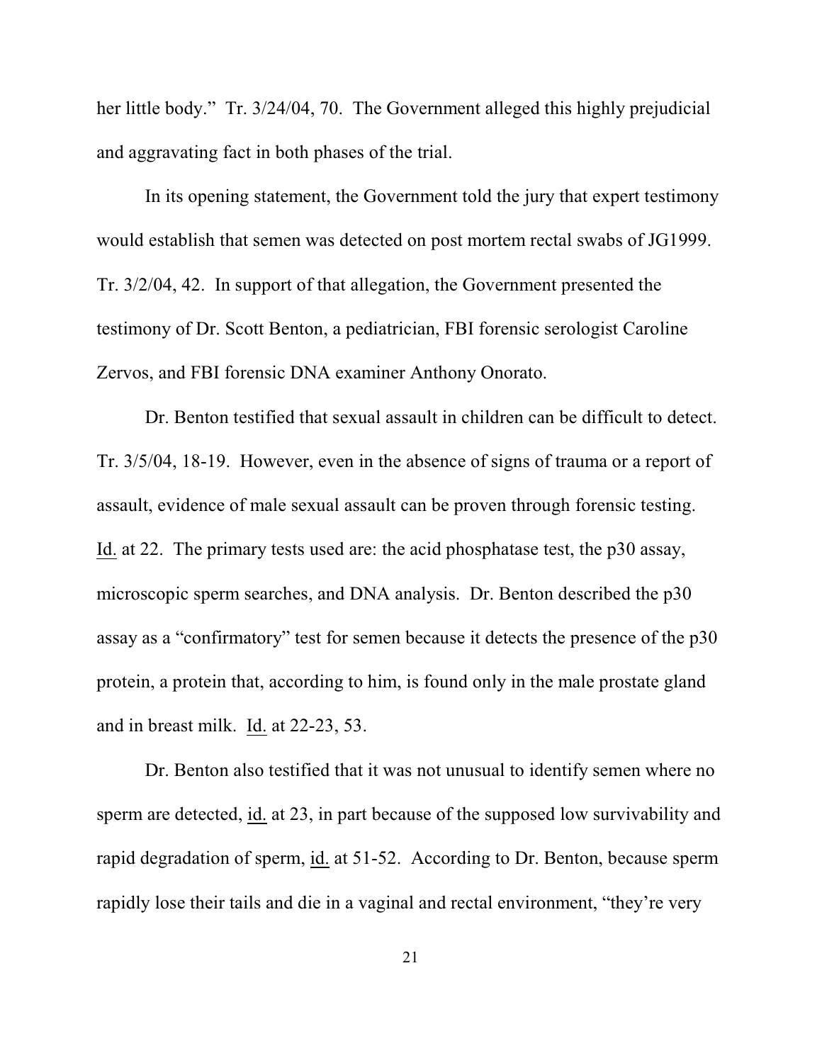her little body." Tr. 3/24/04, 70. The Government alleged this highly prejudicial and aggravating fact in both phases of the trial.

In its opening statement, the Government told the jury that expert testimony would establish that semen was detected on post mortem rectal swabs of JG1999. Tr. 3/2/04, 42. In support of that allegation, the Government presented the testimony of Dr. Scott Benton, a pediatrician, FBI forensic serologist Caroline Zervos, and FBI forensic DNA examiner Anthony Onorato.

Dr. Benton testified that sexual assault in children can be difficult to detect. Tr. 3/5/04, 18-19. However, even in the absence of signs of trauma or a report of assault, evidence of male sexual assault can be proven through forensic testing. Id. at 22. The primary tests used are: the acid phosphatase test, the p30 assay, microscopic sperm searches, and DNA analysis. Dr. Benton described the p30 assay as a "confirmatory" test for semen because it detects the presence of the p30 protein, a protein that, according to him, is found only in the male prostate gland and in breast milk. Id. at 22-23, 53.

Dr. Benton also testified that it was not unusual to identify semen where no sperm are detected, id. at 23, in part because of the supposed low survivability and rapid degradation of sperm, id. at 51-52. According to Dr. Benton, because sperm rapidly lose their tails and die in a vaginal and rectal environment, "they're very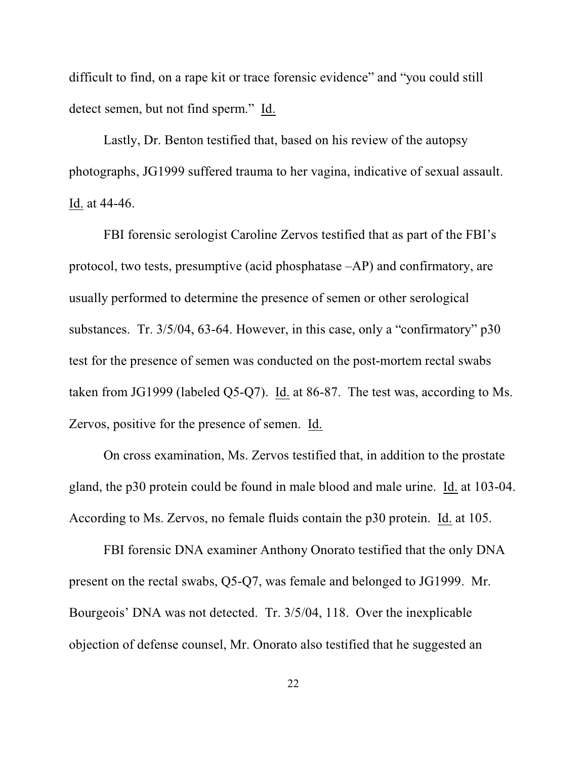difficult to find, on a rape kit or trace forensic evidence" and "you could still detect semen, but not find sperm." Id.

Lastly, Dr. Benton testified that, based on his review of the autopsy photographs, JG1999 suffered trauma to her vagina, indicative of sexual assault. Id. at 44-46.

FBI forensic serologist Caroline Zervos testified that as part of the FBI's protocol, two tests, presumptive (acid phosphatase –AP) and confirmatory, are usually performed to determine the presence of semen or other serological substances. Tr. 3/5/04, 63-64. However, in this case, only a "confirmatory" p30 test for the presence of semen was conducted on the post-mortem rectal swabs taken from JG1999 (labeled Q5-Q7). Id. at 86-87. The test was, according to Ms. Zervos, positive for the presence of semen. Id.

On cross examination, Ms. Zervos testified that, in addition to the prostate gland, the p30 protein could be found in male blood and male urine. Id. at 103-04. According to Ms. Zervos, no female fluids contain the p30 protein. Id. at 105.

FBI forensic DNA examiner Anthony Onorato testified that the only DNA present on the rectal swabs, Q5-Q7, was female and belonged to JG1999. Mr. Bourgeois' DNA was not detected. Tr. 3/5/04, 118. Over the inexplicable objection of defense counsel, Mr. Onorato also testified that he suggested an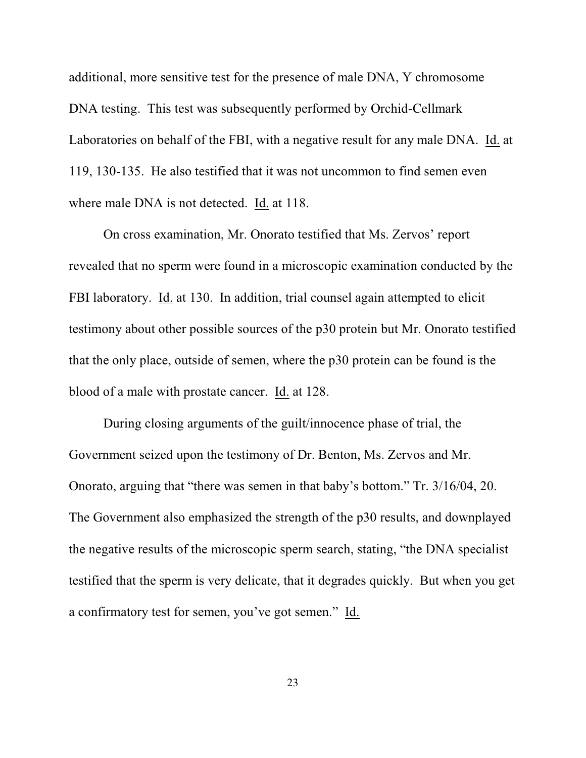additional, more sensitive test for the presence of male DNA, Y chromosome DNA testing. This test was subsequently performed by Orchid-Cellmark Laboratories on behalf of the FBI, with a negative result for any male DNA. Id. at 119, 130-135. He also testified that it was not uncommon to find semen even where male DNA is not detected. Id. at 118.

On cross examination, Mr. Onorato testified that Ms. Zervos' report revealed that no sperm were found in a microscopic examination conducted by the FBI laboratory. Id. at 130. In addition, trial counsel again attempted to elicit testimony about other possible sources of the p30 protein but Mr. Onorato testified that the only place, outside of semen, where the p30 protein can be found is the blood of a male with prostate cancer. Id. at 128.

During closing arguments of the guilt/innocence phase of trial, the Government seized upon the testimony of Dr. Benton, Ms. Zervos and Mr. Onorato, arguing that "there was semen in that baby's bottom." Tr. 3/16/04, 20. The Government also emphasized the strength of the p30 results, and downplayed the negative results of the microscopic sperm search, stating, "the DNA specialist testified that the sperm is very delicate, that it degrades quickly. But when you get a confirmatory test for semen, you've got semen." Id.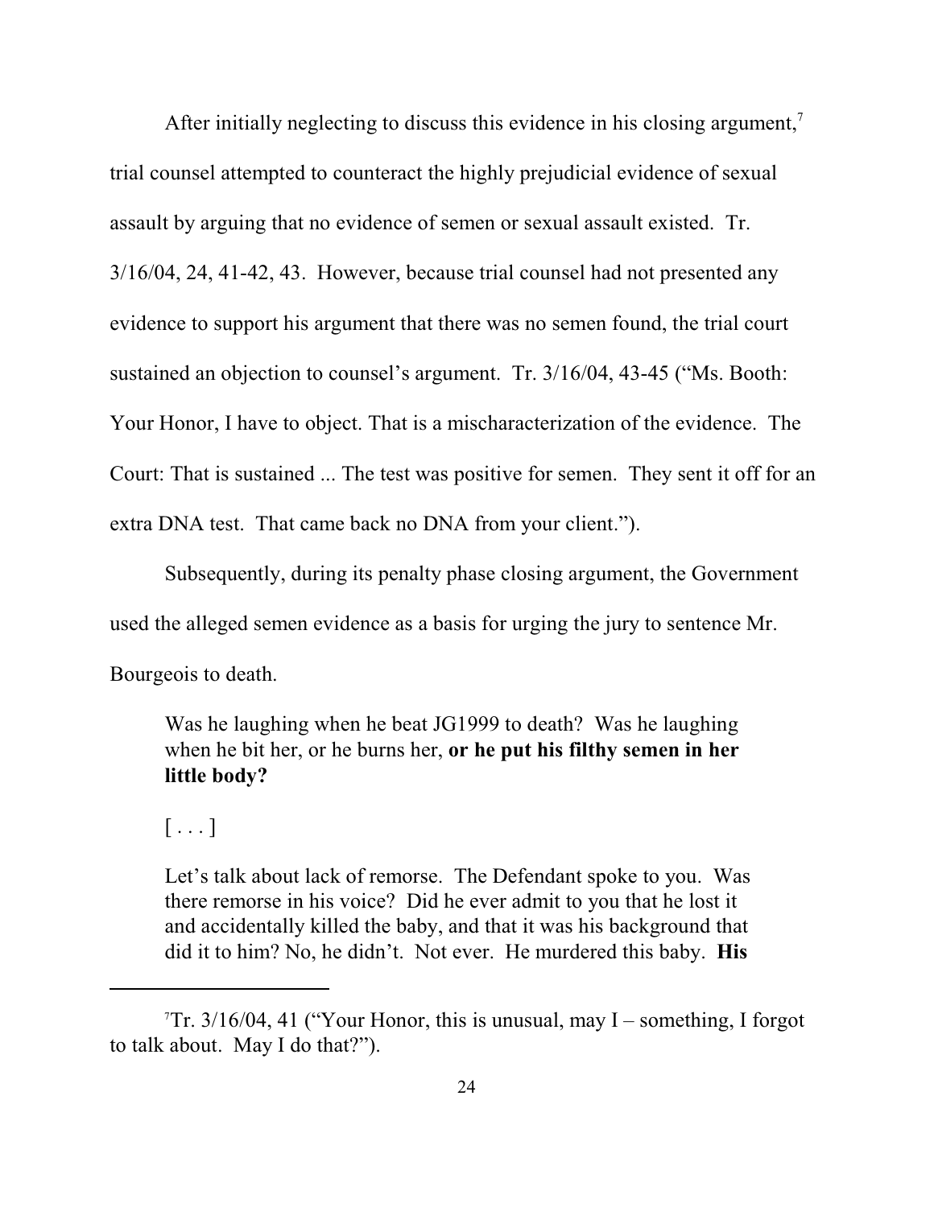After initially neglecting to discuss this evidence in his closing argument,[7] trial counsel attempted to counteract the highly prejudicial evidence of sexual assault by arguing that no evidence of semen or sexual assault existed. Tr. 3/16/04, 24, 41-42, 43. However, because trial counsel had not presented any evidence to support his argument that there was no semen found, the trial court sustained an objection to counsel's argument. Tr. 3/16/04, 43-45 ("Ms. Booth: Your Honor, I have to object. That is a mischaracterization of the evidence. The Court: That is sustained ... The test was positive for semen. They sent it off for an extra DNA test. That came back no DNA from your client.").

Subsequently, during its penalty phase closing argument, the Government used the alleged semen evidence as a basis for urging the jury to sentence Mr. Bourgeois to death.

> Was he laughing when he beat JG1999 to death? Was he laughing when he bit her, or he burns her, **or he put his filthy semen in her little body?**
>
> [ . . . ]
>
> Let's talk about lack of remorse. The Defendant spoke to you. Was there remorse in his voice? Did he ever admit to you that he lost it and accidentally killed the baby, and that it was his background that did it to him? No, he didn't. Not ever. He murdered this baby. **His**

---

[7] Tr. 3/16/04, 41 ("Your Honor, this is unusual, may I – something, I forgot to talk about. May I do that?").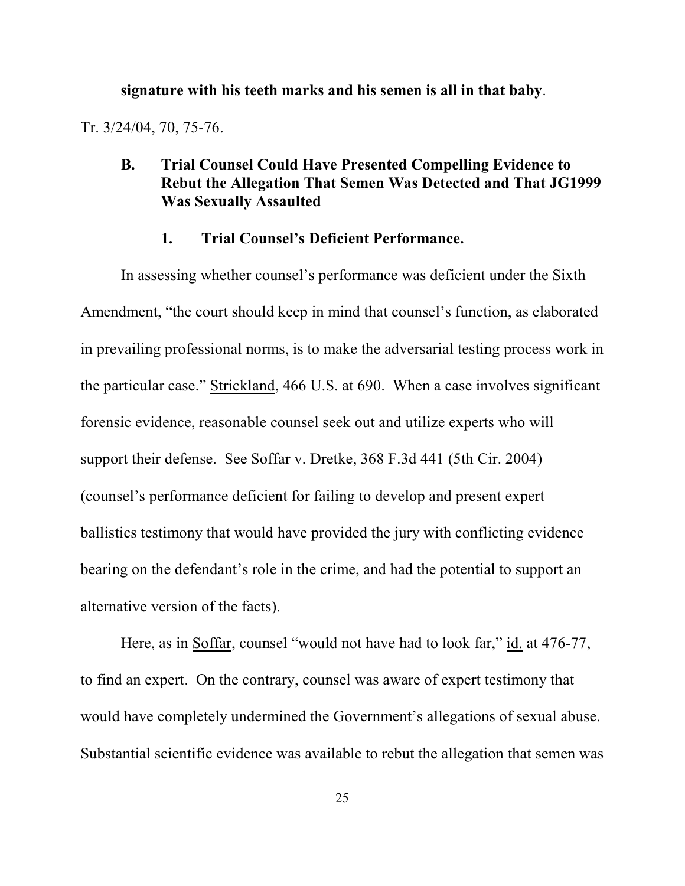**signature with his teeth marks and his semen is all in that baby**.

Tr. 3/24/04, 70, 75-76.

### B. Trial Counsel Could Have Presented Compelling Evidence to Rebut the Allegation That Semen Was Detected and That JG1999 Was Sexually Assaulted

#### 1. Trial Counsel's Deficient Performance.

In assessing whether counsel's performance was deficient under the Sixth Amendment, "the court should keep in mind that counsel's function, as elaborated in prevailing professional norms, is to make the adversarial testing process work in the particular case." Strickland, 466 U.S. at 690. When a case involves significant forensic evidence, reasonable counsel seek out and utilize experts who will support their defense. See Soffar v. Dretke, 368 F.3d 441 (5th Cir. 2004) (counsel's performance deficient for failing to develop and present expert ballistics testimony that would have provided the jury with conflicting evidence bearing on the defendant's role in the crime, and had the potential to support an alternative version of the facts).

Here, as in Soffar, counsel "would not have had to look far," id. at 476-77, to find an expert. On the contrary, counsel was aware of expert testimony that would have completely undermined the Government's allegations of sexual abuse. Substantial scientific evidence was available to rebut the allegation that semen was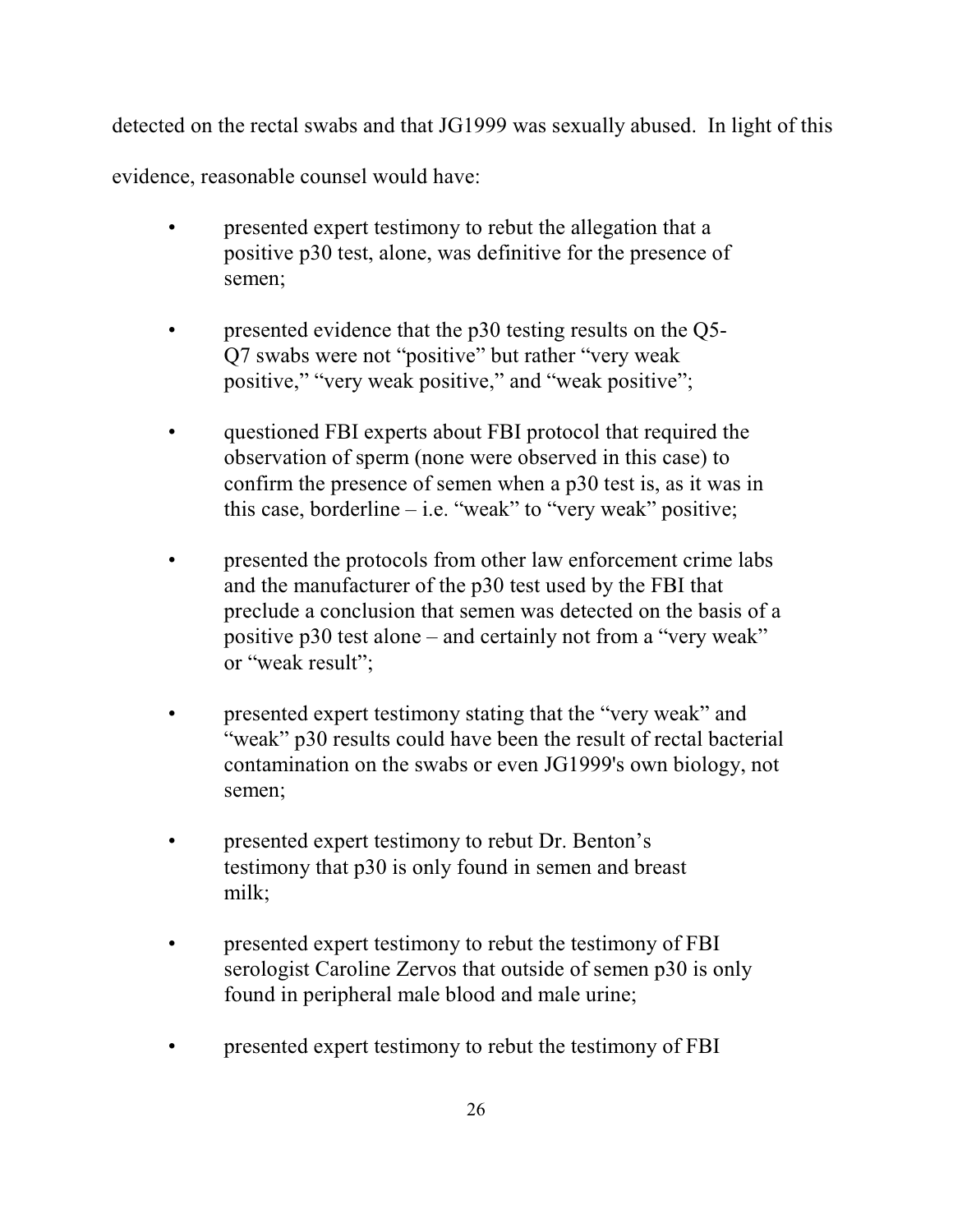detected on the rectal swabs and that JG1999 was sexually abused. In light of this evidence, reasonable counsel would have:

- presented expert testimony to rebut the allegation that a positive p30 test, alone, was definitive for the presence of semen;
- presented evidence that the p30 testing results on the Q5-Q7 swabs were not "positive" but rather "very weak positive," "very weak positive," and "weak positive";
- questioned FBI experts about FBI protocol that required the observation of sperm (none were observed in this case) to confirm the presence of semen when a p30 test is, as it was in this case, borderline – i.e. "weak" to "very weak" positive;
- presented the protocols from other law enforcement crime labs and the manufacturer of the p30 test used by the FBI that preclude a conclusion that semen was detected on the basis of a positive p30 test alone – and certainly not from a "very weak" or "weak result";
- presented expert testimony stating that the "very weak" and "weak" p30 results could have been the result of rectal bacterial contamination on the swabs or even JG1999's own biology, not semen;
- presented expert testimony to rebut Dr. Benton's testimony that p30 is only found in semen and breast milk;
- presented expert testimony to rebut the testimony of FBI serologist Caroline Zervos that outside of semen p30 is only found in peripheral male blood and male urine;
- presented expert testimony to rebut the testimony of FBI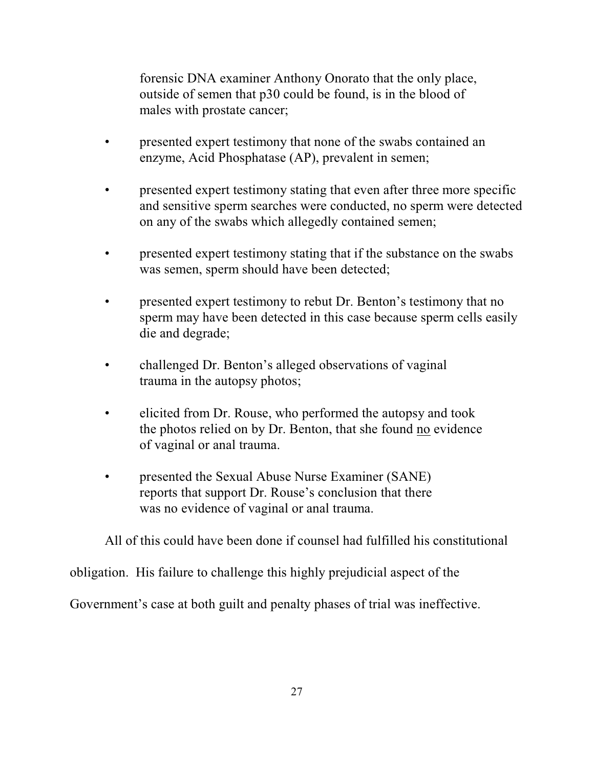forensic DNA examiner Anthony Onorato that the only place, outside of semen that p30 could be found, is in the blood of males with prostate cancer;

- presented expert testimony that none of the swabs contained an enzyme, Acid Phosphatase (AP), prevalent in semen;
- presented expert testimony stating that even after three more specific and sensitive sperm searches were conducted, no sperm were detected on any of the swabs which allegedly contained semen;
- presented expert testimony stating that if the substance on the swabs was semen, sperm should have been detected;
- presented expert testimony to rebut Dr. Benton's testimony that no sperm may have been detected in this case because sperm cells easily die and degrade;
- challenged Dr. Benton's alleged observations of vaginal trauma in the autopsy photos;
- elicited from Dr. Rouse, who performed the autopsy and took the photos relied on by Dr. Benton, that she found <u>no</u> evidence of vaginal or anal trauma.
- presented the Sexual Abuse Nurse Examiner (SANE) reports that support Dr. Rouse's conclusion that there was no evidence of vaginal or anal trauma.

All of this could have been done if counsel had fulfilled his constitutional obligation. His failure to challenge this highly prejudicial aspect of the Government's case at both guilt and penalty phases of trial was ineffective.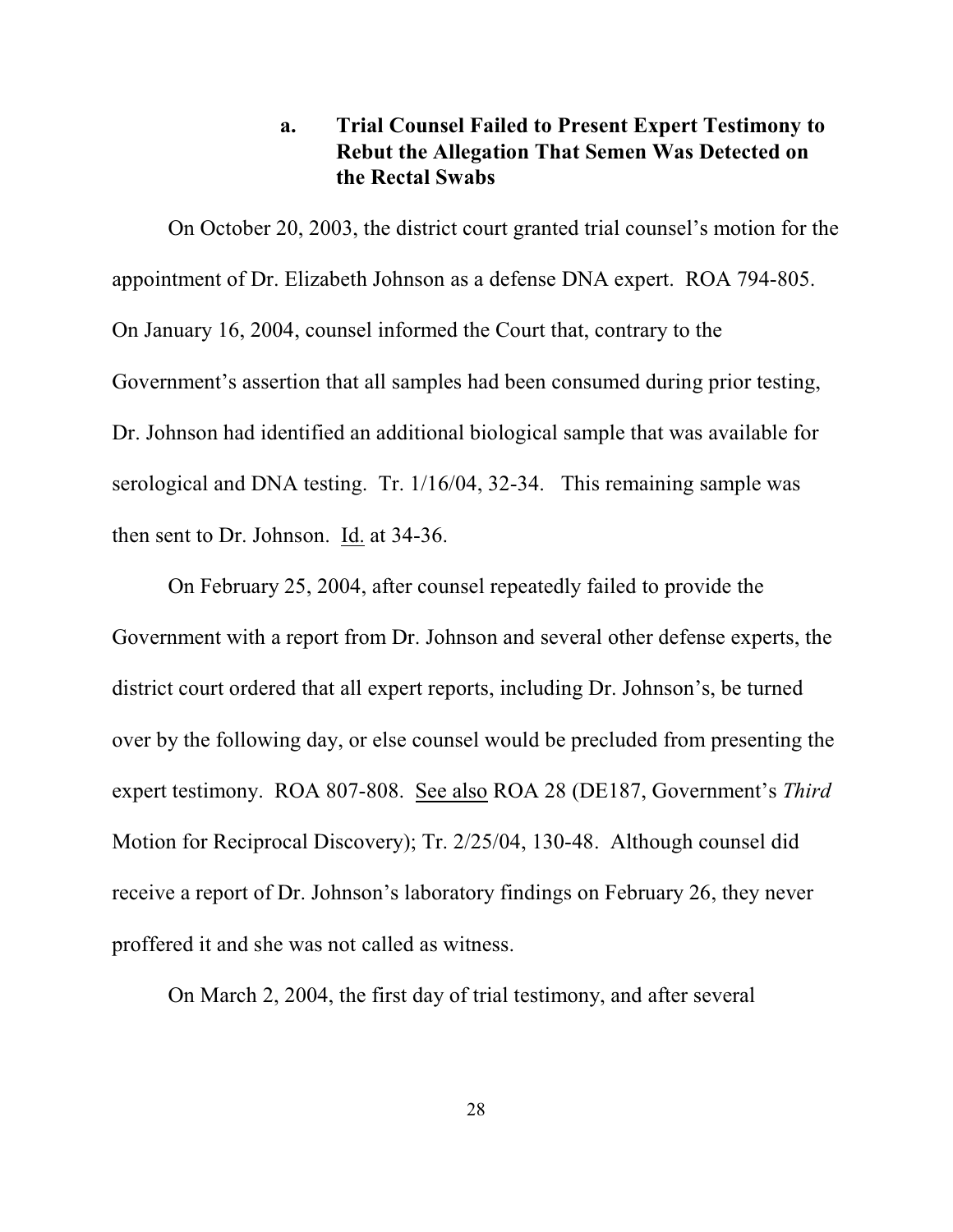### a. Trial Counsel Failed to Present Expert Testimony to Rebut the Allegation That Semen Was Detected on the Rectal Swabs

On October 20, 2003, the district court granted trial counsel's motion for the appointment of Dr. Elizabeth Johnson as a defense DNA expert. ROA 794-805. On January 16, 2004, counsel informed the Court that, contrary to the Government's assertion that all samples had been consumed during prior testing, Dr. Johnson had identified an additional biological sample that was available for serological and DNA testing. Tr. 1/16/04, 32-34. This remaining sample was then sent to Dr. Johnson. Id. at 34-36.

On February 25, 2004, after counsel repeatedly failed to provide the Government with a report from Dr. Johnson and several other defense experts, the district court ordered that all expert reports, including Dr. Johnson's, be turned over by the following day, or else counsel would be precluded from presenting the expert testimony. ROA 807-808. See also ROA 28 (DE187, Government's *Third* Motion for Reciprocal Discovery); Tr. 2/25/04, 130-48. Although counsel did receive a report of Dr. Johnson's laboratory findings on February 26, they never proffered it and she was not called as witness.

On March 2, 2004, the first day of trial testimony, and after several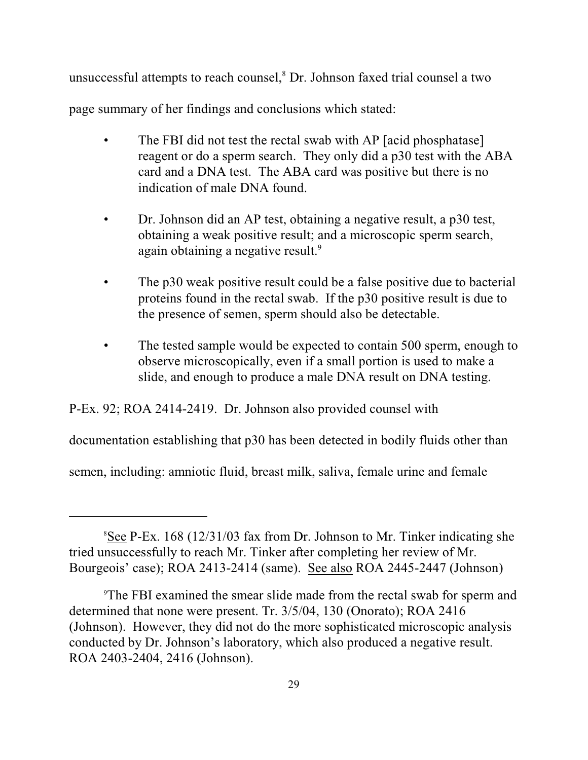unsuccessful attempts to reach counsel,[8] Dr. Johnson faxed trial counsel a two page summary of her findings and conclusions which stated:

- The FBI did not test the rectal swab with AP [acid phosphatase] reagent or do a sperm search. They only did a p30 test with the ABA card and a DNA test. The ABA card was positive but there is no indication of male DNA found.

- Dr. Johnson did an AP test, obtaining a negative result, a p30 test, obtaining a weak positive result; and a microscopic sperm search, again obtaining a negative result.[9]

- The p30 weak positive result could be a false positive due to bacterial proteins found in the rectal swab. If the p30 positive result is due to the presence of semen, sperm should also be detectable.

- The tested sample would be expected to contain 500 sperm, enough to observe microscopically, even if a small portion is used to make a slide, and enough to produce a male DNA result on DNA testing.

P-Ex. 92; ROA 2414-2419. Dr. Johnson also provided counsel with documentation establishing that p30 has been detected in bodily fluids other than semen, including: amniotic fluid, breast milk, saliva, female urine and female

---

[8] See P-Ex. 168 (12/31/03 fax from Dr. Johnson to Mr. Tinker indicating she tried unsuccessfully to reach Mr. Tinker after completing her review of Mr. Bourgeois' case); ROA 2413-2414 (same). See also ROA 2445-2447 (Johnson)

[9] The FBI examined the smear slide made from the rectal swab for sperm and determined that none were present. Tr. 3/5/04, 130 (Onorato); ROA 2416 (Johnson). However, they did not do the more sophisticated microscopic analysis conducted by Dr. Johnson's laboratory, which also produced a negative result. ROA 2403-2404, 2416 (Johnson).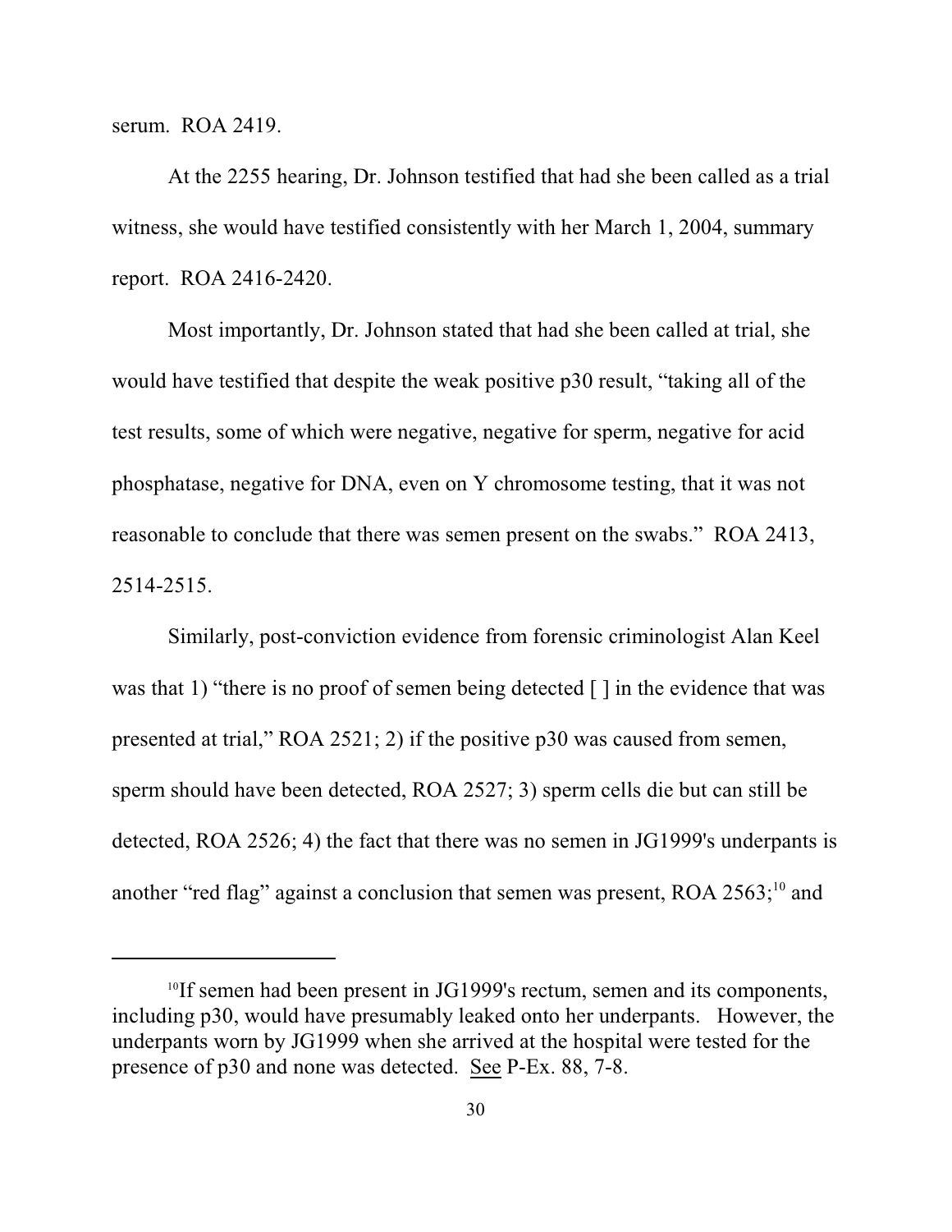serum. ROA 2419.

At the 2255 hearing, Dr. Johnson testified that had she been called as a trial witness, she would have testified consistently with her March 1, 2004, summary report. ROA 2416-2420.

Most importantly, Dr. Johnson stated that had she been called at trial, she would have testified that despite the weak positive p30 result, "taking all of the test results, some of which were negative, negative for sperm, negative for acid phosphatase, negative for DNA, even on Y chromosome testing, that it was not reasonable to conclude that there was semen present on the swabs." ROA 2413, 2514-2515.

Similarly, post-conviction evidence from forensic criminologist Alan Keel was that 1) "there is no proof of semen being detected [ ] in the evidence that was presented at trial," ROA 2521; 2) if the positive p30 was caused from semen, sperm should have been detected, ROA 2527; 3) sperm cells die but can still be detected, ROA 2526; 4) the fact that there was no semen in JG1999's underpants is another "red flag" against a conclusion that semen was present, ROA 2563;[10] and

---

[10] If semen had been present in JG1999's rectum, semen and its components, including p30, would have presumably leaked onto her underpants. However, the underpants worn by JG1999 when she arrived at the hospital were tested for the presence of p30 and none was detected. See P-Ex. 88, 7-8.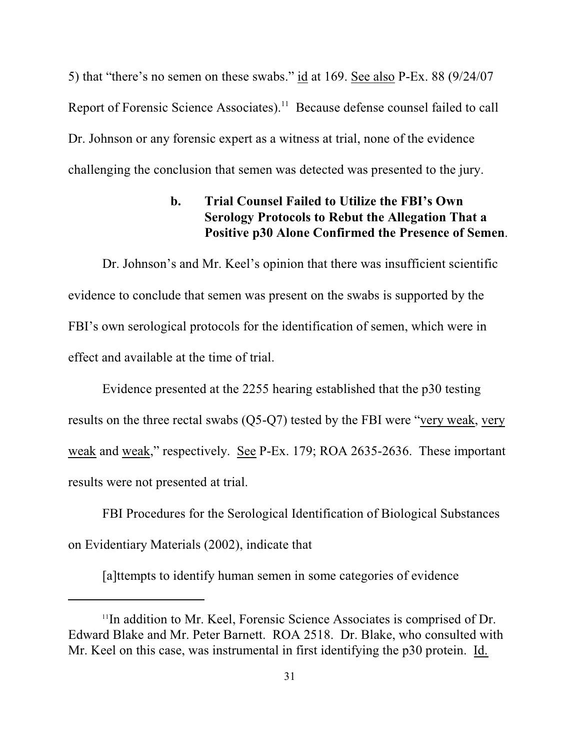5) that "there's no semen on these swabs." id at 169. See also P-Ex. 88 (9/24/07 Report of Forensic Science Associates).[11] Because defense counsel failed to call Dr. Johnson or any forensic expert as a witness at trial, none of the evidence challenging the conclusion that semen was detected was presented to the jury.

**b. Trial Counsel Failed to Utilize the FBI's Own Serology Protocols to Rebut the Allegation That a Positive p30 Alone Confirmed the Presence of Semen.**

Dr. Johnson's and Mr. Keel's opinion that there was insufficient scientific evidence to conclude that semen was present on the swabs is supported by the FBI's own serological protocols for the identification of semen, which were in effect and available at the time of trial.

Evidence presented at the 2255 hearing established that the p30 testing results on the three rectal swabs (Q5-Q7) tested by the FBI were "very weak, very weak and weak," respectively. See P-Ex. 179; ROA 2635-2636. These important results were not presented at trial.

FBI Procedures for the Serological Identification of Biological Substances on Evidentiary Materials (2002), indicate that

> [a]ttempts to identify human semen in some categories of evidence

[11] In addition to Mr. Keel, Forensic Science Associates is comprised of Dr. Edward Blake and Mr. Peter Barnett. ROA 2518. Dr. Blake, who consulted with Mr. Keel on this case, was instrumental in first identifying the p30 protein. Id.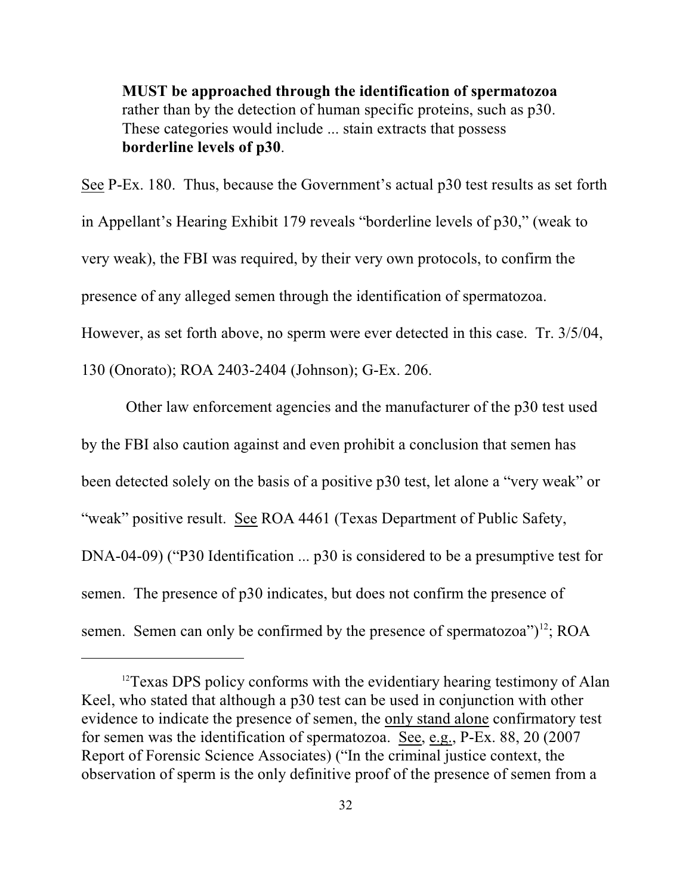> **MUST be approached through the identification of spermatozoa** rather than by the detection of human specific proteins, such as p30. These categories would include ... stain extracts that possess **borderline levels of p30**.

See P-Ex. 180. Thus, because the Government's actual p30 test results as set forth in Appellant's Hearing Exhibit 179 reveals "borderline levels of p30," (weak to very weak), the FBI was required, by their very own protocols, to confirm the presence of any alleged semen through the identification of spermatozoa. However, as set forth above, no sperm were ever detected in this case. Tr. 3/5/04, 130 (Onorato); ROA 2403-2404 (Johnson); G-Ex. 206.

Other law enforcement agencies and the manufacturer of the p30 test used by the FBI also caution against and even prohibit a conclusion that semen has been detected solely on the basis of a positive p30 test, let alone a "very weak" or "weak" positive result. See ROA 4461 (Texas Department of Public Safety, DNA-04-09) ("P30 Identification ... p30 is considered to be a presumptive test for semen. The presence of p30 indicates, but does not confirm the presence of semen. Semen can only be confirmed by the presence of spermatozoa")[12]; ROA

---

[12] Texas DPS policy conforms with the evidentiary hearing testimony of Alan Keel, who stated that although a p30 test can be used in conjunction with other evidence to indicate the presence of semen, the only stand alone confirmatory test for semen was the identification of spermatozoa. See, e.g., P-Ex. 88, 20 (2007 Report of Forensic Science Associates) ("In the criminal justice context, the observation of sperm is the only definitive proof of the presence of semen from a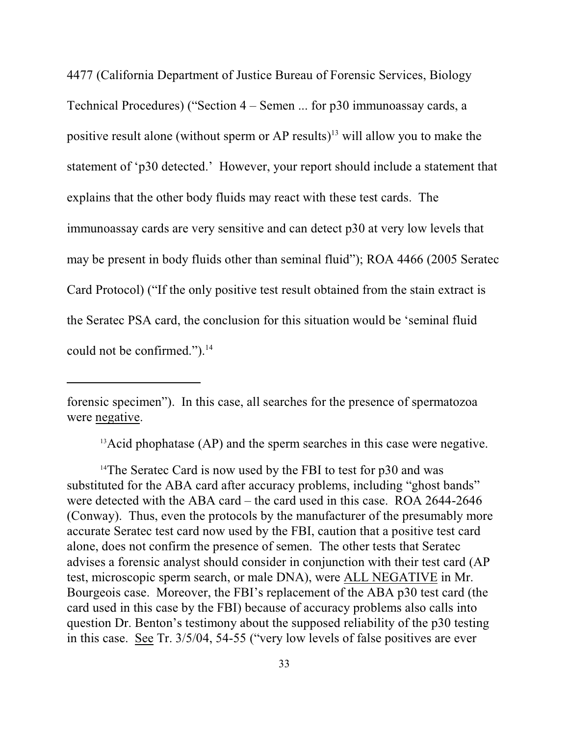4477 (California Department of Justice Bureau of Forensic Services, Biology Technical Procedures) ("Section 4 – Semen ... for p30 immunoassay cards, a positive result alone (without sperm or AP results)[13] will allow you to make the statement of 'p30 detected.' However, your report should include a statement that explains that the other body fluids may react with these test cards. The immunoassay cards are very sensitive and can detect p30 at very low levels that may be present in body fluids other than seminal fluid"); ROA 4466 (2005 Seratec Card Protocol) ("If the only positive test result obtained from the stain extract is the Seratec PSA card, the conclusion for this situation would be 'seminal fluid could not be confirmed.").[14]

---

forensic specimen"). In this case, all searches for the presence of spermatozoa were <u>negative</u>.

[13] Acid phophatase (AP) and the sperm searches in this case were negative.

[14] The Seratec Card is now used by the FBI to test for p30 and was substituted for the ABA card after accuracy problems, including "ghost bands" were detected with the ABA card – the card used in this case. ROA 2644-2646 (Conway). Thus, even the protocols by the manufacturer of the presumably more accurate Seratec test card now used by the FBI, caution that a positive test card alone, does not confirm the presence of semen. The other tests that Seratec advises a forensic analyst should consider in conjunction with their test card (AP test, microscopic sperm search, or male DNA), were <u>ALL NEGATIVE</u> in Mr. Bourgeois case. Moreover, the FBI's replacement of the ABA p30 test card (the card used in this case by the FBI) because of accuracy problems also calls into question Dr. Benton's testimony about the supposed reliability of the p30 testing in this case. <u>See</u> Tr. 3/5/04, 54-55 ("very low levels of false positives are ever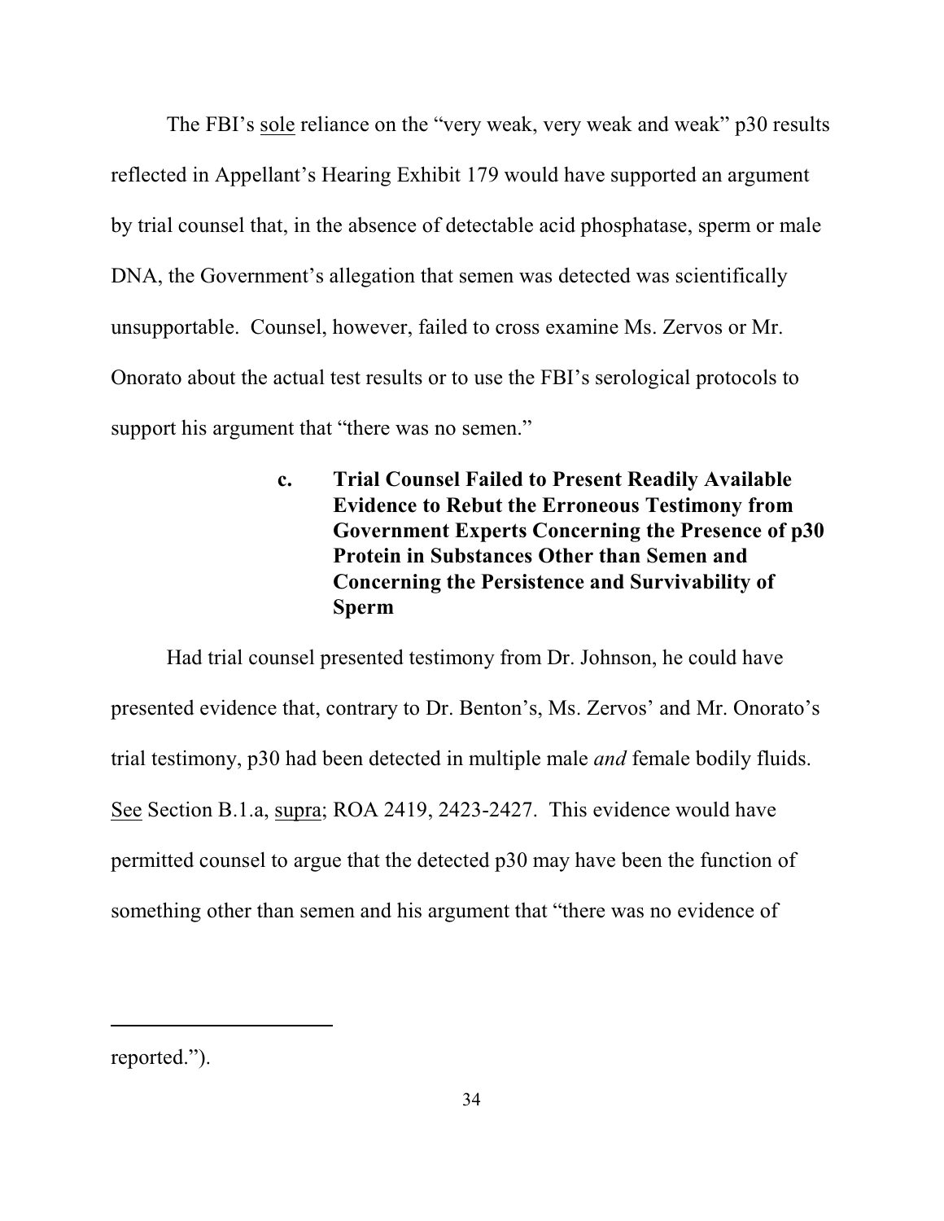The FBI's <u>sole</u> reliance on the "very weak, very weak and weak" p30 results reflected in Appellant's Hearing Exhibit 179 would have supported an argument by trial counsel that, in the absence of detectable acid phosphatase, sperm or male DNA, the Government's allegation that semen was detected was scientifically unsupportable. Counsel, however, failed to cross examine Ms. Zervos or Mr. Onorato about the actual test results or to use the FBI's serological protocols to support his argument that "there was no semen."

### c. Trial Counsel Failed to Present Readily Available Evidence to Rebut the Erroneous Testimony from Government Experts Concerning the Presence of p30 Protein in Substances Other than Semen and Concerning the Persistence and Survivability of Sperm

Had trial counsel presented testimony from Dr. Johnson, he could have presented evidence that, contrary to Dr. Benton's, Ms. Zervos' and Mr. Onorato's trial testimony, p30 had been detected in multiple male *and* female bodily fluids. <u>See</u> Section B.1.a, <u>supra</u>; ROA 2419, 2423-2427. This evidence would have permitted counsel to argue that the detected p30 may have been the function of something other than semen and his argument that "there was no evidence of

---

reported.").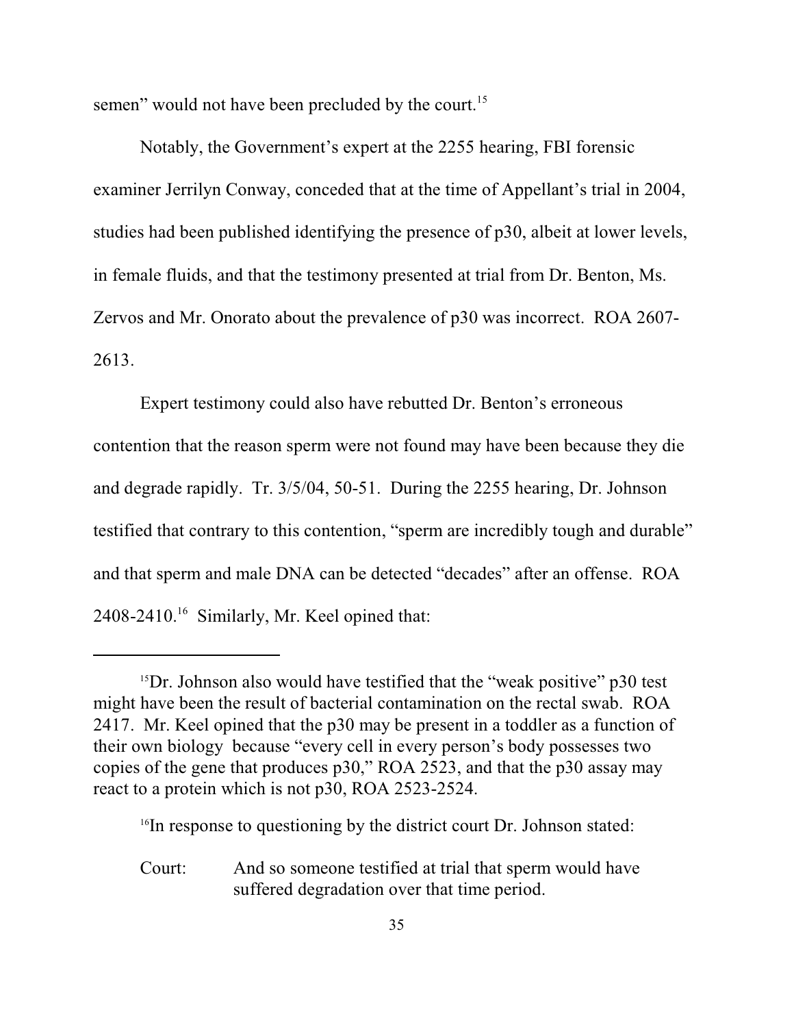semen" would not have been precluded by the court.[15]

Notably, the Government's expert at the 2255 hearing, FBI forensic examiner Jerrilyn Conway, conceded that at the time of Appellant's trial in 2004, studies had been published identifying the presence of p30, albeit at lower levels, in female fluids, and that the testimony presented at trial from Dr. Benton, Ms. Zervos and Mr. Onorato about the prevalence of p30 was incorrect. ROA 2607-2613.

Expert testimony could also have rebutted Dr. Benton's erroneous contention that the reason sperm were not found may have been because they die and degrade rapidly. Tr. 3/5/04, 50-51. During the 2255 hearing, Dr. Johnson testified that contrary to this contention, "sperm are incredibly tough and durable" and that sperm and male DNA can be detected "decades" after an offense. ROA 2408-2410.[16] Similarly, Mr. Keel opined that:

---

[15] Dr. Johnson also would have testified that the "weak positive" p30 test might have been the result of bacterial contamination on the rectal swab. ROA 2417. Mr. Keel opined that the p30 may be present in a toddler as a function of their own biology because "every cell in every person's body possesses two copies of the gene that produces p30," ROA 2523, and that the p30 assay may react to a protein which is not p30, ROA 2523-2524.

[16] In response to questioning by the district court Dr. Johnson stated:

Court: And so someone testified at trial that sperm would have suffered degradation over that time period.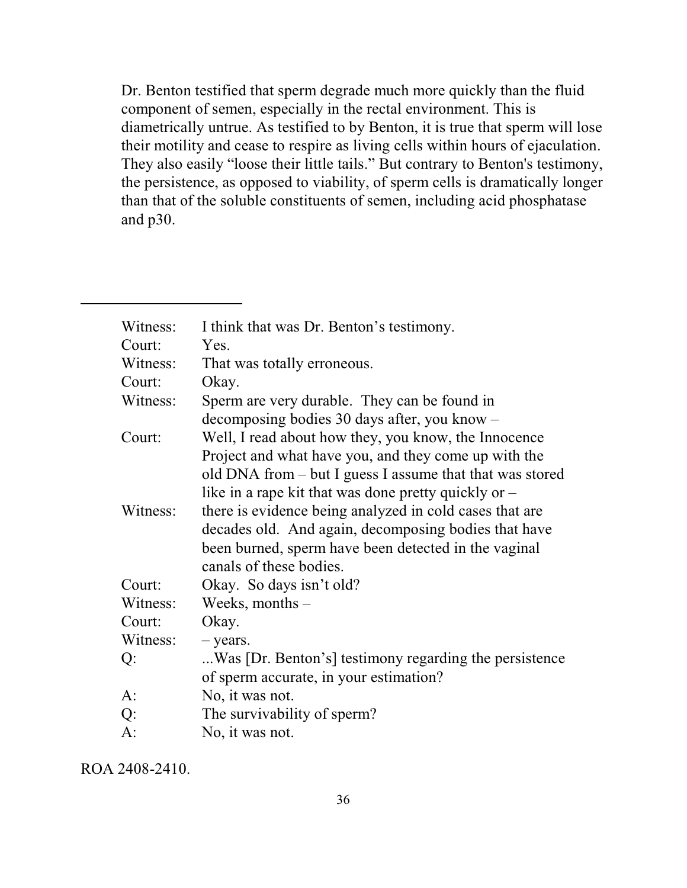Dr. Benton testified that sperm degrade much more quickly than the fluid component of semen, especially in the rectal environment. This is diametrically untrue. As testified to by Benton, it is true that sperm will lose their motility and cease to respire as living cells within hours of ejaculation. They also easily "loose their little tails." But contrary to Benton's testimony, the persistence, as opposed to viability, of sperm cells is dramatically longer than that of the soluble constituents of semen, including acid phosphatase and p30.

---

| | |
|---|---|
| Witness: | I think that was Dr. Benton's testimony. |
| Court: | Yes. |
| Witness: | That was totally erroneous. |
| Court: | Okay. |
| Witness: | Sperm are very durable. They can be found in decomposing bodies 30 days after, you know – |
| Court: | Well, I read about how they, you know, the Innocence Project and what have you, and they come up with the old DNA from – but I guess I assume that that was stored like in a rape kit that was done pretty quickly or – |
| Witness: | there is evidence being analyzed in cold cases that are decades old. And again, decomposing bodies that have been burned, sperm have been detected in the vaginal canals of these bodies. |
| Court: | Okay. So days isn't old? |
| Witness: | Weeks, months – |
| Court: | Okay. |
| Witness: | – years. |
| Q: | ...Was [Dr. Benton's] testimony regarding the persistence of sperm accurate, in your estimation? |
| A: | No, it was not. |
| Q: | The survivability of sperm? |
| A: | No, it was not. |

ROA 2408-2410.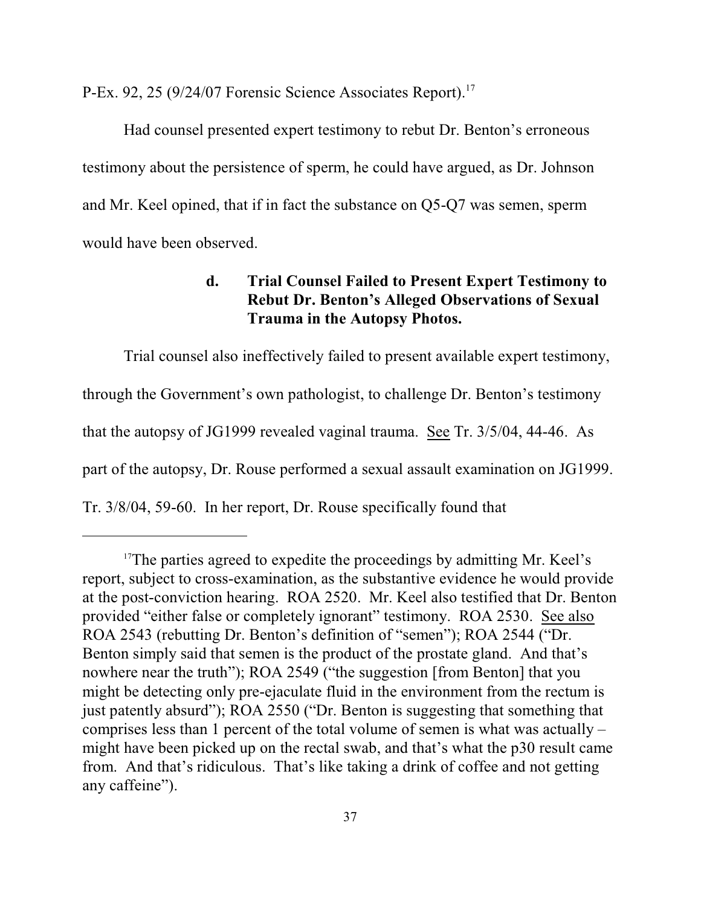P-Ex. 92, 25 (9/24/07 Forensic Science Associates Report).[17]

Had counsel presented expert testimony to rebut Dr. Benton's erroneous testimony about the persistence of sperm, he could have argued, as Dr. Johnson and Mr. Keel opined, that if in fact the substance on Q5-Q7 was semen, sperm would have been observed.

#### d. Trial Counsel Failed to Present Expert Testimony to Rebut Dr. Benton's Alleged Observations of Sexual Trauma in the Autopsy Photos.

Trial counsel also ineffectively failed to present available expert testimony, through the Government's own pathologist, to challenge Dr. Benton's testimony that the autopsy of JG1999 revealed vaginal trauma. See Tr. 3/5/04, 44-46. As part of the autopsy, Dr. Rouse performed a sexual assault examination on JG1999. Tr. 3/8/04, 59-60. In her report, Dr. Rouse specifically found that

---

[17] The parties agreed to expedite the proceedings by admitting Mr. Keel's report, subject to cross-examination, as the substantive evidence he would provide at the post-conviction hearing. ROA 2520. Mr. Keel also testified that Dr. Benton provided "either false or completely ignorant" testimony. ROA 2530. See also ROA 2543 (rebutting Dr. Benton's definition of "semen"); ROA 2544 ("Dr. Benton simply said that semen is the product of the prostate gland. And that's nowhere near the truth"); ROA 2549 ("the suggestion [from Benton] that you might be detecting only pre-ejaculate fluid in the environment from the rectum is just patently absurd"); ROA 2550 ("Dr. Benton is suggesting that something that comprises less than 1 percent of the total volume of semen is what was actually – might have been picked up on the rectal swab, and that's what the p30 result came from. And that's ridiculous. That's like taking a drink of coffee and not getting any caffeine").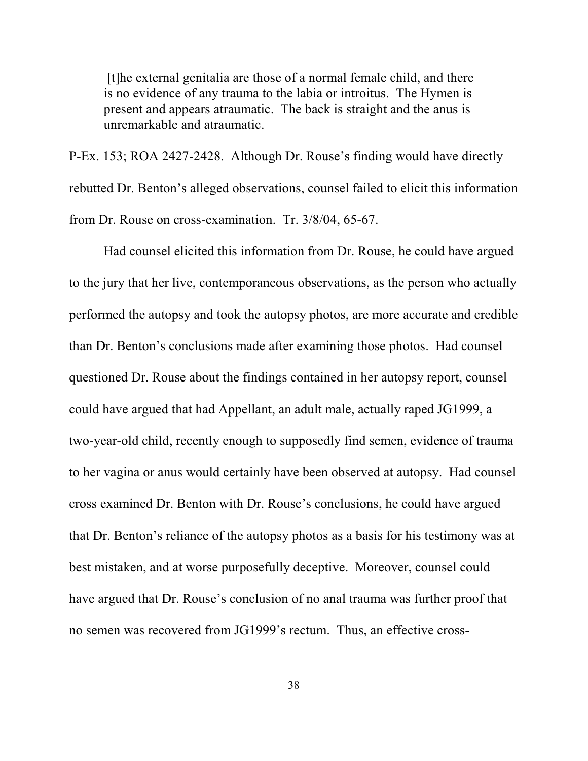> [t]he external genitalia are those of a normal female child, and there is no evidence of any trauma to the labia or introitus. The Hymen is present and appears atraumatic. The back is straight and the anus is unremarkable and atraumatic.

P-Ex. 153; ROA 2427-2428. Although Dr. Rouse's finding would have directly rebutted Dr. Benton's alleged observations, counsel failed to elicit this information from Dr. Rouse on cross-examination. Tr. 3/8/04, 65-67.

Had counsel elicited this information from Dr. Rouse, he could have argued to the jury that her live, contemporaneous observations, as the person who actually performed the autopsy and took the autopsy photos, are more accurate and credible than Dr. Benton's conclusions made after examining those photos. Had counsel questioned Dr. Rouse about the findings contained in her autopsy report, counsel could have argued that had Appellant, an adult male, actually raped JG1999, a two-year-old child, recently enough to supposedly find semen, evidence of trauma to her vagina or anus would certainly have been observed at autopsy. Had counsel cross examined Dr. Benton with Dr. Rouse's conclusions, he could have argued that Dr. Benton's reliance of the autopsy photos as a basis for his testimony was at best mistaken, and at worse purposefully deceptive. Moreover, counsel could have argued that Dr. Rouse's conclusion of no anal trauma was further proof that no semen was recovered from JG1999's rectum. Thus, an effective cross-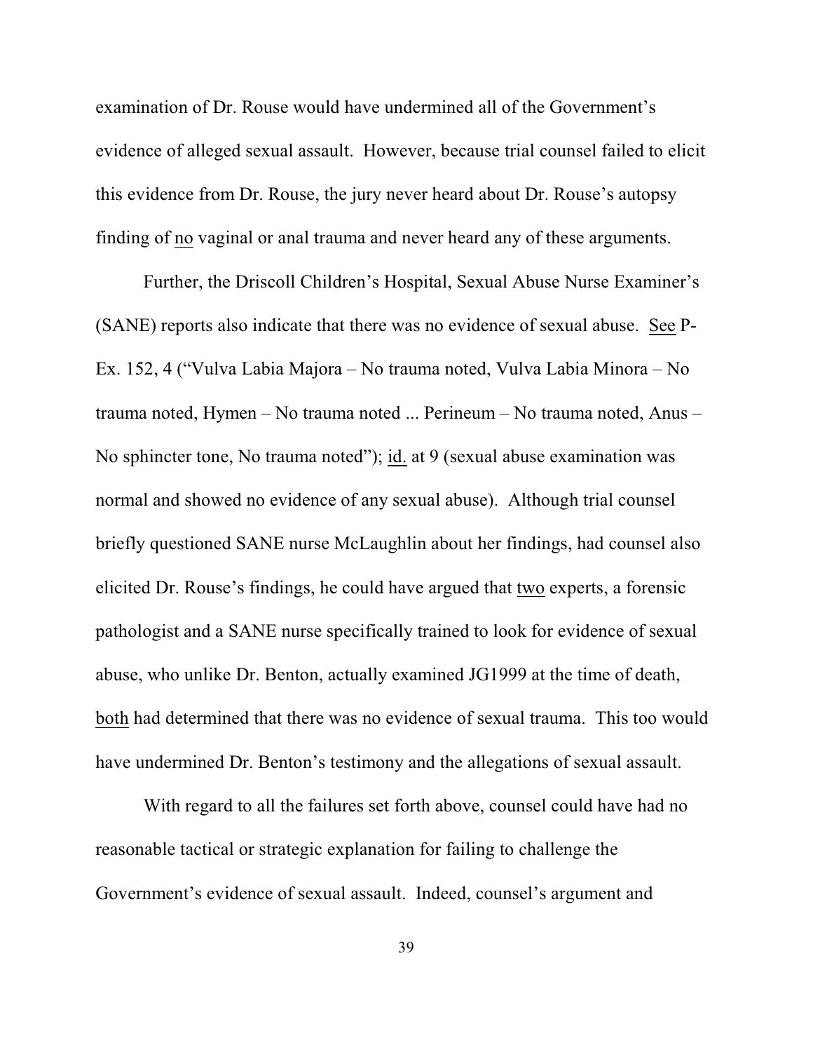examination of Dr. Rouse would have undermined all of the Government's evidence of alleged sexual assault. However, because trial counsel failed to elicit this evidence from Dr. Rouse, the jury never heard about Dr. Rouse's autopsy finding of no vaginal or anal trauma and never heard any of these arguments.

Further, the Driscoll Children's Hospital, Sexual Abuse Nurse Examiner's (SANE) reports also indicate that there was no evidence of sexual abuse. See P-Ex. 152, 4 ("Vulva Labia Majora – No trauma noted, Vulva Labia Minora – No trauma noted, Hymen – No trauma noted ... Perineum – No trauma noted, Anus – No sphincter tone, No trauma noted"); id. at 9 (sexual abuse examination was normal and showed no evidence of any sexual abuse). Although trial counsel briefly questioned SANE nurse McLaughlin about her findings, had counsel also elicited Dr. Rouse's findings, he could have argued that two experts, a forensic pathologist and a SANE nurse specifically trained to look for evidence of sexual abuse, who unlike Dr. Benton, actually examined JG1999 at the time of death, both had determined that there was no evidence of sexual trauma. This too would have undermined Dr. Benton's testimony and the allegations of sexual assault.

With regard to all the failures set forth above, counsel could have had no reasonable tactical or strategic explanation for failing to challenge the Government's evidence of sexual assault. Indeed, counsel's argument and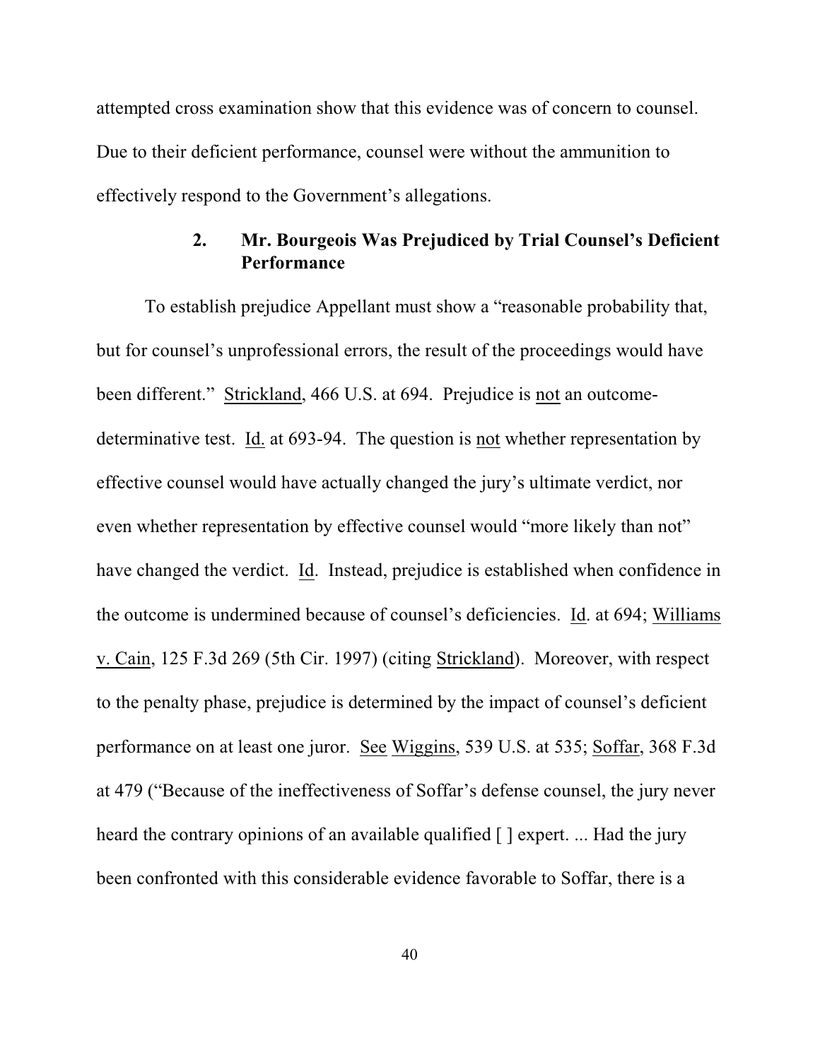attempted cross examination show that this evidence was of concern to counsel. Due to their deficient performance, counsel were without the ammunition to effectively respond to the Government's allegations.

### 2. Mr. Bourgeois Was Prejudiced by Trial Counsel's Deficient Performance

To establish prejudice Appellant must show a "reasonable probability that, but for counsel's unprofessional errors, the result of the proceedings would have been different." Strickland, 466 U.S. at 694. Prejudice is not an outcome-determinative test. Id. at 693-94. The question is not whether representation by effective counsel would have actually changed the jury's ultimate verdict, nor even whether representation by effective counsel would "more likely than not" have changed the verdict. Id. Instead, prejudice is established when confidence in the outcome is undermined because of counsel's deficiencies. Id. at 694; Williams v. Cain, 125 F.3d 269 (5th Cir. 1997) (citing Strickland). Moreover, with respect to the penalty phase, prejudice is determined by the impact of counsel's deficient performance on at least one juror. See Wiggins, 539 U.S. at 535; Soffar, 368 F.3d at 479 ("Because of the ineffectiveness of Soffar's defense counsel, the jury never heard the contrary opinions of an available qualified [ ] expert. ... Had the jury been confronted with this considerable evidence favorable to Soffar, there is a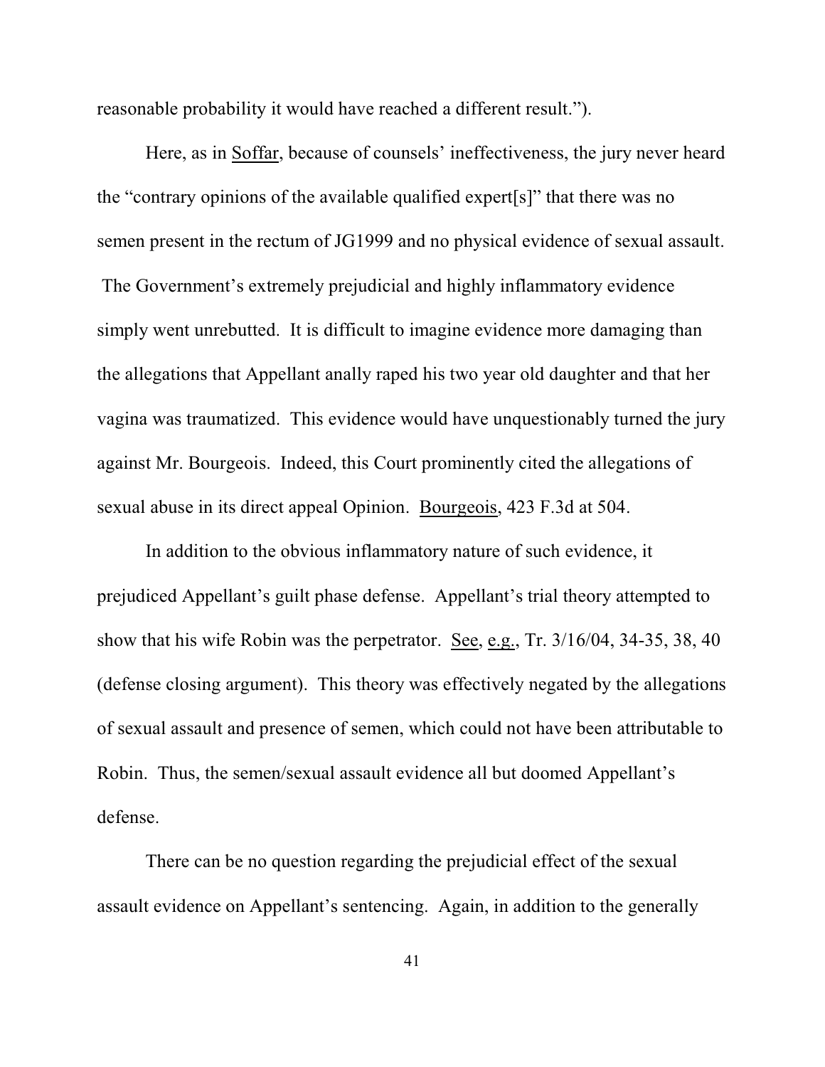reasonable probability it would have reached a different result.").

Here, as in Soffar, because of counsels' ineffectiveness, the jury never heard the "contrary opinions of the available qualified expert[s]" that there was no semen present in the rectum of JG1999 and no physical evidence of sexual assault. The Government's extremely prejudicial and highly inflammatory evidence simply went unrebutted. It is difficult to imagine evidence more damaging than the allegations that Appellant anally raped his two year old daughter and that her vagina was traumatized. This evidence would have unquestionably turned the jury against Mr. Bourgeois. Indeed, this Court prominently cited the allegations of sexual abuse in its direct appeal Opinion. Bourgeois, 423 F.3d at 504.

In addition to the obvious inflammatory nature of such evidence, it prejudiced Appellant's guilt phase defense. Appellant's trial theory attempted to show that his wife Robin was the perpetrator. See, e.g., Tr. 3/16/04, 34-35, 38, 40 (defense closing argument). This theory was effectively negated by the allegations of sexual assault and presence of semen, which could not have been attributable to Robin. Thus, the semen/sexual assault evidence all but doomed Appellant's defense.

There can be no question regarding the prejudicial effect of the sexual assault evidence on Appellant's sentencing. Again, in addition to the generally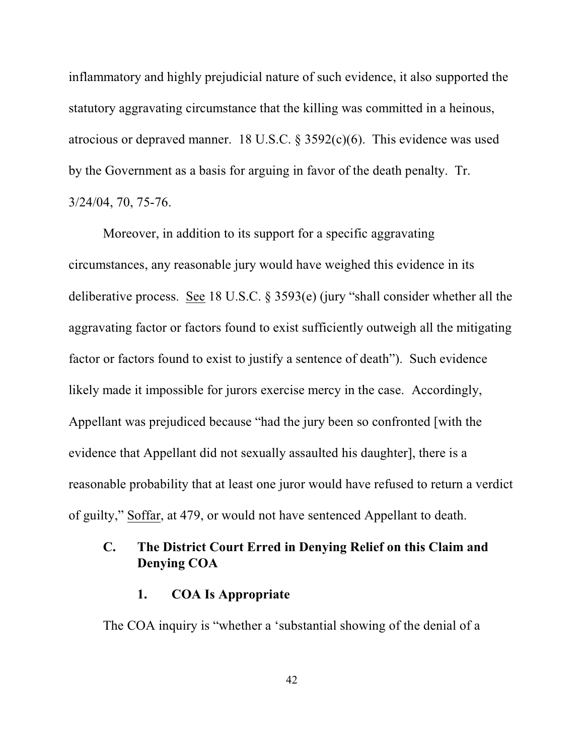inflammatory and highly prejudicial nature of such evidence, it also supported the statutory aggravating circumstance that the killing was committed in a heinous, atrocious or depraved manner. 18 U.S.C. § 3592(c)(6). This evidence was used by the Government as a basis for arguing in favor of the death penalty. Tr. 3/24/04, 70, 75-76.

Moreover, in addition to its support for a specific aggravating circumstances, any reasonable jury would have weighed this evidence in its deliberative process. See 18 U.S.C. § 3593(e) (jury "shall consider whether all the aggravating factor or factors found to exist sufficiently outweigh all the mitigating factor or factors found to exist to justify a sentence of death"). Such evidence likely made it impossible for jurors exercise mercy in the case. Accordingly, Appellant was prejudiced because "had the jury been so confronted [with the evidence that Appellant did not sexually assaulted his daughter], there is a reasonable probability that at least one juror would have refused to return a verdict of guilty," Soffar, at 479, or would not have sentenced Appellant to death.

### C. The District Court Erred in Denying Relief on this Claim and Denying COA

#### 1. COA Is Appropriate

The COA inquiry is "whether a 'substantial showing of the denial of a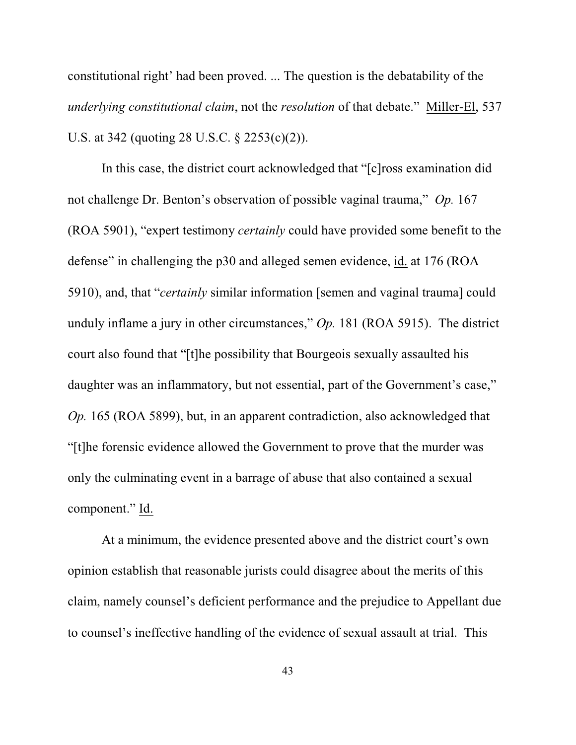constitutional right' had been proved. ... The question is the debatability of the *underlying constitutional claim*, not the *resolution* of that debate." Miller-El, 537 U.S. at 342 (quoting 28 U.S.C. § 2253(c)(2)).

In this case, the district court acknowledged that "[c]ross examination did not challenge Dr. Benton's observation of possible vaginal trauma," *Op.* 167 (ROA 5901), "expert testimony *certainly* could have provided some benefit to the defense" in challenging the p30 and alleged semen evidence, id. at 176 (ROA 5910), and, that "*certainly* similar information [semen and vaginal trauma] could unduly inflame a jury in other circumstances," *Op.* 181 (ROA 5915). The district court also found that "[t]he possibility that Bourgeois sexually assaulted his daughter was an inflammatory, but not essential, part of the Government's case," *Op.* 165 (ROA 5899), but, in an apparent contradiction, also acknowledged that "[t]he forensic evidence allowed the Government to prove that the murder was only the culminating event in a barrage of abuse that also contained a sexual component." Id.

At a minimum, the evidence presented above and the district court's own opinion establish that reasonable jurists could disagree about the merits of this claim, namely counsel's deficient performance and the prejudice to Appellant due to counsel's ineffective handling of the evidence of sexual assault at trial. This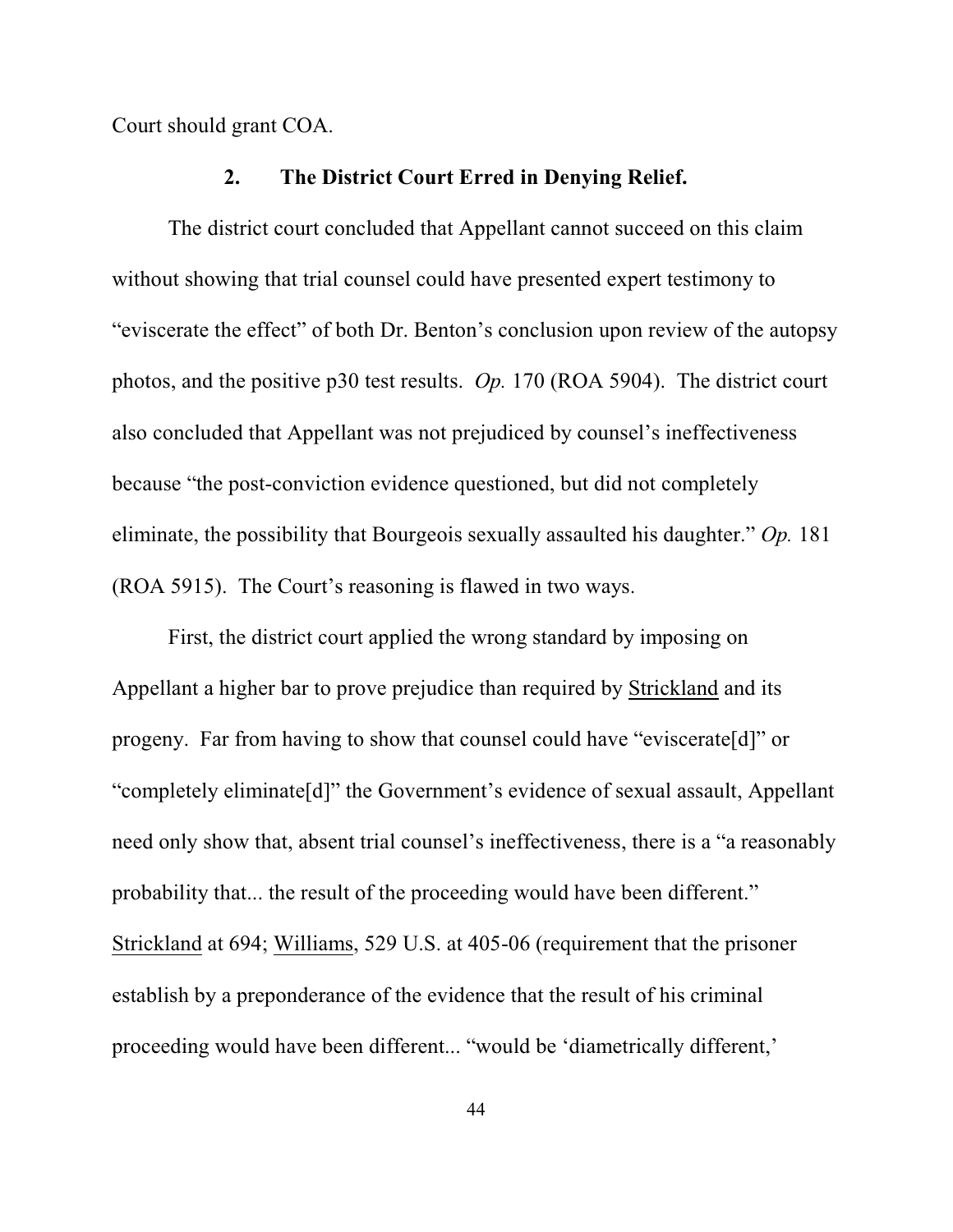Court should grant COA.

### 2. The District Court Erred in Denying Relief.

The district court concluded that Appellant cannot succeed on this claim without showing that trial counsel could have presented expert testimony to "eviscerate the effect" of both Dr. Benton's conclusion upon review of the autopsy photos, and the positive p30 test results. *Op.* 170 (ROA 5904). The district court also concluded that Appellant was not prejudiced by counsel's ineffectiveness because "the post-conviction evidence questioned, but did not completely eliminate, the possibility that Bourgeois sexually assaulted his daughter." *Op.* 181 (ROA 5915). The Court's reasoning is flawed in two ways.

First, the district court applied the wrong standard by imposing on Appellant a higher bar to prove prejudice than required by Strickland and its progeny. Far from having to show that counsel could have "eviscerate[d]" or "completely eliminate[d]" the Government's evidence of sexual assault, Appellant need only show that, absent trial counsel's ineffectiveness, there is a "a reasonably probability that... the result of the proceeding would have been different." Strickland at 694; Williams, 529 U.S. at 405-06 (requirement that the prisoner establish by a preponderance of the evidence that the result of his criminal proceeding would have been different... "would be 'diametrically different,'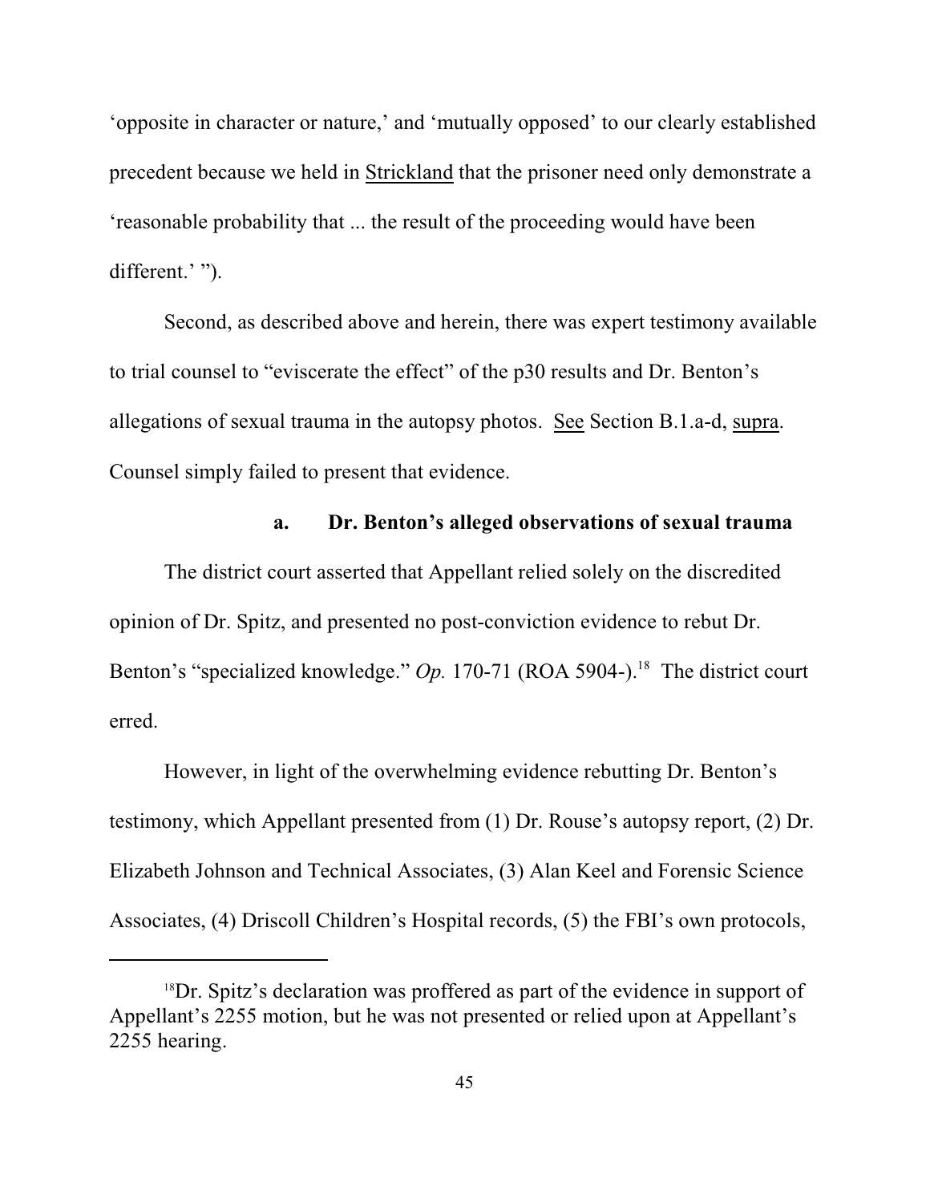'opposite in character or nature,' and 'mutually opposed' to our clearly established precedent because we held in Strickland that the prisoner need only demonstrate a 'reasonable probability that ... the result of the proceeding would have been different.' ").

Second, as described above and herein, there was expert testimony available to trial counsel to "eviscerate the effect" of the p30 results and Dr. Benton's allegations of sexual trauma in the autopsy photos. See Section B.1.a-d, supra. Counsel simply failed to present that evidence.

### a. Dr. Benton's alleged observations of sexual trauma

The district court asserted that Appellant relied solely on the discredited opinion of Dr. Spitz, and presented no post-conviction evidence to rebut Dr. Benton's "specialized knowledge." *Op.* 170-71 (ROA 5904-).[18] The district court erred.

However, in light of the overwhelming evidence rebutting Dr. Benton's testimony, which Appellant presented from (1) Dr. Rouse's autopsy report, (2) Dr. Elizabeth Johnson and Technical Associates, (3) Alan Keel and Forensic Science Associates, (4) Driscoll Children's Hospital records, (5) the FBI's own protocols,

[18] Dr. Spitz's declaration was proffered as part of the evidence in support of Appellant's 2255 motion, but he was not presented or relied upon at Appellant's 2255 hearing.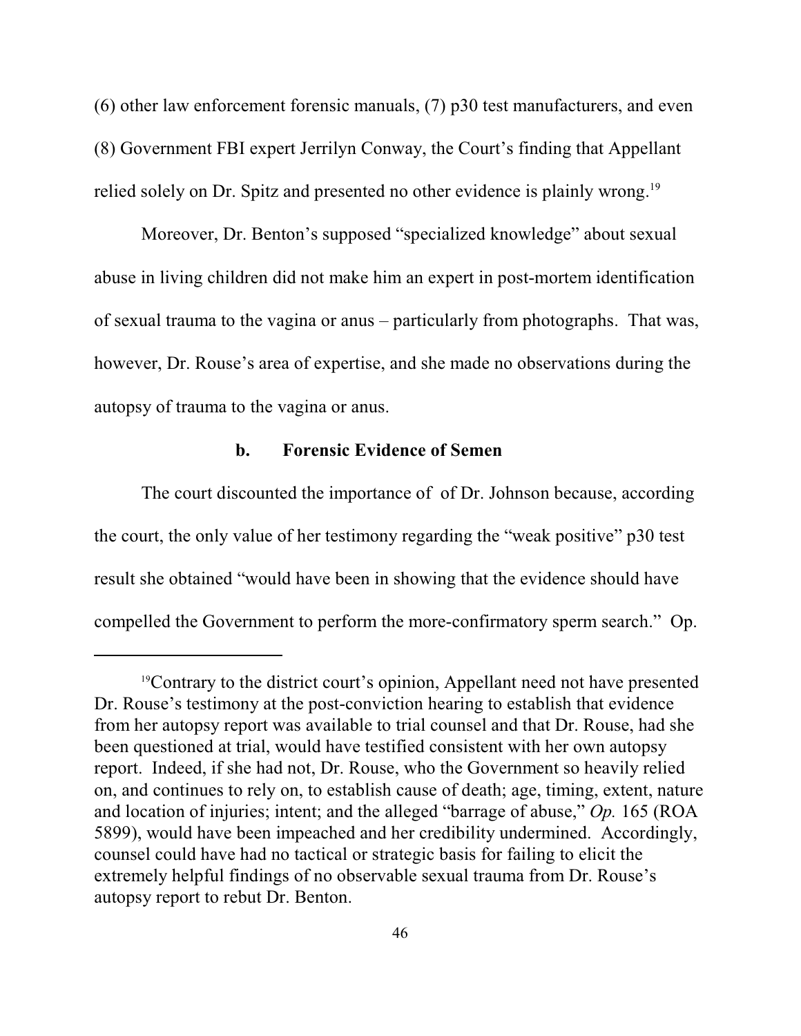(6) other law enforcement forensic manuals, (7) p30 test manufacturers, and even (8) Government FBI expert Jerrilyn Conway, the Court's finding that Appellant relied solely on Dr. Spitz and presented no other evidence is plainly wrong.[19]

Moreover, Dr. Benton's supposed "specialized knowledge" about sexual abuse in living children did not make him an expert in post-mortem identification of sexual trauma to the vagina or anus – particularly from photographs. That was, however, Dr. Rouse's area of expertise, and she made no observations during the autopsy of trauma to the vagina or anus.

### b. Forensic Evidence of Semen

The court discounted the importance of  of Dr. Johnson because, according the court, the only value of her testimony regarding the "weak positive" p30 test result she obtained "would have been in showing that the evidence should have compelled the Government to perform the more-confirmatory sperm search." Op.

---

[19]Contrary to the district court's opinion, Appellant need not have presented Dr. Rouse's testimony at the post-conviction hearing to establish that evidence from her autopsy report was available to trial counsel and that Dr. Rouse, had she been questioned at trial, would have testified consistent with her own autopsy report. Indeed, if she had not, Dr. Rouse, who the Government so heavily relied on, and continues to rely on, to establish cause of death; age, timing, extent, nature and location of injuries; intent; and the alleged "barrage of abuse," *Op.* 165 (ROA 5899), would have been impeached and her credibility undermined. Accordingly, counsel could have had no tactical or strategic basis for failing to elicit the extremely helpful findings of no observable sexual trauma from Dr. Rouse's autopsy report to rebut Dr. Benton.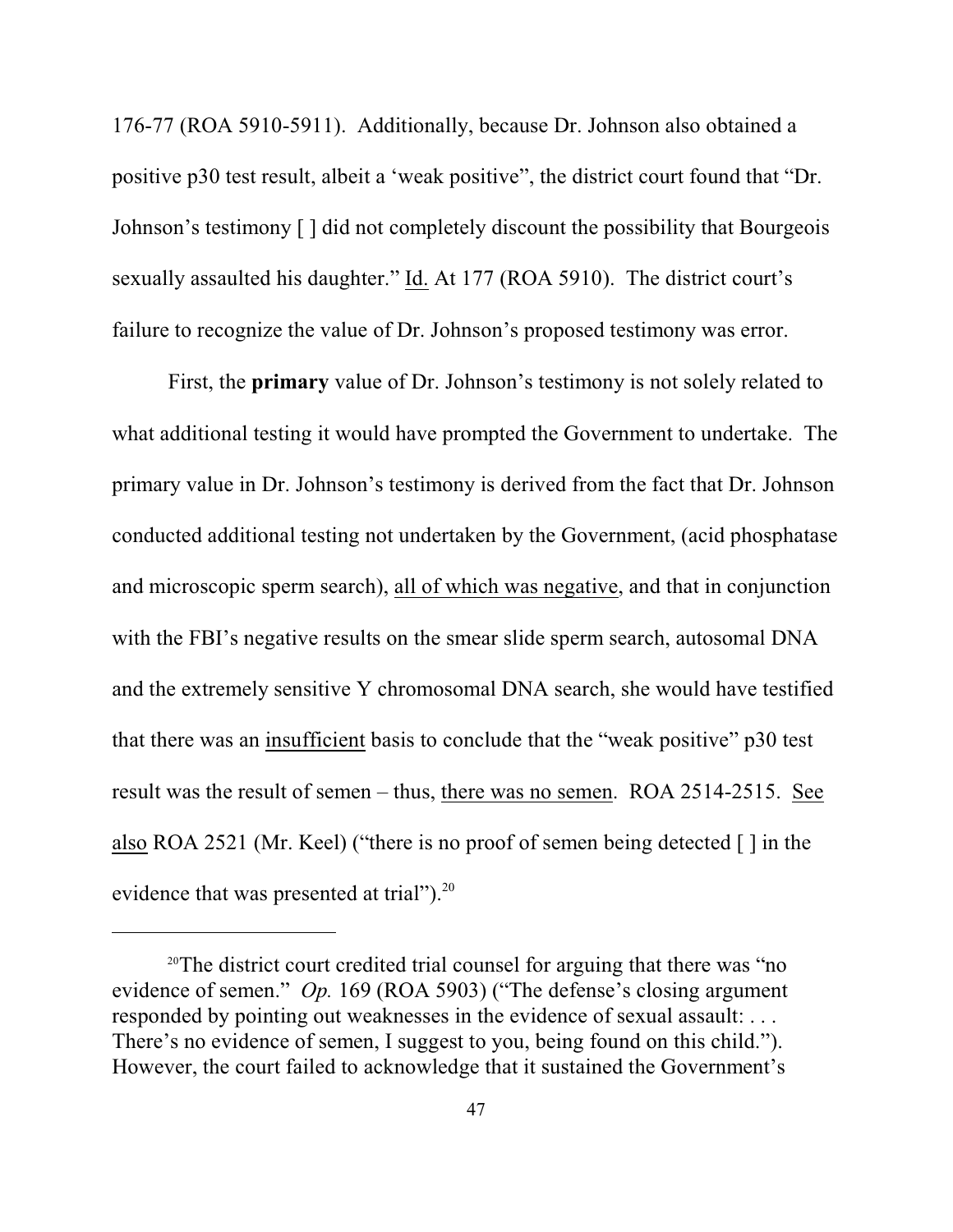176-77 (ROA 5910-5911). Additionally, because Dr. Johnson also obtained a positive p30 test result, albeit a ‘weak positive”, the district court found that “Dr. Johnson’s testimony [ ] did not completely discount the possibility that Bourgeois sexually assaulted his daughter.” Id. At 177 (ROA 5910). The district court’s failure to recognize the value of Dr. Johnson’s proposed testimony was error.

First, the **primary** value of Dr. Johnson’s testimony is not solely related to what additional testing it would have prompted the Government to undertake. The primary value in Dr. Johnson’s testimony is derived from the fact that Dr. Johnson conducted additional testing not undertaken by the Government, (acid phosphatase and microscopic sperm search), all of which was negative, and that in conjunction with the FBI’s negative results on the smear slide sperm search, autosomal DNA and the extremely sensitive Y chromosomal DNA search, she would have testified that there was an insufficient basis to conclude that the “weak positive” p30 test result was the result of semen – thus, there was no semen. ROA 2514-2515. See also ROA 2521 (Mr. Keel) (“there is no proof of semen being detected [ ] in the evidence that was presented at trial”).[20]

---

[20]The district court credited trial counsel for arguing that there was “no evidence of semen.” *Op.* 169 (ROA 5903) (“The defense’s closing argument responded by pointing out weaknesses in the evidence of sexual assault: . . . There’s no evidence of semen, I suggest to you, being found on this child.”). However, the court failed to acknowledge that it sustained the Government’s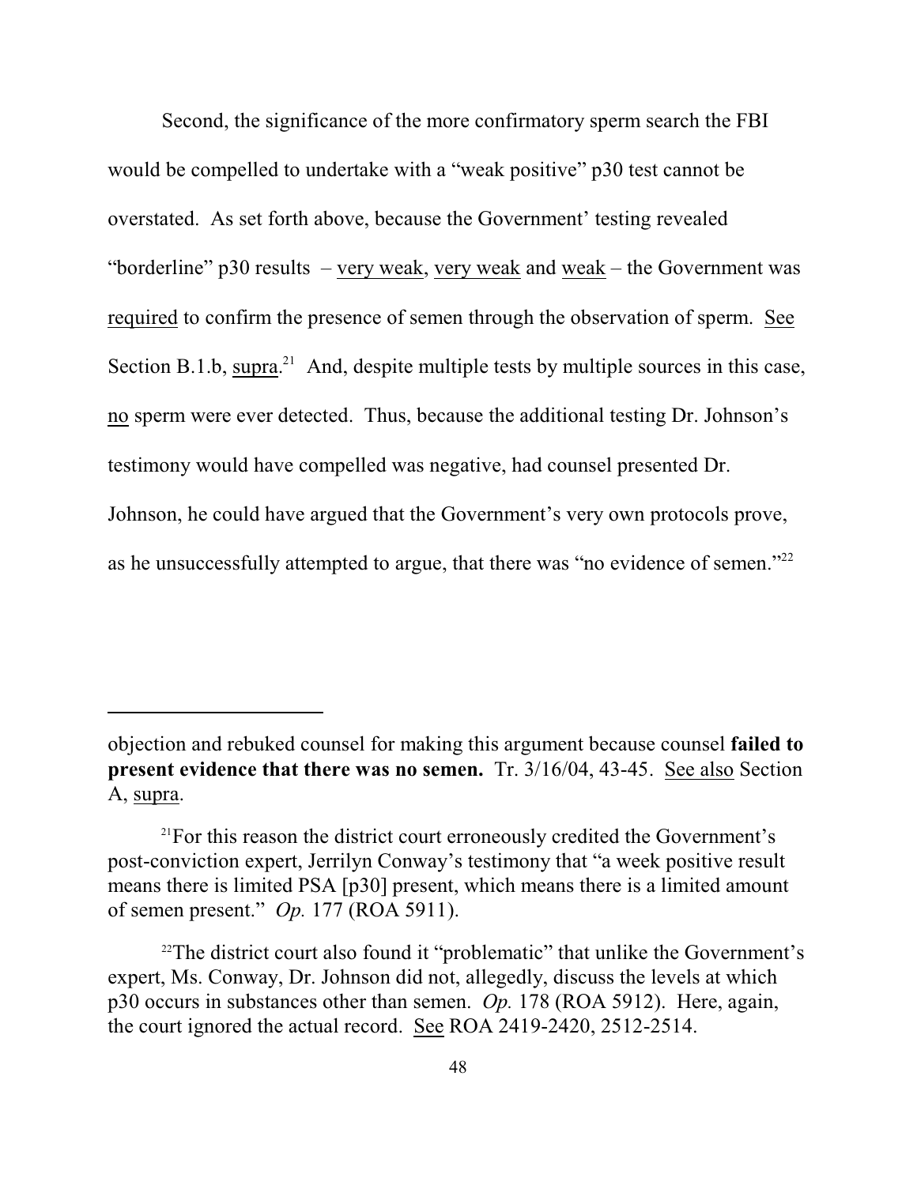Second, the significance of the more confirmatory sperm search the FBI would be compelled to undertake with a "weak positive" p30 test cannot be overstated. As set forth above, because the Government' testing revealed "borderline" p30 results – <u>very weak</u>, <u>very weak</u> and <u>weak</u> – the Government was <u>required</u> to confirm the presence of semen through the observation of sperm. <u>See</u> Section B.1.b, <u>supra</u>.[21] And, despite multiple tests by multiple sources in this case, <u>no</u> sperm were ever detected. Thus, because the additional testing Dr. Johnson's testimony would have compelled was negative, had counsel presented Dr. Johnson, he could have argued that the Government's very own protocols prove, as he unsuccessfully attempted to argue, that there was "no evidence of semen."[22]

---

objection and rebuked counsel for making this argument because counsel **failed to present evidence that there was no semen.** Tr. 3/16/04, 43-45. <u>See also</u> Section A, <u>supra</u>.

[21] For this reason the district court erroneously credited the Government's post-conviction expert, Jerrilyn Conway's testimony that "a week positive result means there is limited PSA [p30] present, which means there is a limited amount of semen present." *Op.* 177 (ROA 5911).

[22] The district court also found it "problematic" that unlike the Government's expert, Ms. Conway, Dr. Johnson did not, allegedly, discuss the levels at which p30 occurs in substances other than semen. *Op.* 178 (ROA 5912). Here, again, the court ignored the actual record. <u>See</u> ROA 2419-2420, 2512-2514.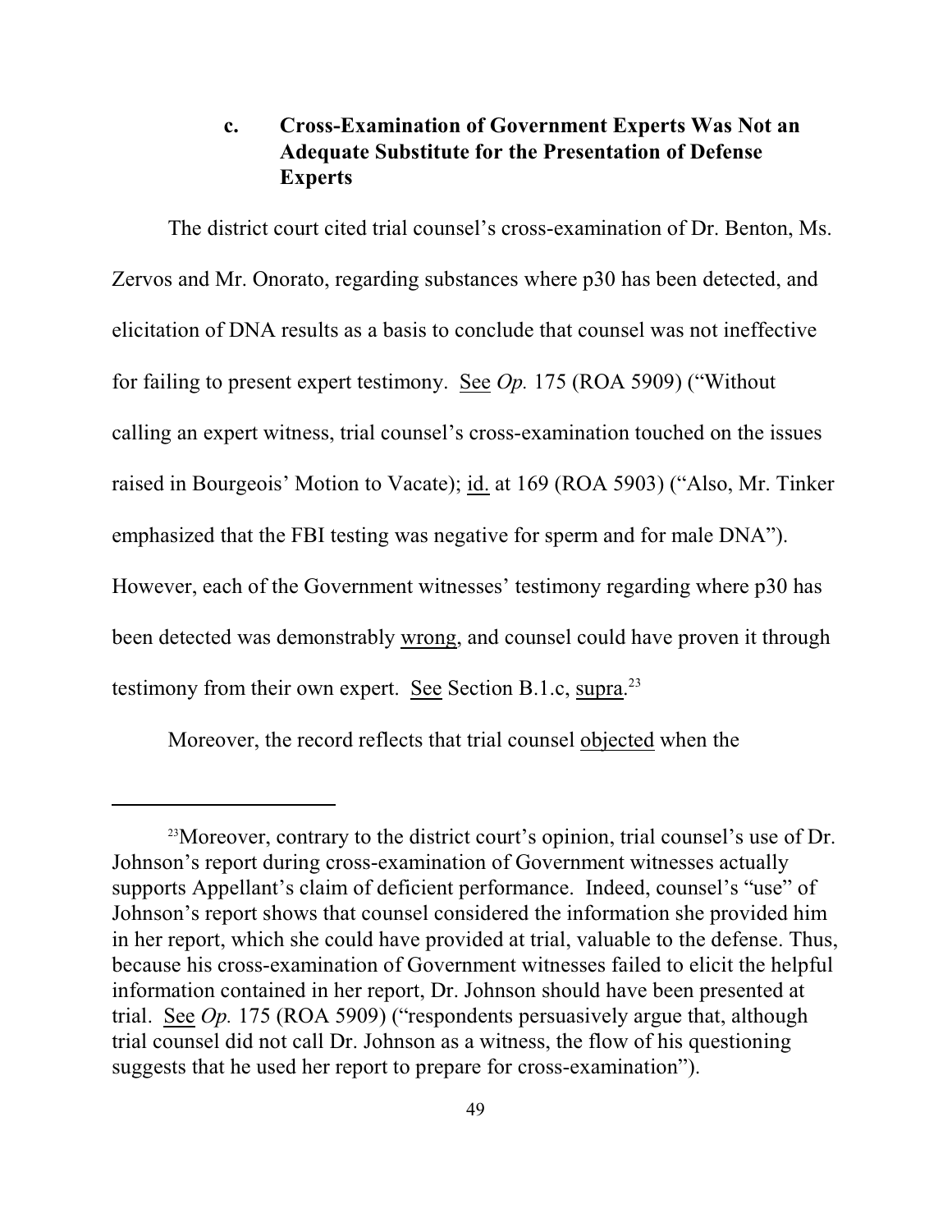### c. Cross-Examination of Government Experts Was Not an Adequate Substitute for the Presentation of Defense Experts

The district court cited trial counsel's cross-examination of Dr. Benton, Ms. Zervos and Mr. Onorato, regarding substances where p30 has been detected, and elicitation of DNA results as a basis to conclude that counsel was not ineffective for failing to present expert testimony. See *Op.* 175 (ROA 5909) ("Without calling an expert witness, trial counsel's cross-examination touched on the issues raised in Bourgeois' Motion to Vacate); id. at 169 (ROA 5903) ("Also, Mr. Tinker emphasized that the FBI testing was negative for sperm and for male DNA"). However, each of the Government witnesses' testimony regarding where p30 has been detected was demonstrably wrong, and counsel could have proven it through testimony from their own expert. See Section B.1.c, supra.[23]

Moreover, the record reflects that trial counsel objected when the

---

[23]Moreover, contrary to the district court's opinion, trial counsel's use of Dr. Johnson's report during cross-examination of Government witnesses actually supports Appellant's claim of deficient performance. Indeed, counsel's "use" of Johnson's report shows that counsel considered the information she provided him in her report, which she could have provided at trial, valuable to the defense. Thus, because his cross-examination of Government witnesses failed to elicit the helpful information contained in her report, Dr. Johnson should have been presented at trial. See *Op.* 175 (ROA 5909) ("respondents persuasively argue that, although trial counsel did not call Dr. Johnson as a witness, the flow of his questioning suggests that he used her report to prepare for cross-examination").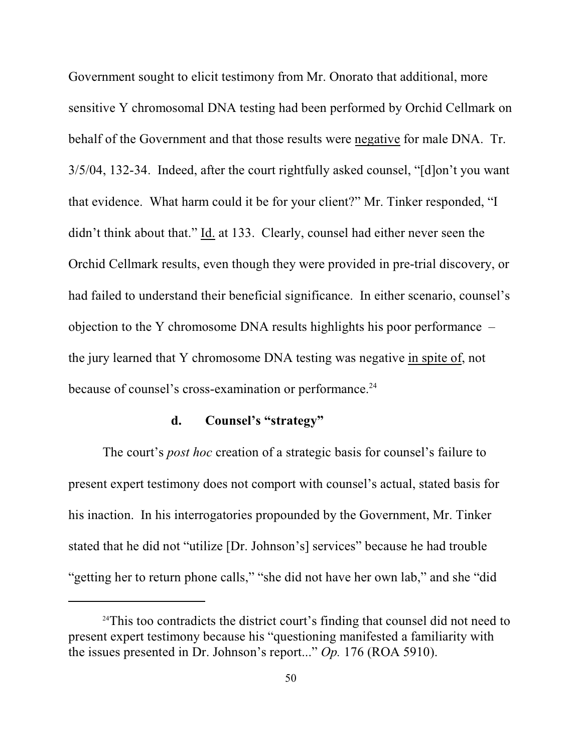Government sought to elicit testimony from Mr. Onorato that additional, more sensitive Y chromosomal DNA testing had been performed by Orchid Cellmark on behalf of the Government and that those results were negative for male DNA. Tr. 3/5/04, 132-34. Indeed, after the court rightfully asked counsel, "[d]on't you want that evidence. What harm could it be for your client?" Mr. Tinker responded, "I didn't think about that." Id. at 133. Clearly, counsel had either never seen the Orchid Cellmark results, even though they were provided in pre-trial discovery, or had failed to understand their beneficial significance. In either scenario, counsel's objection to the Y chromosome DNA results highlights his poor performance – the jury learned that Y chromosome DNA testing was negative in spite of, not because of counsel's cross-examination or performance.[24]

**d. Counsel's "strategy"**

The court's *post hoc* creation of a strategic basis for counsel's failure to present expert testimony does not comport with counsel's actual, stated basis for his inaction. In his interrogatories propounded by the Government, Mr. Tinker stated that he did not "utilize [Dr. Johnson's] services" because he had trouble "getting her to return phone calls," "she did not have her own lab," and she "did

[24]This too contradicts the district court's finding that counsel did not need to present expert testimony because his "questioning manifested a familiarity with the issues presented in Dr. Johnson's report..." *Op.* 176 (ROA 5910).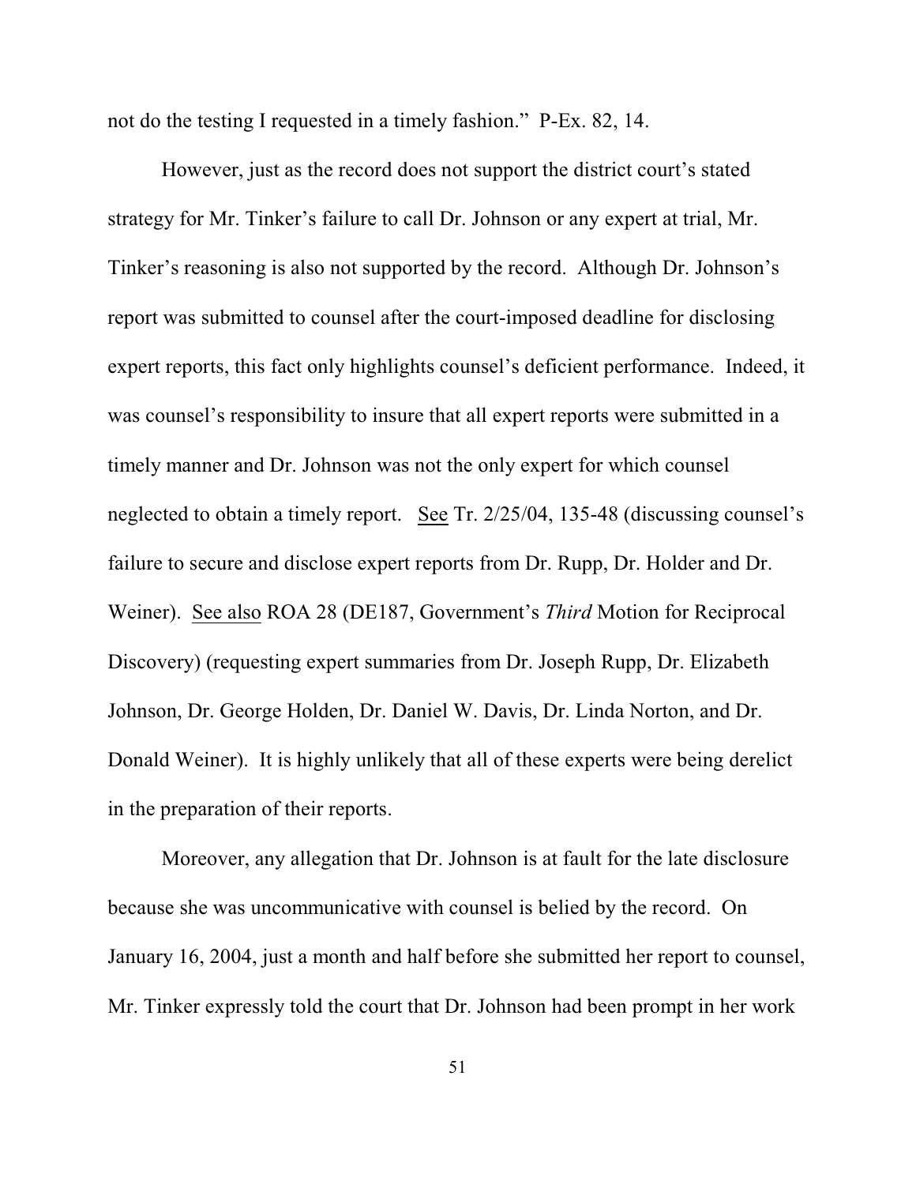not do the testing I requested in a timely fashion." P-Ex. 82, 14.

However, just as the record does not support the district court's stated strategy for Mr. Tinker's failure to call Dr. Johnson or any expert at trial, Mr. Tinker's reasoning is also not supported by the record. Although Dr. Johnson's report was submitted to counsel after the court-imposed deadline for disclosing expert reports, this fact only highlights counsel's deficient performance. Indeed, it was counsel's responsibility to insure that all expert reports were submitted in a timely manner and Dr. Johnson was not the only expert for which counsel neglected to obtain a timely report. See Tr. 2/25/04, 135-48 (discussing counsel's failure to secure and disclose expert reports from Dr. Rupp, Dr. Holder and Dr. Weiner). See also ROA 28 (DE187, Government's *Third* Motion for Reciprocal Discovery) (requesting expert summaries from Dr. Joseph Rupp, Dr. Elizabeth Johnson, Dr. George Holden, Dr. Daniel W. Davis, Dr. Linda Norton, and Dr. Donald Weiner). It is highly unlikely that all of these experts were being derelict in the preparation of their reports.

Moreover, any allegation that Dr. Johnson is at fault for the late disclosure because she was uncommunicative with counsel is belied by the record. On January 16, 2004, just a month and half before she submitted her report to counsel, Mr. Tinker expressly told the court that Dr. Johnson had been prompt in her work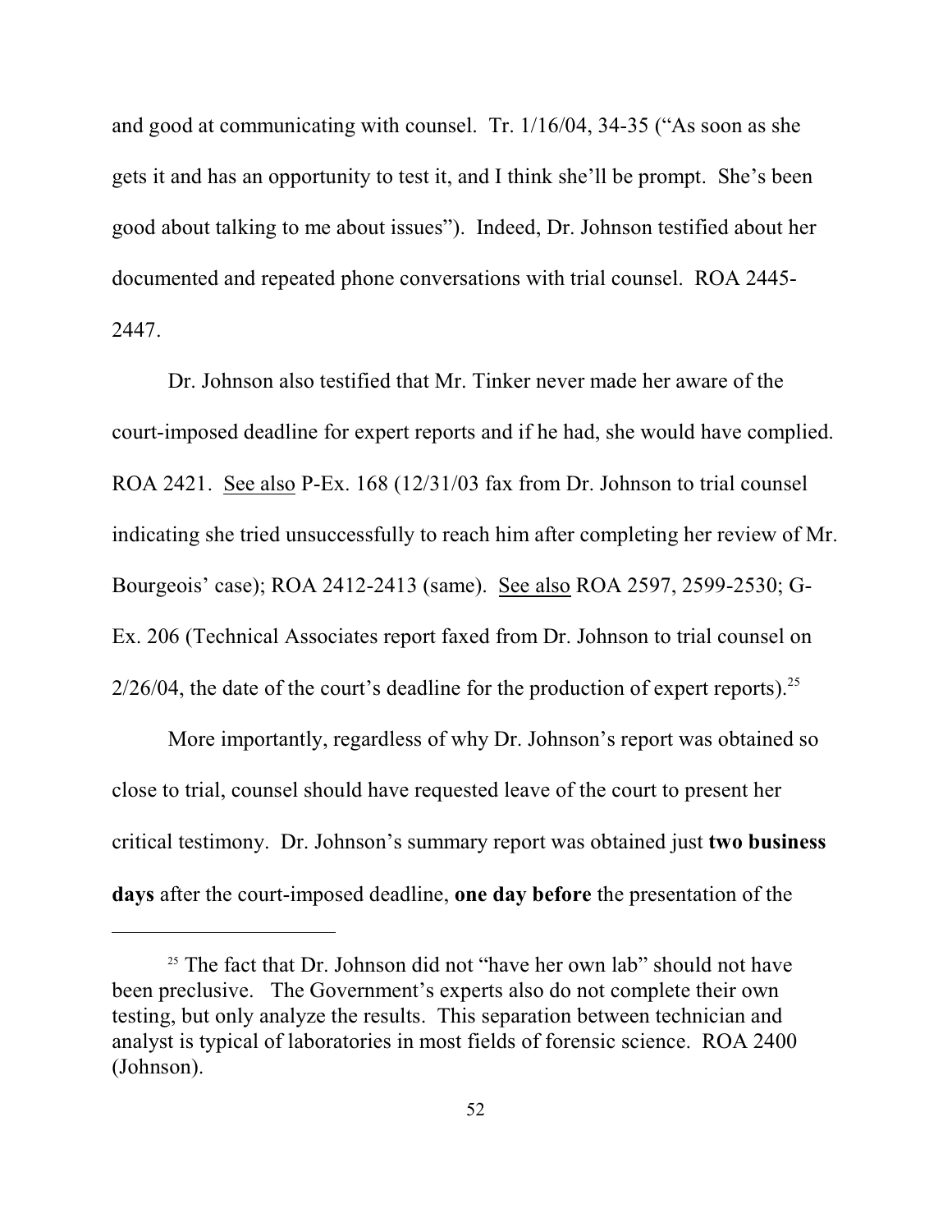and good at communicating with counsel. Tr. 1/16/04, 34-35 ("As soon as she gets it and has an opportunity to test it, and I think she'll be prompt. She's been good about talking to me about issues"). Indeed, Dr. Johnson testified about her documented and repeated phone conversations with trial counsel. ROA 2445-2447.

Dr. Johnson also testified that Mr. Tinker never made her aware of the court-imposed deadline for expert reports and if he had, she would have complied. ROA 2421. See also P-Ex. 168 (12/31/03 fax from Dr. Johnson to trial counsel indicating she tried unsuccessfully to reach him after completing her review of Mr. Bourgeois' case); ROA 2412-2413 (same). See also ROA 2597, 2599-2530; G-Ex. 206 (Technical Associates report faxed from Dr. Johnson to trial counsel on 2/26/04, the date of the court's deadline for the production of expert reports).[25]

More importantly, regardless of why Dr. Johnson's report was obtained so close to trial, counsel should have requested leave of the court to present her critical testimony. Dr. Johnson's summary report was obtained just **two business days** after the court-imposed deadline, **one day before** the presentation of the

[25] The fact that Dr. Johnson did not "have her own lab" should not have been preclusive. The Government's experts also do not complete their own testing, but only analyze the results. This separation between technician and analyst is typical of laboratories in most fields of forensic science. ROA 2400 (Johnson).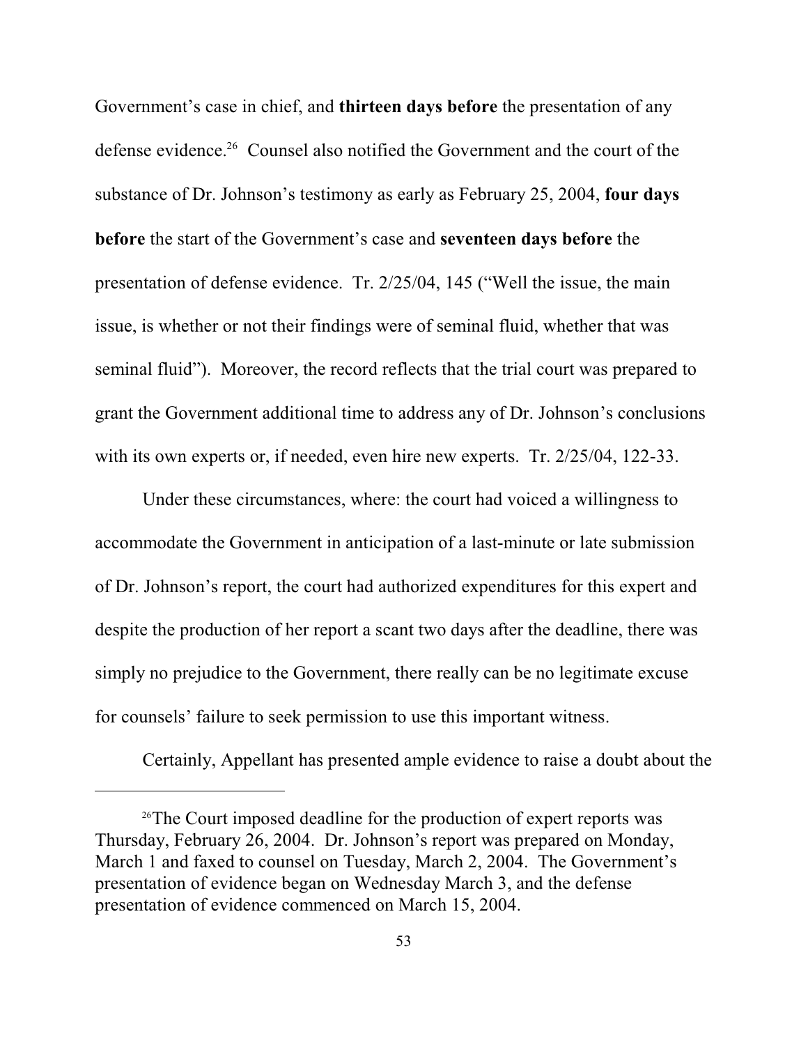Government's case in chief, and **thirteen days before** the presentation of any defense evidence.[26] Counsel also notified the Government and the court of the substance of Dr. Johnson's testimony as early as February 25, 2004, **four days before** the start of the Government's case and **seventeen days before** the presentation of defense evidence. Tr. 2/25/04, 145 ("Well the issue, the main issue, is whether or not their findings were of seminal fluid, whether that was seminal fluid"). Moreover, the record reflects that the trial court was prepared to grant the Government additional time to address any of Dr. Johnson's conclusions with its own experts or, if needed, even hire new experts. Tr. 2/25/04, 122-33.

Under these circumstances, where: the court had voiced a willingness to accommodate the Government in anticipation of a last-minute or late submission of Dr. Johnson's report, the court had authorized expenditures for this expert and despite the production of her report a scant two days after the deadline, there was simply no prejudice to the Government, there really can be no legitimate excuse for counsels' failure to seek permission to use this important witness.

Certainly, Appellant has presented ample evidence to raise a doubt about the

---

[26] The Court imposed deadline for the production of expert reports was Thursday, February 26, 2004. Dr. Johnson's report was prepared on Monday, March 1 and faxed to counsel on Tuesday, March 2, 2004. The Government's presentation of evidence began on Wednesday March 3, and the defense presentation of evidence commenced on March 15, 2004.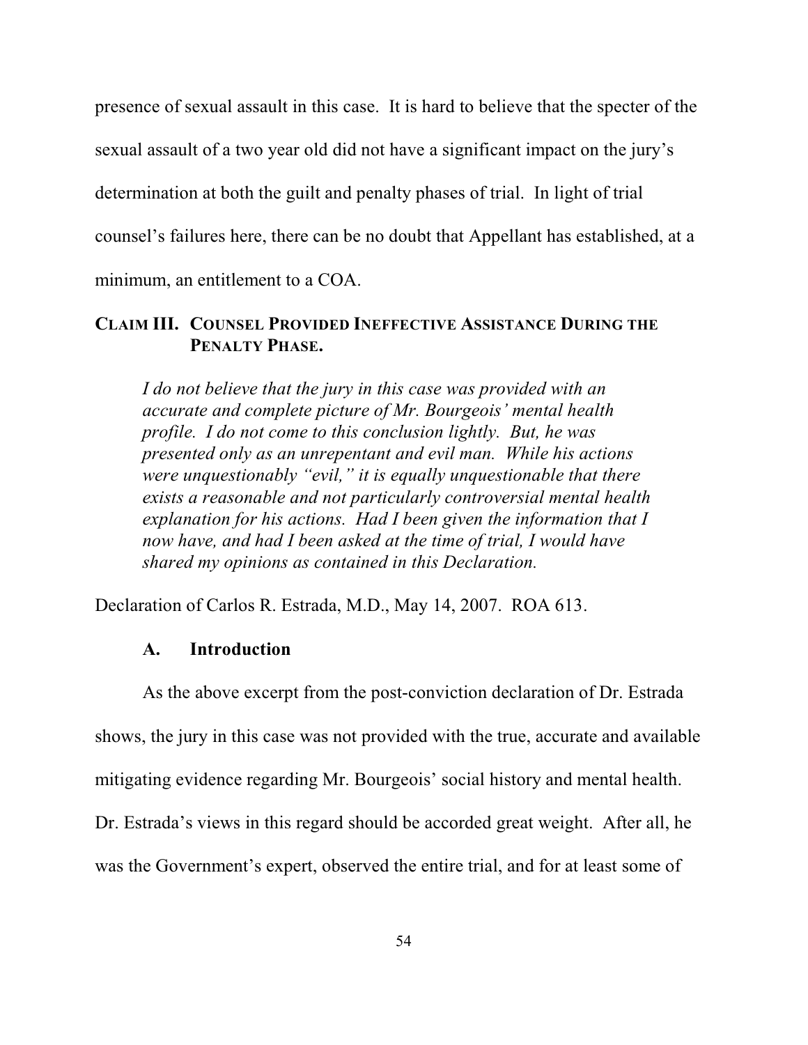presence of sexual assault in this case. It is hard to believe that the specter of the sexual assault of a two year old did not have a significant impact on the jury's determination at both the guilt and penalty phases of trial. In light of trial counsel's failures here, there can be no doubt that Appellant has established, at a minimum, an entitlement to a COA.

## CLAIM III. COUNSEL PROVIDED INEFFECTIVE ASSISTANCE DURING THE PENALTY PHASE.

> *I do not believe that the jury in this case was provided with an accurate and complete picture of Mr. Bourgeois' mental health profile. I do not come to this conclusion lightly. But, he was presented only as an unrepentant and evil man. While his actions were unquestionably "evil," it is equally unquestionable that there exists a reasonable and not particularly controversial mental health explanation for his actions. Had I been given the information that I now have, and had I been asked at the time of trial, I would have shared my opinions as contained in this Declaration.*

Declaration of Carlos R. Estrada, M.D., May 14, 2007. ROA 613.

### A. Introduction

As the above excerpt from the post-conviction declaration of Dr. Estrada shows, the jury in this case was not provided with the true, accurate and available mitigating evidence regarding Mr. Bourgeois' social history and mental health. Dr. Estrada's views in this regard should be accorded great weight. After all, he was the Government's expert, observed the entire trial, and for at least some of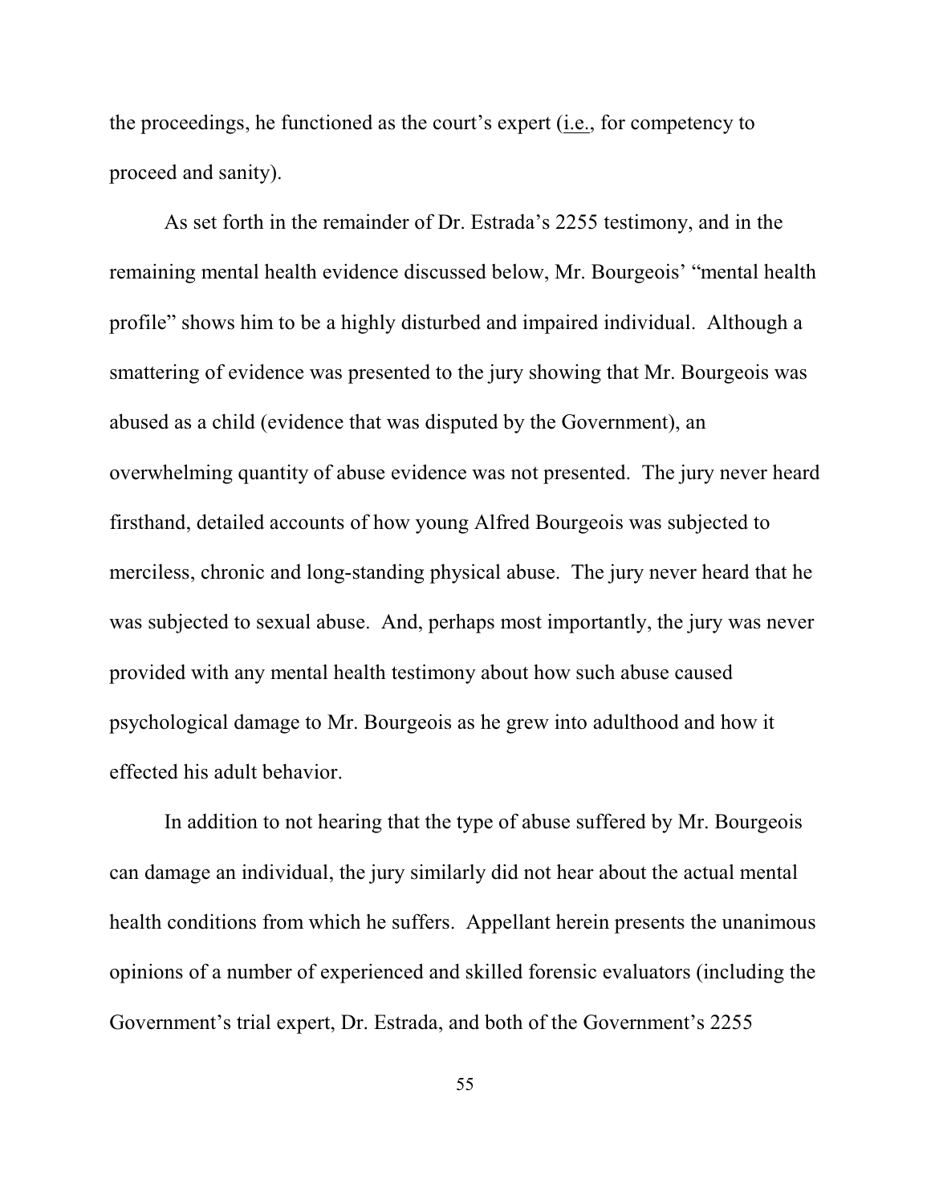the proceedings, he functioned as the court's expert (i.e., for competency to proceed and sanity).

As set forth in the remainder of Dr. Estrada's 2255 testimony, and in the remaining mental health evidence discussed below, Mr. Bourgeois' "mental health profile" shows him to be a highly disturbed and impaired individual. Although a smattering of evidence was presented to the jury showing that Mr. Bourgeois was abused as a child (evidence that was disputed by the Government), an overwhelming quantity of abuse evidence was not presented. The jury never heard firsthand, detailed accounts of how young Alfred Bourgeois was subjected to merciless, chronic and long-standing physical abuse. The jury never heard that he was subjected to sexual abuse. And, perhaps most importantly, the jury was never provided with any mental health testimony about how such abuse caused psychological damage to Mr. Bourgeois as he grew into adulthood and how it effected his adult behavior.

In addition to not hearing that the type of abuse suffered by Mr. Bourgeois can damage an individual, the jury similarly did not hear about the actual mental health conditions from which he suffers. Appellant herein presents the unanimous opinions of a number of experienced and skilled forensic evaluators (including the Government's trial expert, Dr. Estrada, and both of the Government's 2255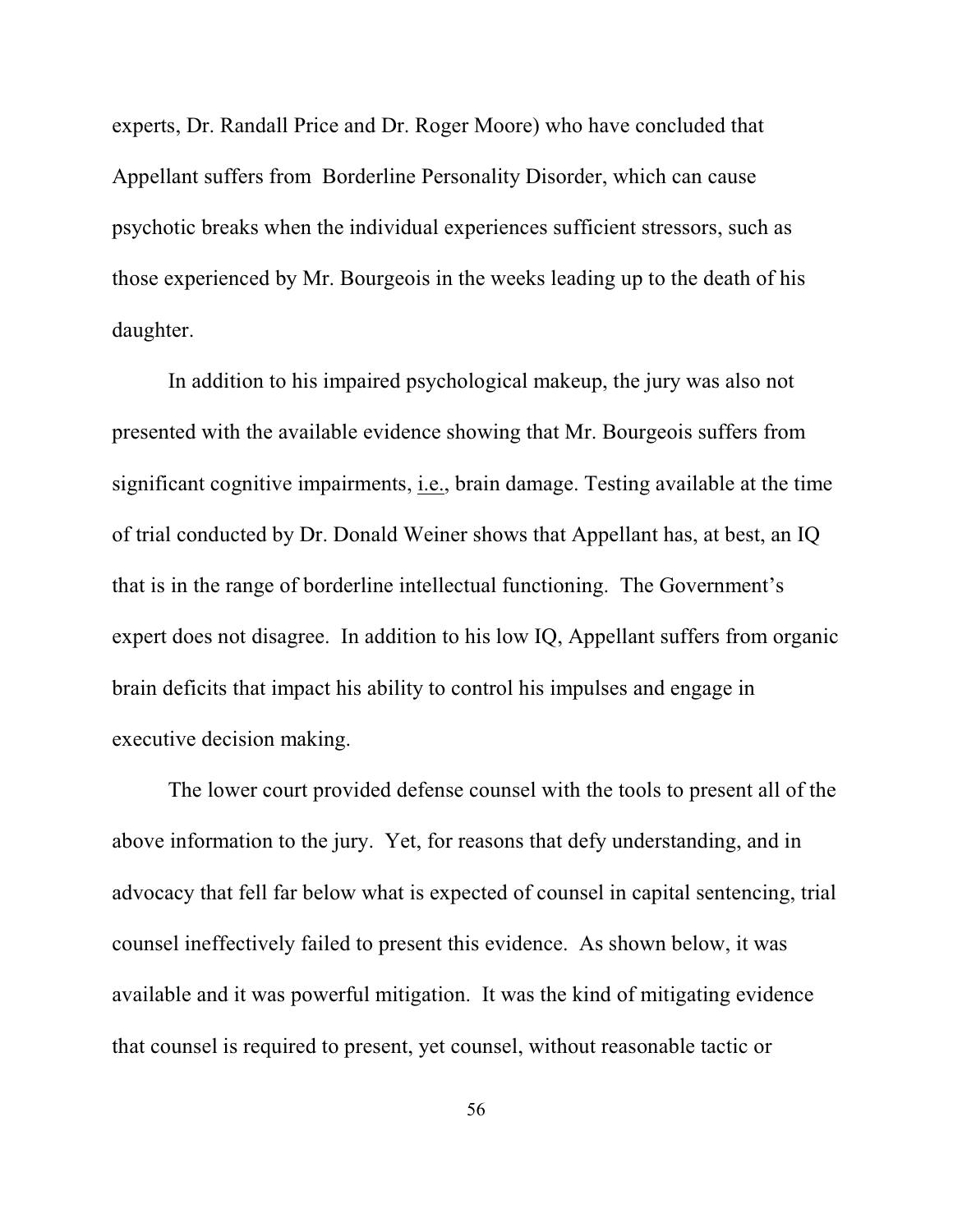experts, Dr. Randall Price and Dr. Roger Moore) who have concluded that Appellant suffers from Borderline Personality Disorder, which can cause psychotic breaks when the individual experiences sufficient stressors, such as those experienced by Mr. Bourgeois in the weeks leading up to the death of his daughter.

In addition to his impaired psychological makeup, the jury was also not presented with the available evidence showing that Mr. Bourgeois suffers from significant cognitive impairments, i.e., brain damage. Testing available at the time of trial conducted by Dr. Donald Weiner shows that Appellant has, at best, an IQ that is in the range of borderline intellectual functioning. The Government's expert does not disagree. In addition to his low IQ, Appellant suffers from organic brain deficits that impact his ability to control his impulses and engage in executive decision making.

The lower court provided defense counsel with the tools to present all of the above information to the jury. Yet, for reasons that defy understanding, and in advocacy that fell far below what is expected of counsel in capital sentencing, trial counsel ineffectively failed to present this evidence. As shown below, it was available and it was powerful mitigation. It was the kind of mitigating evidence that counsel is required to present, yet counsel, without reasonable tactic or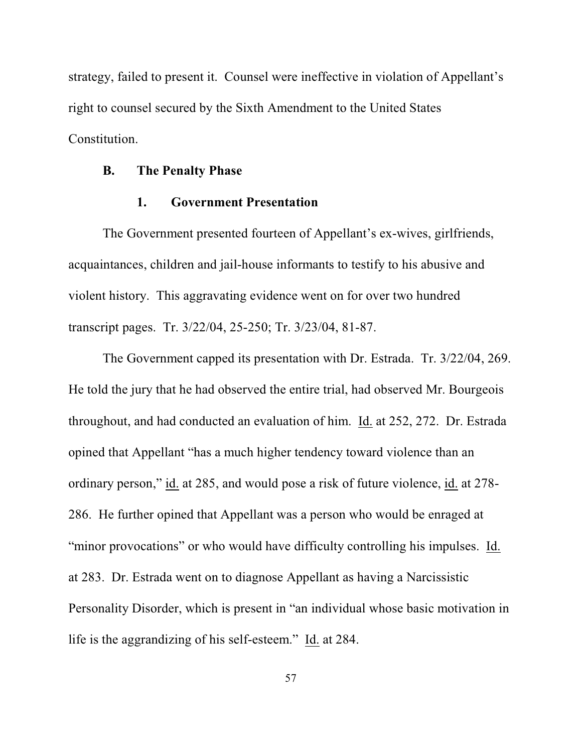strategy, failed to present it. Counsel were ineffective in violation of Appellant's right to counsel secured by the Sixth Amendment to the United States Constitution.

### B. The Penalty Phase

#### 1. Government Presentation

The Government presented fourteen of Appellant's ex-wives, girlfriends, acquaintances, children and jail-house informants to testify to his abusive and violent history. This aggravating evidence went on for over two hundred transcript pages. Tr. 3/22/04, 25-250; Tr. 3/23/04, 81-87.

The Government capped its presentation with Dr. Estrada. Tr. 3/22/04, 269. He told the jury that he had observed the entire trial, had observed Mr. Bourgeois throughout, and had conducted an evaluation of him. Id. at 252, 272. Dr. Estrada opined that Appellant "has a much higher tendency toward violence than an ordinary person," id. at 285, and would pose a risk of future violence, id. at 278-286. He further opined that Appellant was a person who would be enraged at "minor provocations" or who would have difficulty controlling his impulses. Id. at 283. Dr. Estrada went on to diagnose Appellant as having a Narcissistic Personality Disorder, which is present in "an individual whose basic motivation in life is the aggrandizing of his self-esteem." Id. at 284.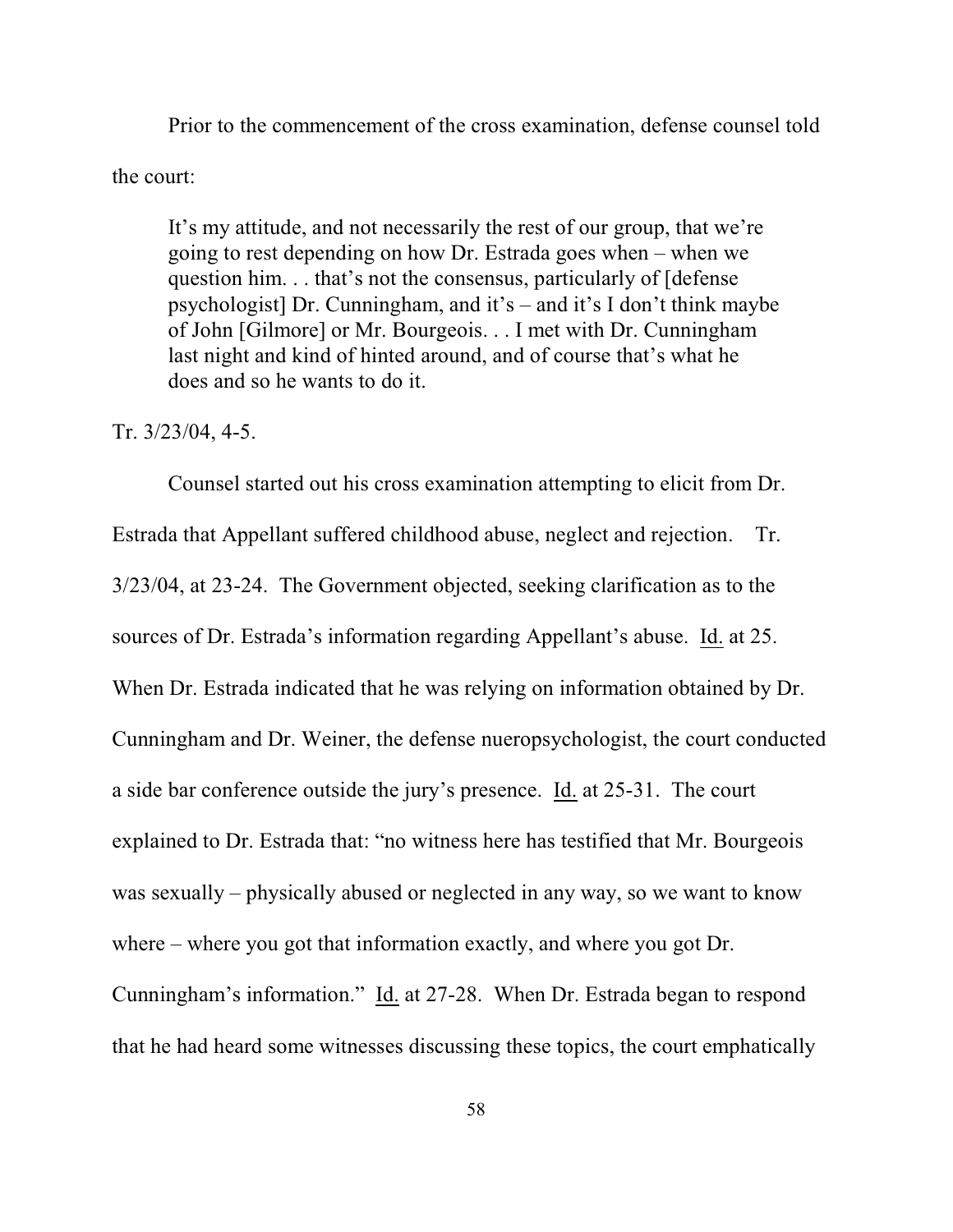Prior to the commencement of the cross examination, defense counsel told the court:

> It's my attitude, and not necessarily the rest of our group, that we're going to rest depending on how Dr. Estrada goes when – when we question him. . . that's not the consensus, particularly of [defense psychologist] Dr. Cunningham, and it's – and it's I don't think maybe of John [Gilmore] or Mr. Bourgeois. . . I met with Dr. Cunningham last night and kind of hinted around, and of course that's what he does and so he wants to do it.

Tr. 3/23/04, 4-5.

Counsel started out his cross examination attempting to elicit from Dr. Estrada that Appellant suffered childhood abuse, neglect and rejection. Tr. 3/23/04, at 23-24. The Government objected, seeking clarification as to the sources of Dr. Estrada's information regarding Appellant's abuse. Id. at 25. When Dr. Estrada indicated that he was relying on information obtained by Dr. Cunningham and Dr. Weiner, the defense nueropsychologist, the court conducted a side bar conference outside the jury's presence. Id. at 25-31. The court explained to Dr. Estrada that: "no witness here has testified that Mr. Bourgeois was sexually – physically abused or neglected in any way, so we want to know where – where you got that information exactly, and where you got Dr. Cunningham's information." Id. at 27-28. When Dr. Estrada began to respond that he had heard some witnesses discussing these topics, the court emphatically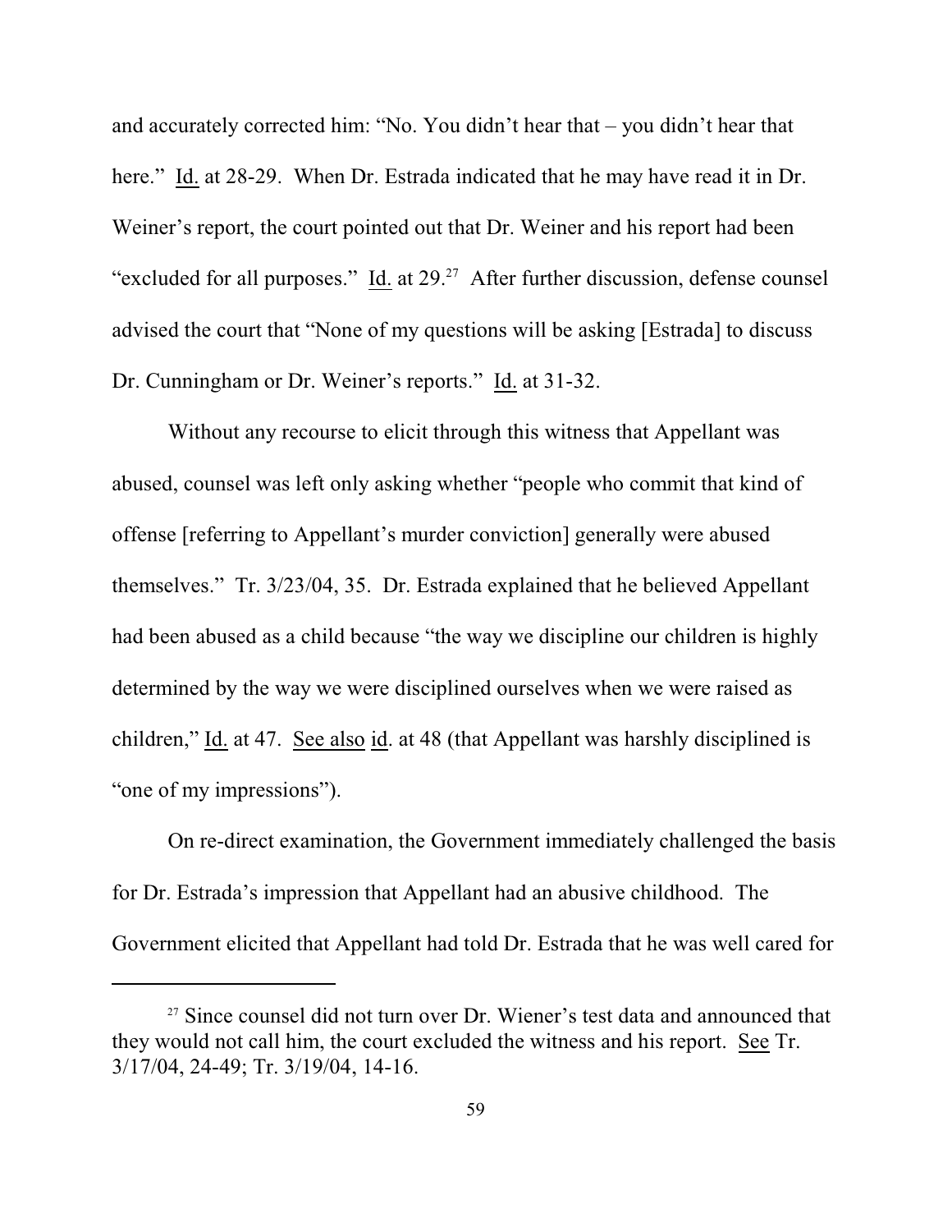and accurately corrected him: "No. You didn't hear that – you didn't hear that here." Id. at 28-29. When Dr. Estrada indicated that he may have read it in Dr. Weiner's report, the court pointed out that Dr. Weiner and his report had been "excluded for all purposes." Id. at 29.[27] After further discussion, defense counsel advised the court that "None of my questions will be asking [Estrada] to discuss Dr. Cunningham or Dr. Weiner's reports." Id. at 31-32.

Without any recourse to elicit through this witness that Appellant was abused, counsel was left only asking whether "people who commit that kind of offense [referring to Appellant's murder conviction] generally were abused themselves." Tr. 3/23/04, 35. Dr. Estrada explained that he believed Appellant had been abused as a child because "the way we discipline our children is highly determined by the way we were disciplined ourselves when we were raised as children," Id. at 47. See also id. at 48 (that Appellant was harshly disciplined is "one of my impressions").

On re-direct examination, the Government immediately challenged the basis for Dr. Estrada's impression that Appellant had an abusive childhood. The Government elicited that Appellant had told Dr. Estrada that he was well cared for

[27] Since counsel did not turn over Dr. Wiener's test data and announced that they would not call him, the court excluded the witness and his report. See Tr. 3/17/04, 24-49; Tr. 3/19/04, 14-16.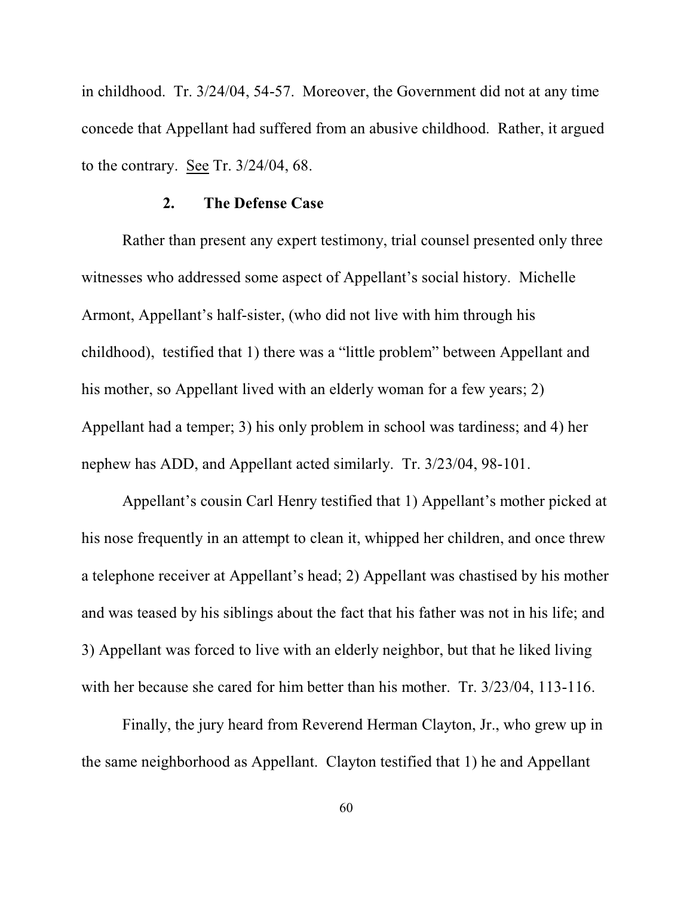in childhood. Tr. 3/24/04, 54-57. Moreover, the Government did not at any time concede that Appellant had suffered from an abusive childhood. Rather, it argued to the contrary. See Tr. 3/24/04, 68.

### 2. The Defense Case

Rather than present any expert testimony, trial counsel presented only three witnesses who addressed some aspect of Appellant's social history. Michelle Armont, Appellant's half-sister, (who did not live with him through his childhood), testified that 1) there was a "little problem" between Appellant and his mother, so Appellant lived with an elderly woman for a few years; 2) Appellant had a temper; 3) his only problem in school was tardiness; and 4) her nephew has ADD, and Appellant acted similarly. Tr. 3/23/04, 98-101.

Appellant's cousin Carl Henry testified that 1) Appellant's mother picked at his nose frequently in an attempt to clean it, whipped her children, and once threw a telephone receiver at Appellant's head; 2) Appellant was chastised by his mother and was teased by his siblings about the fact that his father was not in his life; and 3) Appellant was forced to live with an elderly neighbor, but that he liked living with her because she cared for him better than his mother. Tr. 3/23/04, 113-116.

Finally, the jury heard from Reverend Herman Clayton, Jr., who grew up in the same neighborhood as Appellant. Clayton testified that 1) he and Appellant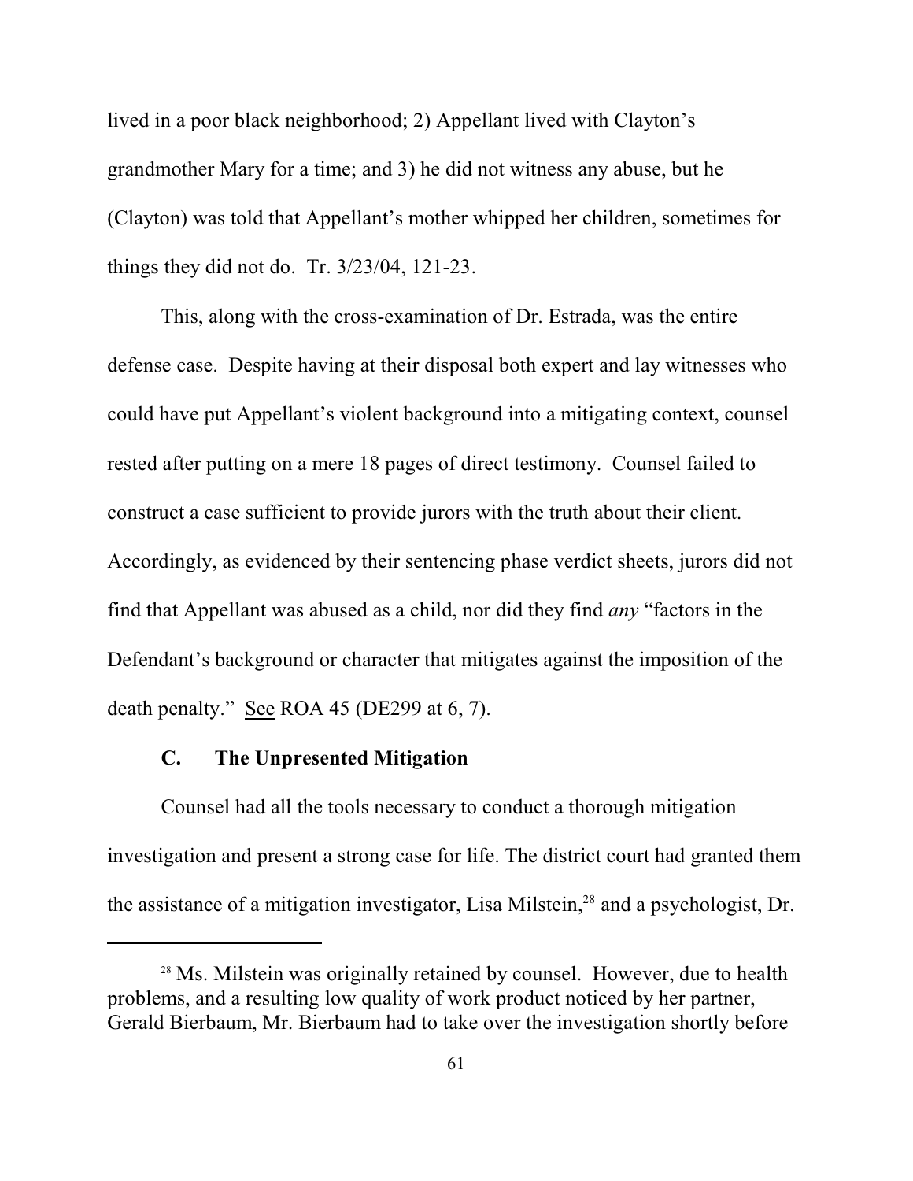lived in a poor black neighborhood; 2) Appellant lived with Clayton's grandmother Mary for a time; and 3) he did not witness any abuse, but he (Clayton) was told that Appellant's mother whipped her children, sometimes for things they did not do. Tr. 3/23/04, 121-23.

This, along with the cross-examination of Dr. Estrada, was the entire defense case. Despite having at their disposal both expert and lay witnesses who could have put Appellant's violent background into a mitigating context, counsel rested after putting on a mere 18 pages of direct testimony. Counsel failed to construct a case sufficient to provide jurors with the truth about their client. Accordingly, as evidenced by their sentencing phase verdict sheets, jurors did not find that Appellant was abused as a child, nor did they find *any* "factors in the Defendant's background or character that mitigates against the imposition of the death penalty." See ROA 45 (DE299 at 6, 7).

### C. The Unpresented Mitigation

Counsel had all the tools necessary to conduct a thorough mitigation investigation and present a strong case for life. The district court had granted them the assistance of a mitigation investigator, Lisa Milstein,[28] and a psychologist, Dr.

[28] Ms. Milstein was originally retained by counsel. However, due to health problems, and a resulting low quality of work product noticed by her partner, Gerald Bierbaum, Mr. Bierbaum had to take over the investigation shortly before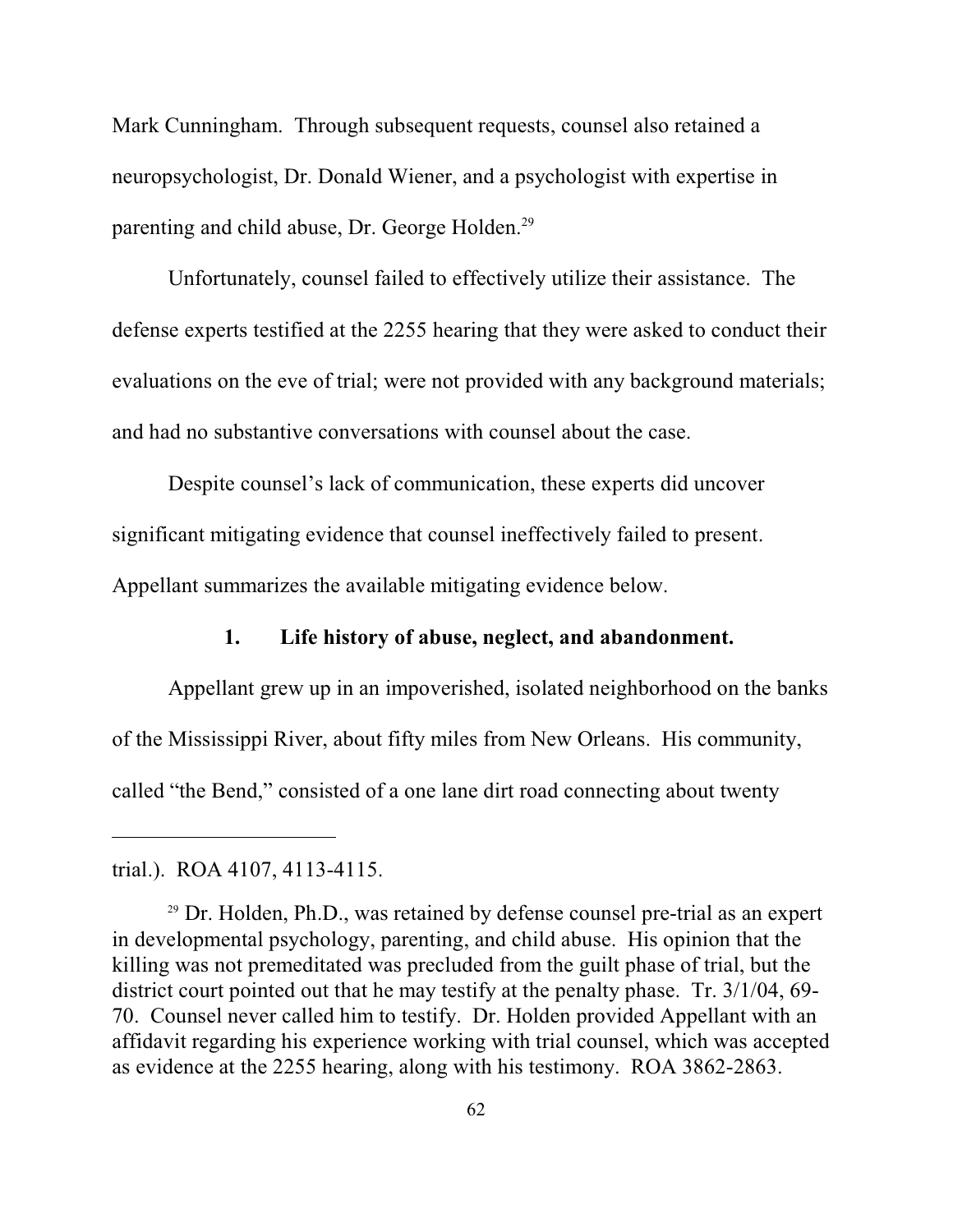Mark Cunningham. Through subsequent requests, counsel also retained a neuropsychologist, Dr. Donald Wiener, and a psychologist with expertise in parenting and child abuse, Dr. George Holden.[29]

Unfortunately, counsel failed to effectively utilize their assistance. The defense experts testified at the 2255 hearing that they were asked to conduct their evaluations on the eve of trial; were not provided with any background materials; and had no substantive conversations with counsel about the case.

Despite counsel's lack of communication, these experts did uncover significant mitigating evidence that counsel ineffectively failed to present. Appellant summarizes the available mitigating evidence below.

### 1. Life history of abuse, neglect, and abandonment.

Appellant grew up in an impoverished, isolated neighborhood on the banks of the Mississippi River, about fifty miles from New Orleans. His community, called "the Bend," consisted of a one lane dirt road connecting about twenty

---

trial.). ROA 4107, 4113-4115.

[29] Dr. Holden, Ph.D., was retained by defense counsel pre-trial as an expert in developmental psychology, parenting, and child abuse. His opinion that the killing was not premeditated was precluded from the guilt phase of trial, but the district court pointed out that he may testify at the penalty phase. Tr. 3/1/04, 69-70. Counsel never called him to testify. Dr. Holden provided Appellant with an affidavit regarding his experience working with trial counsel, which was accepted as evidence at the 2255 hearing, along with his testimony. ROA 3862-2863.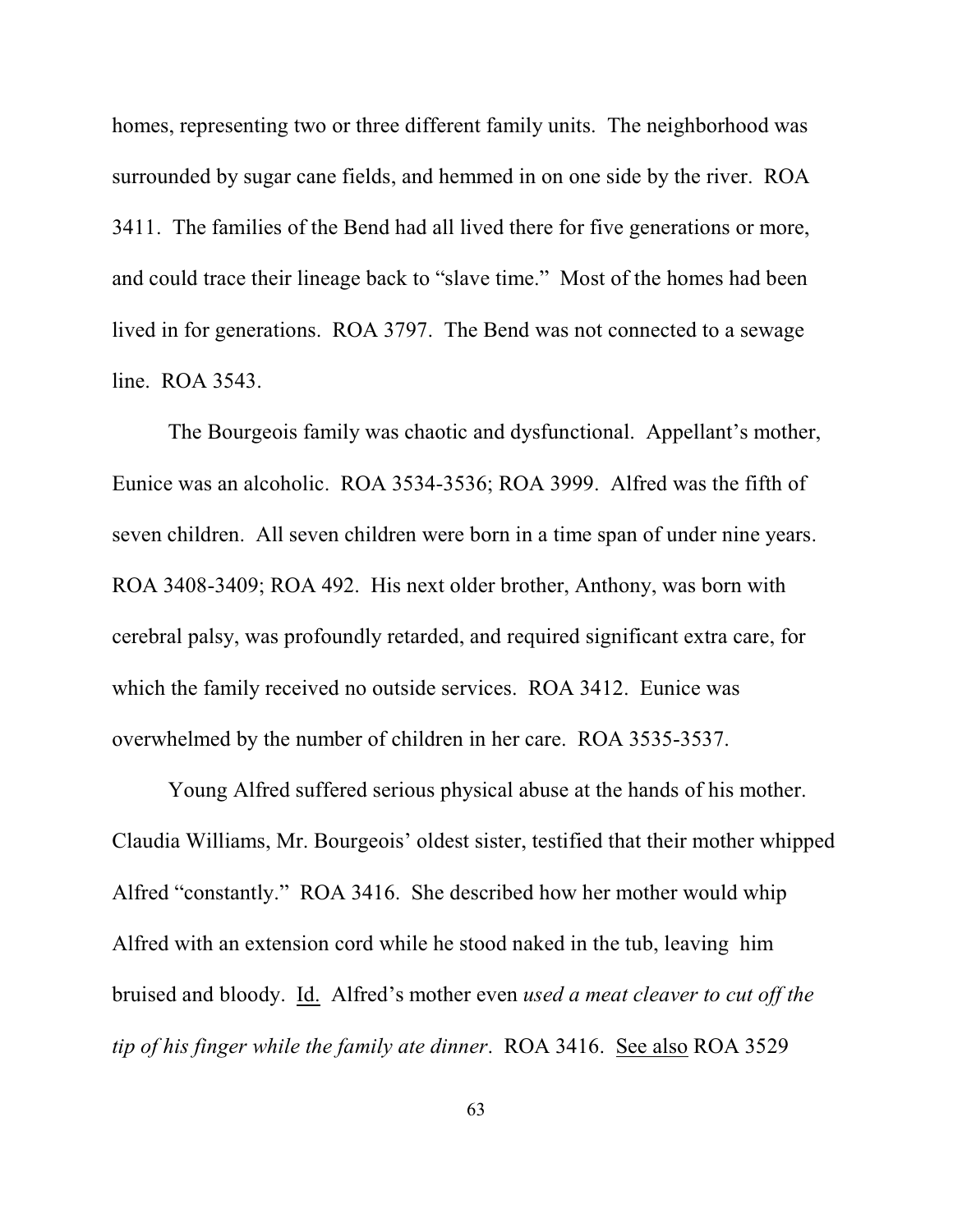homes, representing two or three different family units. The neighborhood was surrounded by sugar cane fields, and hemmed in on one side by the river. ROA 3411. The families of the Bend had all lived there for five generations or more, and could trace their lineage back to "slave time." Most of the homes had been lived in for generations. ROA 3797. The Bend was not connected to a sewage line. ROA 3543.

The Bourgeois family was chaotic and dysfunctional. Appellant's mother, Eunice was an alcoholic. ROA 3534-3536; ROA 3999. Alfred was the fifth of seven children. All seven children were born in a time span of under nine years. ROA 3408-3409; ROA 492. His next older brother, Anthony, was born with cerebral palsy, was profoundly retarded, and required significant extra care, for which the family received no outside services. ROA 3412. Eunice was overwhelmed by the number of children in her care. ROA 3535-3537.

Young Alfred suffered serious physical abuse at the hands of his mother. Claudia Williams, Mr. Bourgeois' oldest sister, testified that their mother whipped Alfred "constantly." ROA 3416. She described how her mother would whip Alfred with an extension cord while he stood naked in the tub, leaving him bruised and bloody. Id. Alfred's mother even *used a meat cleaver to cut off the tip of his finger while the family ate dinner*. ROA 3416. See also ROA 3529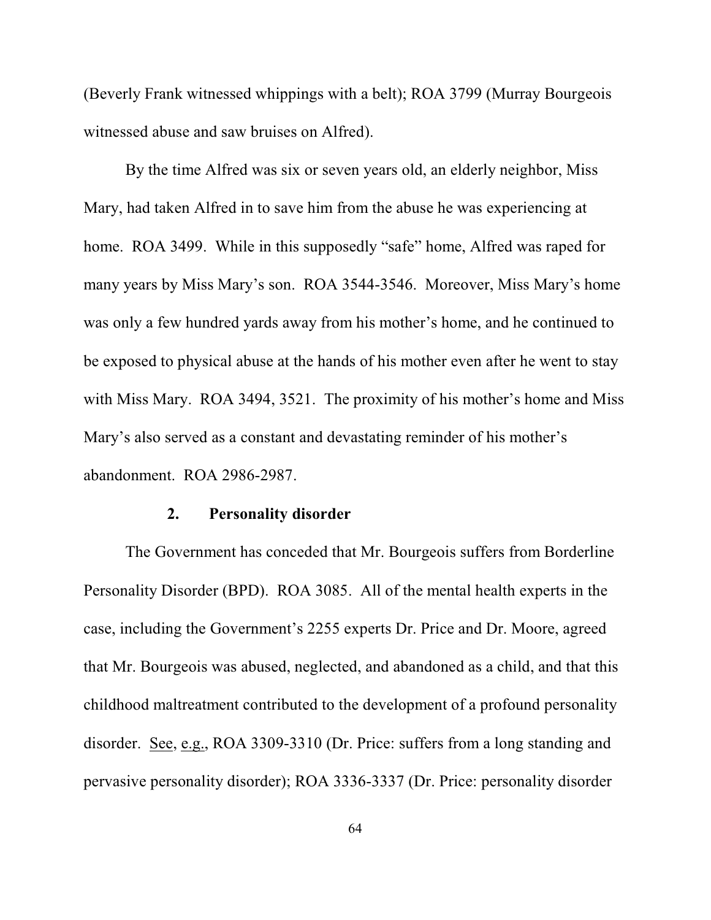(Beverly Frank witnessed whippings with a belt); ROA 3799 (Murray Bourgeois witnessed abuse and saw bruises on Alfred).

By the time Alfred was six or seven years old, an elderly neighbor, Miss Mary, had taken Alfred in to save him from the abuse he was experiencing at home. ROA 3499. While in this supposedly "safe" home, Alfred was raped for many years by Miss Mary's son. ROA 3544-3546. Moreover, Miss Mary's home was only a few hundred yards away from his mother's home, and he continued to be exposed to physical abuse at the hands of his mother even after he went to stay with Miss Mary. ROA 3494, 3521. The proximity of his mother's home and Miss Mary's also served as a constant and devastating reminder of his mother's abandonment. ROA 2986-2987.

### 2. Personality disorder

The Government has conceded that Mr. Bourgeois suffers from Borderline Personality Disorder (BPD). ROA 3085. All of the mental health experts in the case, including the Government's 2255 experts Dr. Price and Dr. Moore, agreed that Mr. Bourgeois was abused, neglected, and abandoned as a child, and that this childhood maltreatment contributed to the development of a profound personality disorder. See, e.g., ROA 3309-3310 (Dr. Price: suffers from a long standing and pervasive personality disorder); ROA 3336-3337 (Dr. Price: personality disorder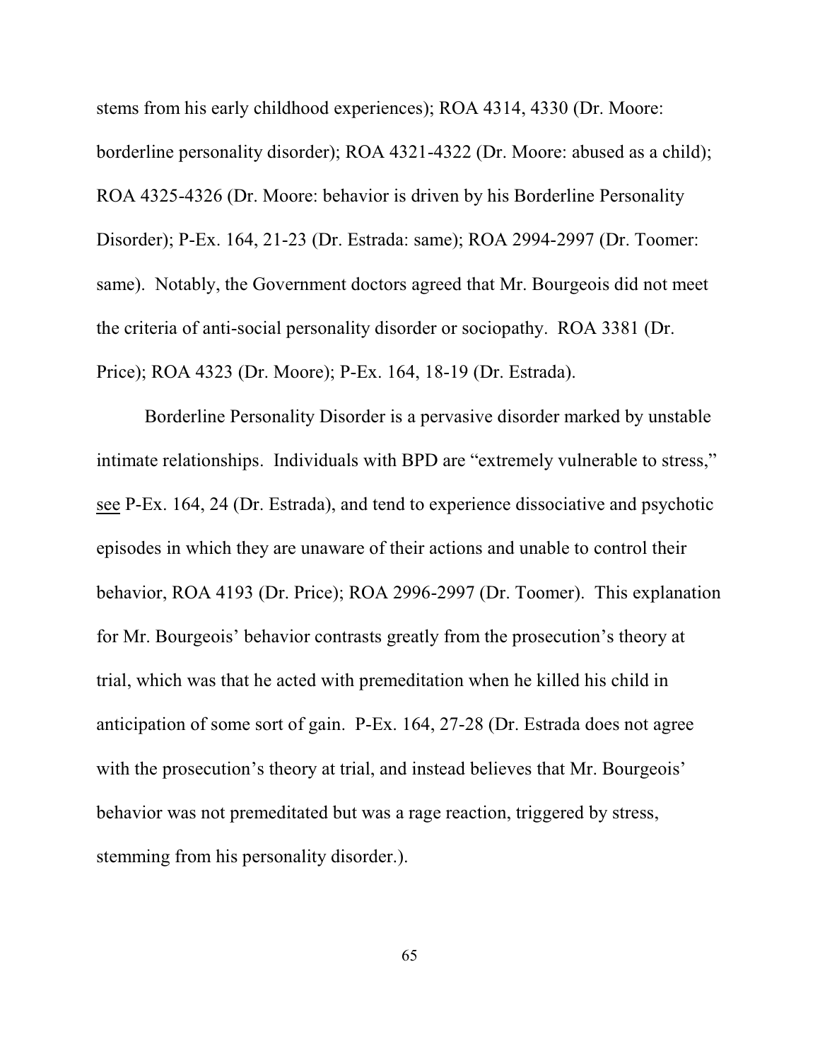stems from his early childhood experiences); ROA 4314, 4330 (Dr. Moore: borderline personality disorder); ROA 4321-4322 (Dr. Moore: abused as a child); ROA 4325-4326 (Dr. Moore: behavior is driven by his Borderline Personality Disorder); P-Ex. 164, 21-23 (Dr. Estrada: same); ROA 2994-2997 (Dr. Toomer: same). Notably, the Government doctors agreed that Mr. Bourgeois did not meet the criteria of anti-social personality disorder or sociopathy. ROA 3381 (Dr. Price); ROA 4323 (Dr. Moore); P-Ex. 164, 18-19 (Dr. Estrada).

Borderline Personality Disorder is a pervasive disorder marked by unstable intimate relationships. Individuals with BPD are "extremely vulnerable to stress," see P-Ex. 164, 24 (Dr. Estrada), and tend to experience dissociative and psychotic episodes in which they are unaware of their actions and unable to control their behavior, ROA 4193 (Dr. Price); ROA 2996-2997 (Dr. Toomer). This explanation for Mr. Bourgeois' behavior contrasts greatly from the prosecution's theory at trial, which was that he acted with premeditation when he killed his child in anticipation of some sort of gain. P-Ex. 164, 27-28 (Dr. Estrada does not agree with the prosecution's theory at trial, and instead believes that Mr. Bourgeois' behavior was not premeditated but was a rage reaction, triggered by stress, stemming from his personality disorder.).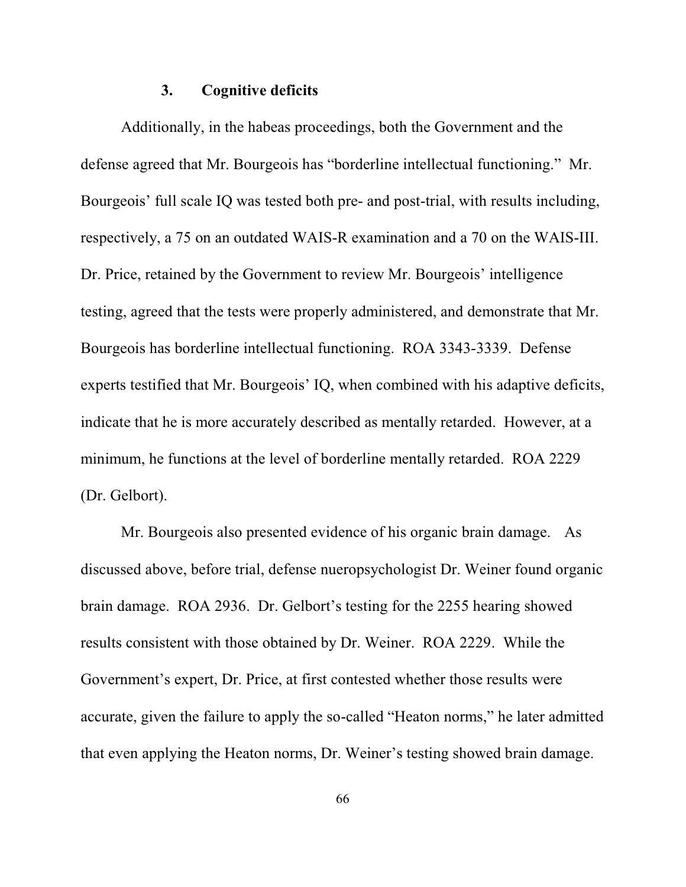### 3. Cognitive deficits

Additionally, in the habeas proceedings, both the Government and the defense agreed that Mr. Bourgeois has "borderline intellectual functioning." Mr. Bourgeois' full scale IQ was tested both pre- and post-trial, with results including, respectively, a 75 on an outdated WAIS-R examination and a 70 on the WAIS-III. Dr. Price, retained by the Government to review Mr. Bourgeois' intelligence testing, agreed that the tests were properly administered, and demonstrate that Mr. Bourgeois has borderline intellectual functioning. ROA 3343-3339. Defense experts testified that Mr. Bourgeois' IQ, when combined with his adaptive deficits, indicate that he is more accurately described as mentally retarded. However, at a minimum, he functions at the level of borderline mentally retarded. ROA 2229 (Dr. Gelbort).

Mr. Bourgeois also presented evidence of his organic brain damage. As discussed above, before trial, defense nueropsychologist Dr. Weiner found organic brain damage. ROA 2936. Dr. Gelbort's testing for the 2255 hearing showed results consistent with those obtained by Dr. Weiner. ROA 2229. While the Government's expert, Dr. Price, at first contested whether those results were accurate, given the failure to apply the so-called "Heaton norms," he later admitted that even applying the Heaton norms, Dr. Weiner's testing showed brain damage.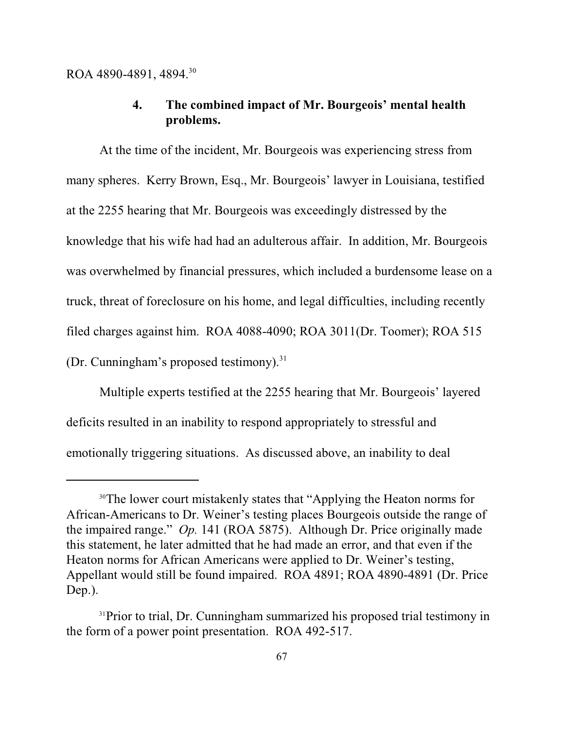ROA 4890-4891, 4894.[30]

### 4. The combined impact of Mr. Bourgeois' mental health problems.

At the time of the incident, Mr. Bourgeois was experiencing stress from many spheres. Kerry Brown, Esq., Mr. Bourgeois' lawyer in Louisiana, testified at the 2255 hearing that Mr. Bourgeois was exceedingly distressed by the knowledge that his wife had had an adulterous affair. In addition, Mr. Bourgeois was overwhelmed by financial pressures, which included a burdensome lease on a truck, threat of foreclosure on his home, and legal difficulties, including recently filed charges against him. ROA 4088-4090; ROA 3011(Dr. Toomer); ROA 515 (Dr. Cunningham's proposed testimony).[31]

Multiple experts testified at the 2255 hearing that Mr. Bourgeois' layered deficits resulted in an inability to respond appropriately to stressful and emotionally triggering situations. As discussed above, an inability to deal

---

[30] The lower court mistakenly states that "Applying the Heaton norms for African-Americans to Dr. Weiner's testing places Bourgeois outside the range of the impaired range." *Op.* 141 (ROA 5875). Although Dr. Price originally made this statement, he later admitted that he had made an error, and that even if the Heaton norms for African Americans were applied to Dr. Weiner's testing, Appellant would still be found impaired. ROA 4891; ROA 4890-4891 (Dr. Price Dep.).

[31] Prior to trial, Dr. Cunningham summarized his proposed trial testimony in the form of a power point presentation. ROA 492-517.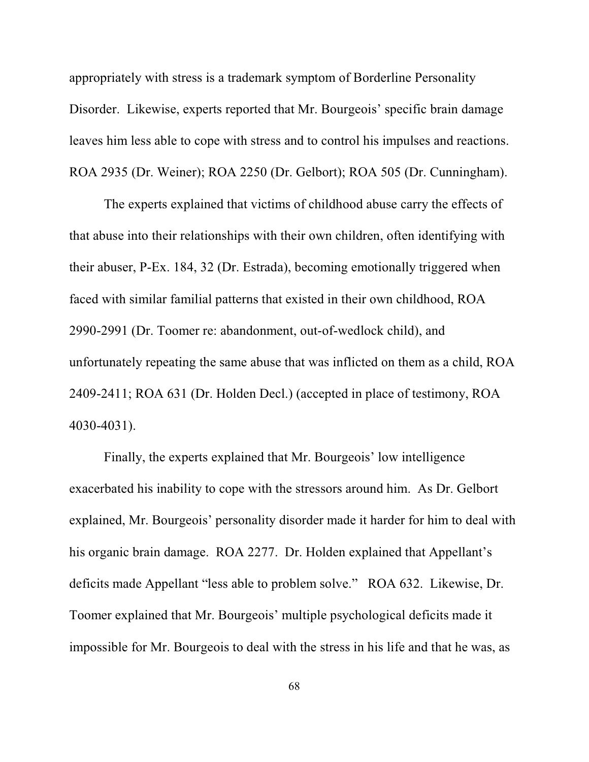appropriately with stress is a trademark symptom of Borderline Personality Disorder. Likewise, experts reported that Mr. Bourgeois' specific brain damage leaves him less able to cope with stress and to control his impulses and reactions. ROA 2935 (Dr. Weiner); ROA 2250 (Dr. Gelbort); ROA 505 (Dr. Cunningham).

The experts explained that victims of childhood abuse carry the effects of that abuse into their relationships with their own children, often identifying with their abuser, P-Ex. 184, 32 (Dr. Estrada), becoming emotionally triggered when faced with similar familial patterns that existed in their own childhood, ROA 2990-2991 (Dr. Toomer re: abandonment, out-of-wedlock child), and unfortunately repeating the same abuse that was inflicted on them as a child, ROA 2409-2411; ROA 631 (Dr. Holden Decl.) (accepted in place of testimony, ROA 4030-4031).

Finally, the experts explained that Mr. Bourgeois' low intelligence exacerbated his inability to cope with the stressors around him. As Dr. Gelbort explained, Mr. Bourgeois' personality disorder made it harder for him to deal with his organic brain damage. ROA 2277. Dr. Holden explained that Appellant's deficits made Appellant "less able to problem solve." ROA 632. Likewise, Dr. Toomer explained that Mr. Bourgeois' multiple psychological deficits made it impossible for Mr. Bourgeois to deal with the stress in his life and that he was, as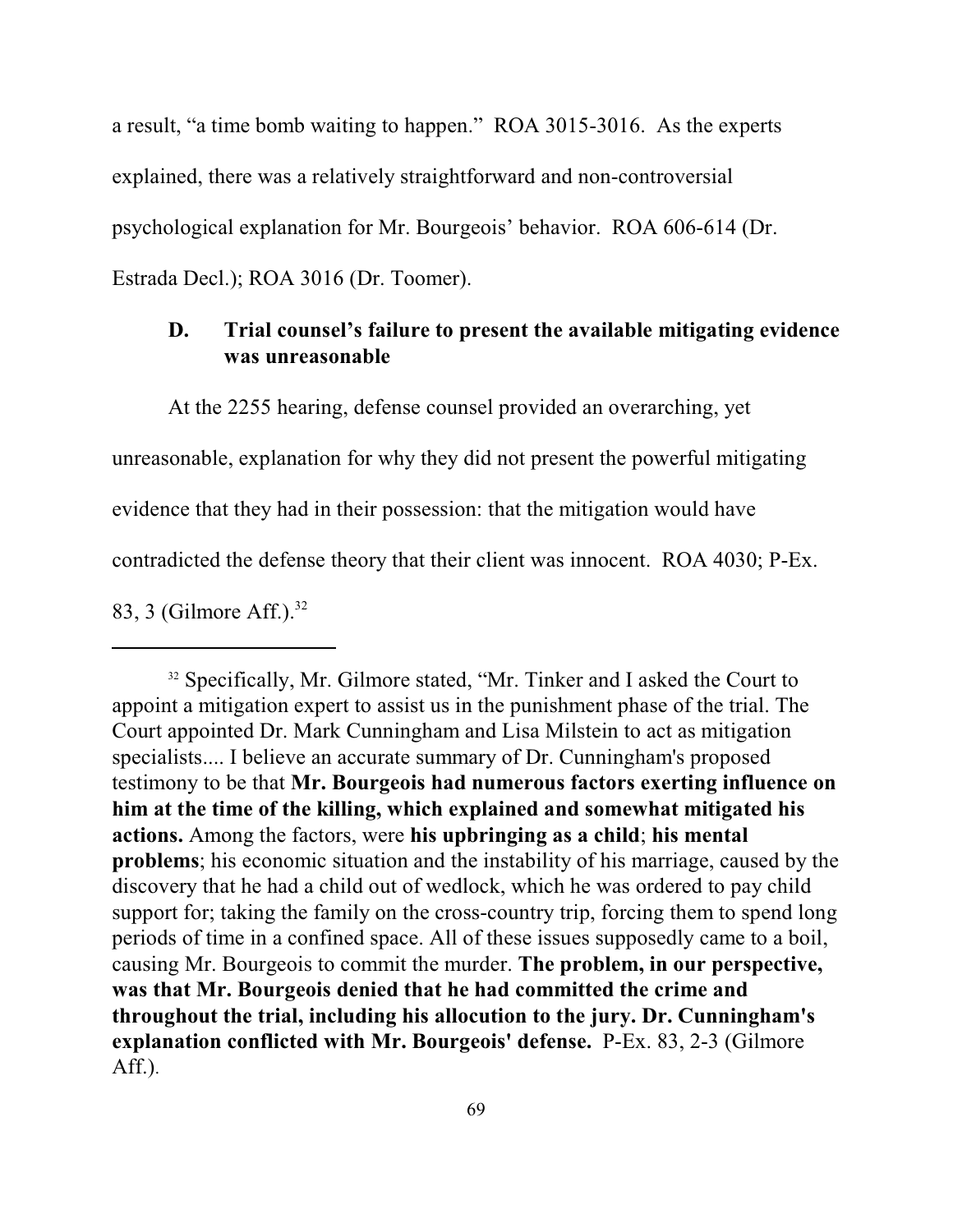a result, "a time bomb waiting to happen." ROA 3015-3016. As the experts explained, there was a relatively straightforward and non-controversial psychological explanation for Mr. Bourgeois' behavior. ROA 606-614 (Dr. Estrada Decl.); ROA 3016 (Dr. Toomer).

### D. Trial counsel's failure to present the available mitigating evidence was unreasonable

At the 2255 hearing, defense counsel provided an overarching, yet unreasonable, explanation for why they did not present the powerful mitigating evidence that they had in their possession: that the mitigation would have contradicted the defense theory that their client was innocent. ROA 4030; P-Ex. 83, 3 (Gilmore Aff.).[32]

---

[32] Specifically, Mr. Gilmore stated, "Mr. Tinker and I asked the Court to appoint a mitigation expert to assist us in the punishment phase of the trial. The Court appointed Dr. Mark Cunningham and Lisa Milstein to act as mitigation specialists.... I believe an accurate summary of Dr. Cunningham's proposed testimony to be that **Mr. Bourgeois had numerous factors exerting influence on him at the time of the killing, which explained and somewhat mitigated his actions.** Among the factors, were **his upbringing as a child**; **his mental problems**; his economic situation and the instability of his marriage, caused by the discovery that he had a child out of wedlock, which he was ordered to pay child support for; taking the family on the cross-country trip, forcing them to spend long periods of time in a confined space. All of these issues supposedly came to a boil, causing Mr. Bourgeois to commit the murder. **The problem, in our perspective, was that Mr. Bourgeois denied that he had committed the crime and throughout the trial, including his allocution to the jury. Dr. Cunningham's explanation conflicted with Mr. Bourgeois' defense.** P-Ex. 83, 2-3 (Gilmore Aff.).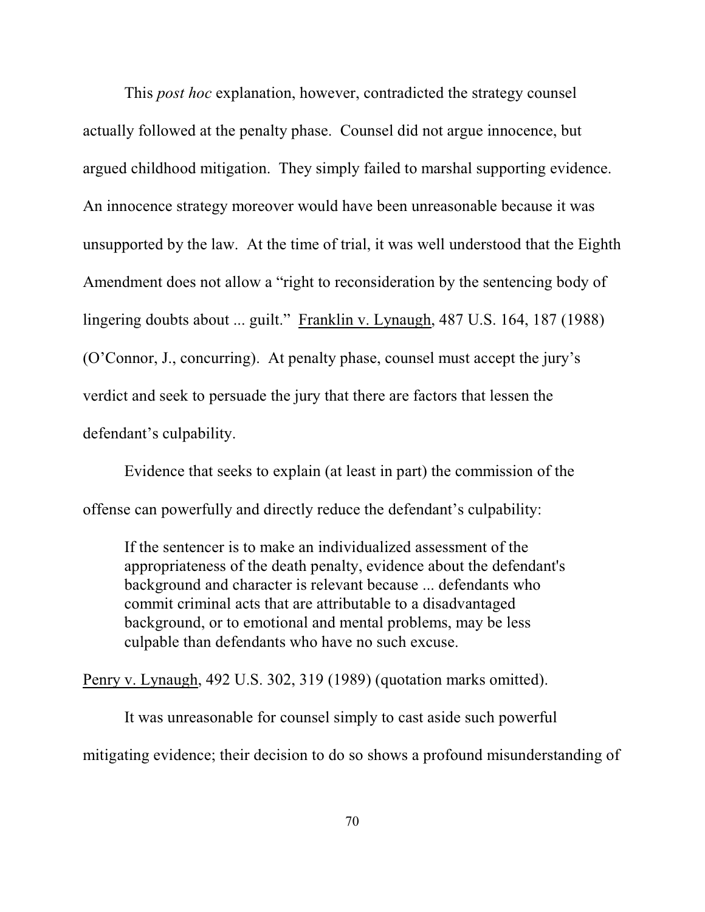This *post hoc* explanation, however, contradicted the strategy counsel actually followed at the penalty phase. Counsel did not argue innocence, but argued childhood mitigation. They simply failed to marshal supporting evidence. An innocence strategy moreover would have been unreasonable because it was unsupported by the law. At the time of trial, it was well understood that the Eighth Amendment does not allow a "right to reconsideration by the sentencing body of lingering doubts about ... guilt." Franklin v. Lynaugh, 487 U.S. 164, 187 (1988) (O'Connor, J., concurring). At penalty phase, counsel must accept the jury's verdict and seek to persuade the jury that there are factors that lessen the defendant's culpability.

Evidence that seeks to explain (at least in part) the commission of the offense can powerfully and directly reduce the defendant's culpability:

> If the sentencer is to make an individualized assessment of the appropriateness of the death penalty, evidence about the defendant's background and character is relevant because ... defendants who commit criminal acts that are attributable to a disadvantaged background, or to emotional and mental problems, may be less culpable than defendants who have no such excuse.

Penry v. Lynaugh, 492 U.S. 302, 319 (1989) (quotation marks omitted).

It was unreasonable for counsel simply to cast aside such powerful mitigating evidence; their decision to do so shows a profound misunderstanding of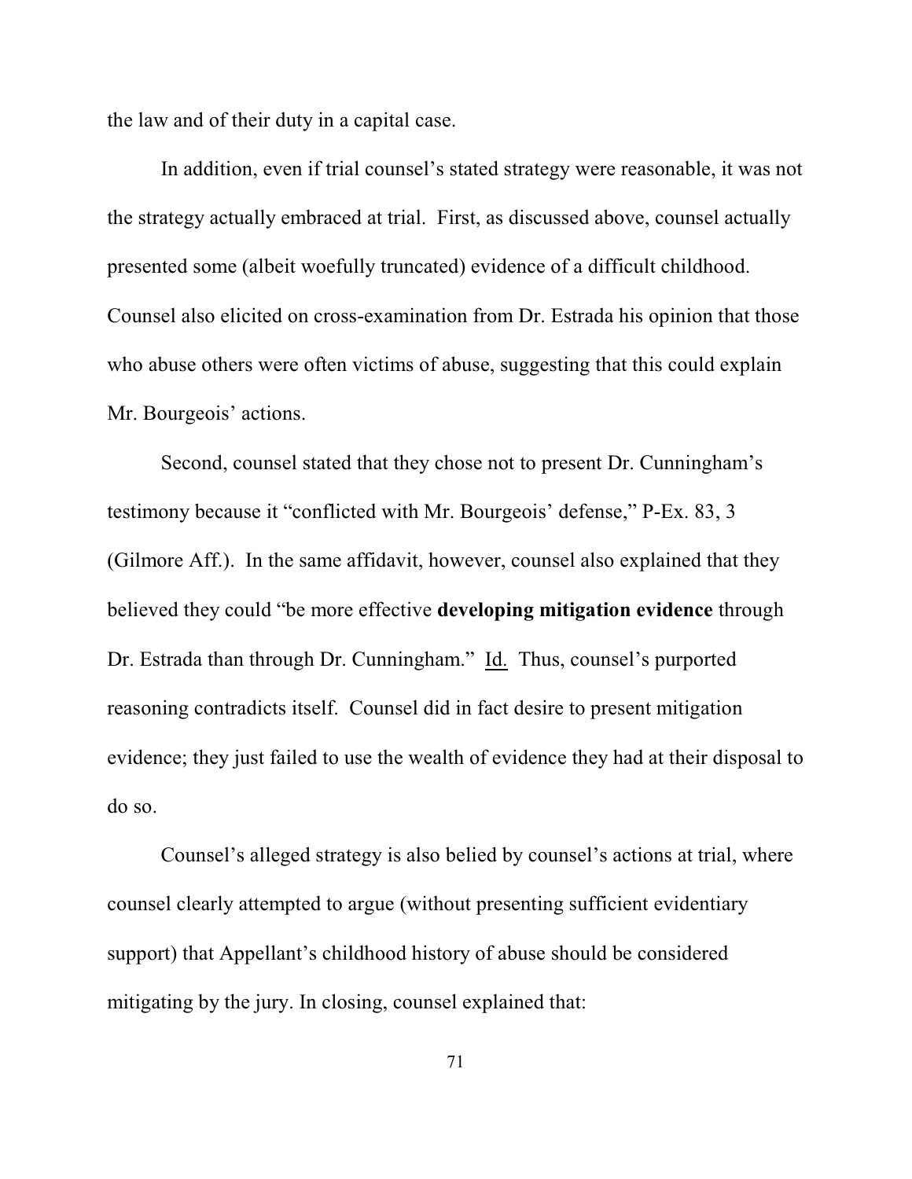the law and of their duty in a capital case.

In addition, even if trial counsel's stated strategy were reasonable, it was not the strategy actually embraced at trial. First, as discussed above, counsel actually presented some (albeit woefully truncated) evidence of a difficult childhood. Counsel also elicited on cross-examination from Dr. Estrada his opinion that those who abuse others were often victims of abuse, suggesting that this could explain Mr. Bourgeois' actions.

Second, counsel stated that they chose not to present Dr. Cunningham's testimony because it "conflicted with Mr. Bourgeois' defense," P-Ex. 83, 3 (Gilmore Aff.). In the same affidavit, however, counsel also explained that they believed they could "be more effective **developing mitigation evidence** through Dr. Estrada than through Dr. Cunningham." Id. Thus, counsel's purported reasoning contradicts itself. Counsel did in fact desire to present mitigation evidence; they just failed to use the wealth of evidence they had at their disposal to do so.

Counsel's alleged strategy is also belied by counsel's actions at trial, where counsel clearly attempted to argue (without presenting sufficient evidentiary support) that Appellant's childhood history of abuse should be considered mitigating by the jury. In closing, counsel explained that: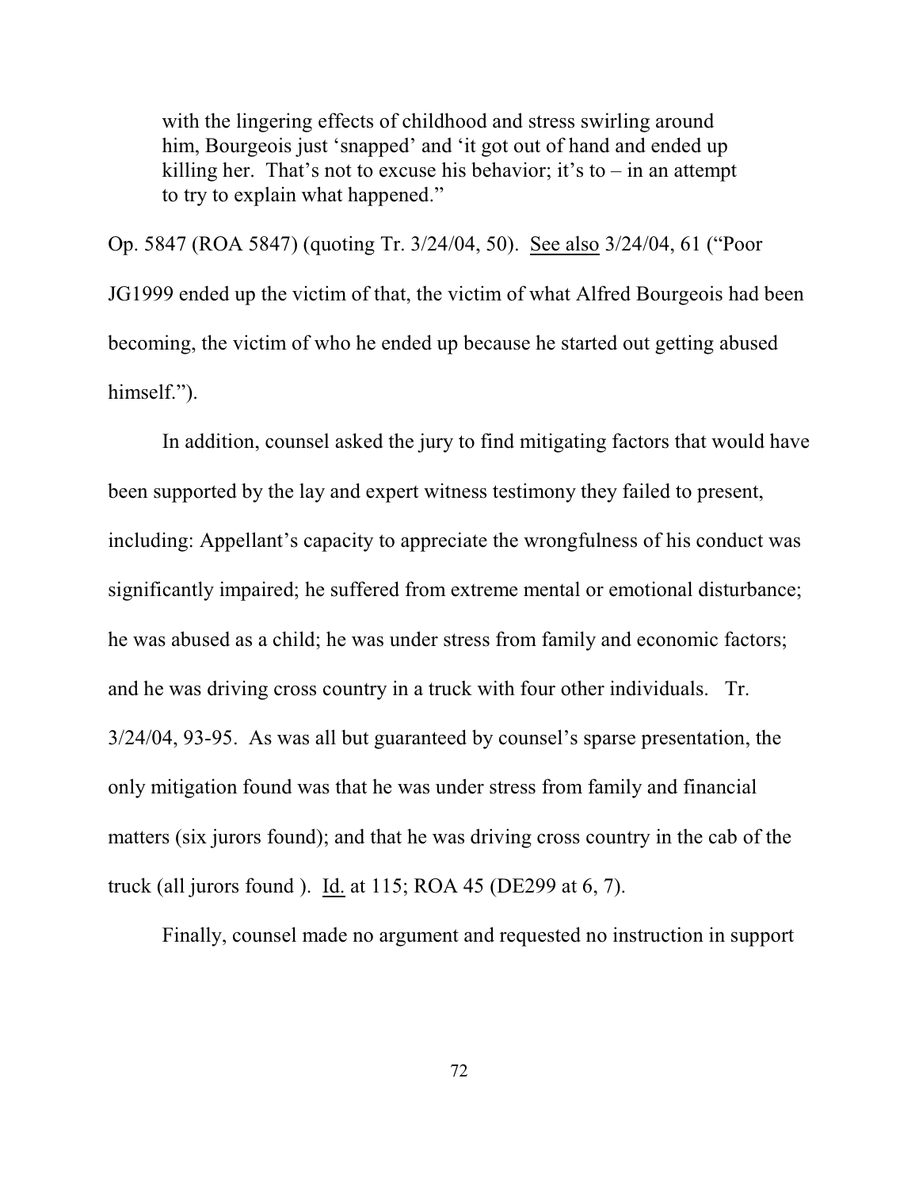> with the lingering effects of childhood and stress swirling around him, Bourgeois just 'snapped' and 'it got out of hand and ended up killing her. That's not to excuse his behavior; it's to – in an attempt to try to explain what happened."

Op. 5847 (ROA 5847) (quoting Tr. 3/24/04, 50). See also 3/24/04, 61 ("Poor JG1999 ended up the victim of that, the victim of what Alfred Bourgeois had been becoming, the victim of who he ended up because he started out getting abused himself.").

In addition, counsel asked the jury to find mitigating factors that would have been supported by the lay and expert witness testimony they failed to present, including: Appellant's capacity to appreciate the wrongfulness of his conduct was significantly impaired; he suffered from extreme mental or emotional disturbance; he was abused as a child; he was under stress from family and economic factors; and he was driving cross country in a truck with four other individuals. Tr. 3/24/04, 93-95. As was all but guaranteed by counsel's sparse presentation, the only mitigation found was that he was under stress from family and financial matters (six jurors found); and that he was driving cross country in the cab of the truck (all jurors found ). Id. at 115; ROA 45 (DE299 at 6, 7).

Finally, counsel made no argument and requested no instruction in support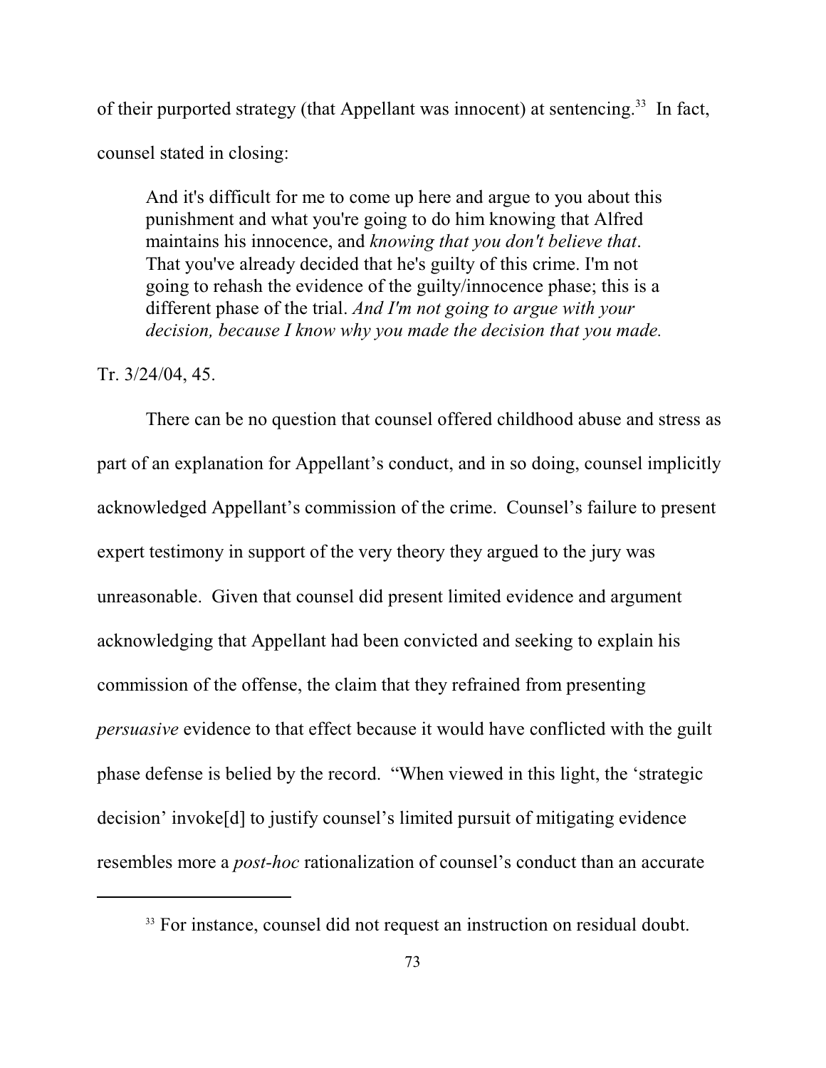of their purported strategy (that Appellant was innocent) at sentencing.[33] In fact, counsel stated in closing:

> And it's difficult for me to come up here and argue to you about this punishment and what you're going to do him knowing that Alfred maintains his innocence, and *knowing that you don't believe that*. That you've already decided that he's guilty of this crime. I'm not going to rehash the evidence of the guilty/innocence phase; this is a different phase of the trial. *And I'm not going to argue with your decision, because I know why you made the decision that you made.*

Tr. 3/24/04, 45.

There can be no question that counsel offered childhood abuse and stress as part of an explanation for Appellant's conduct, and in so doing, counsel implicitly acknowledged Appellant's commission of the crime. Counsel's failure to present expert testimony in support of the very theory they argued to the jury was unreasonable. Given that counsel did present limited evidence and argument acknowledging that Appellant had been convicted and seeking to explain his commission of the offense, the claim that they refrained from presenting *persuasive* evidence to that effect because it would have conflicted with the guilt phase defense is belied by the record. "When viewed in this light, the 'strategic decision' invoke[d] to justify counsel's limited pursuit of mitigating evidence resembles more a *post-hoc* rationalization of counsel's conduct than an accurate

---

[33] For instance, counsel did not request an instruction on residual doubt.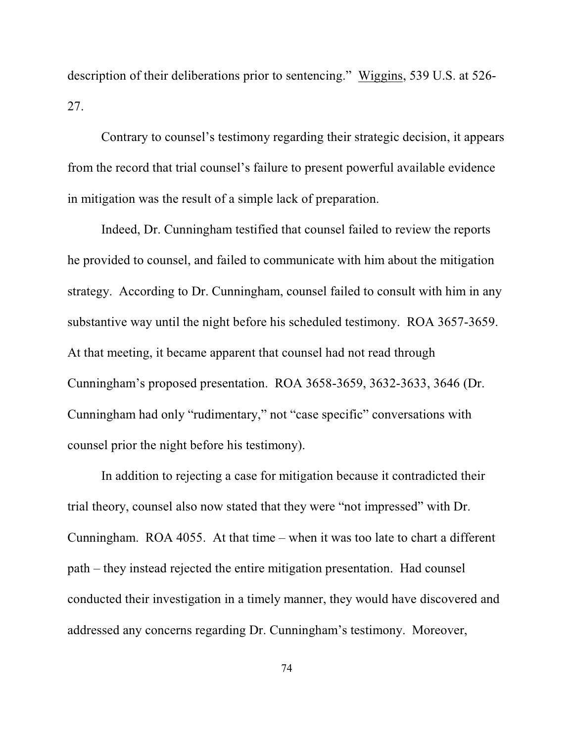description of their deliberations prior to sentencing." Wiggins, 539 U.S. at 526-27.

Contrary to counsel's testimony regarding their strategic decision, it appears from the record that trial counsel's failure to present powerful available evidence in mitigation was the result of a simple lack of preparation.

Indeed, Dr. Cunningham testified that counsel failed to review the reports he provided to counsel, and failed to communicate with him about the mitigation strategy. According to Dr. Cunningham, counsel failed to consult with him in any substantive way until the night before his scheduled testimony. ROA 3657-3659. At that meeting, it became apparent that counsel had not read through Cunningham's proposed presentation. ROA 3658-3659, 3632-3633, 3646 (Dr. Cunningham had only "rudimentary," not "case specific" conversations with counsel prior the night before his testimony).

In addition to rejecting a case for mitigation because it contradicted their trial theory, counsel also now stated that they were "not impressed" with Dr. Cunningham. ROA 4055. At that time – when it was too late to chart a different path – they instead rejected the entire mitigation presentation. Had counsel conducted their investigation in a timely manner, they would have discovered and addressed any concerns regarding Dr. Cunningham's testimony. Moreover,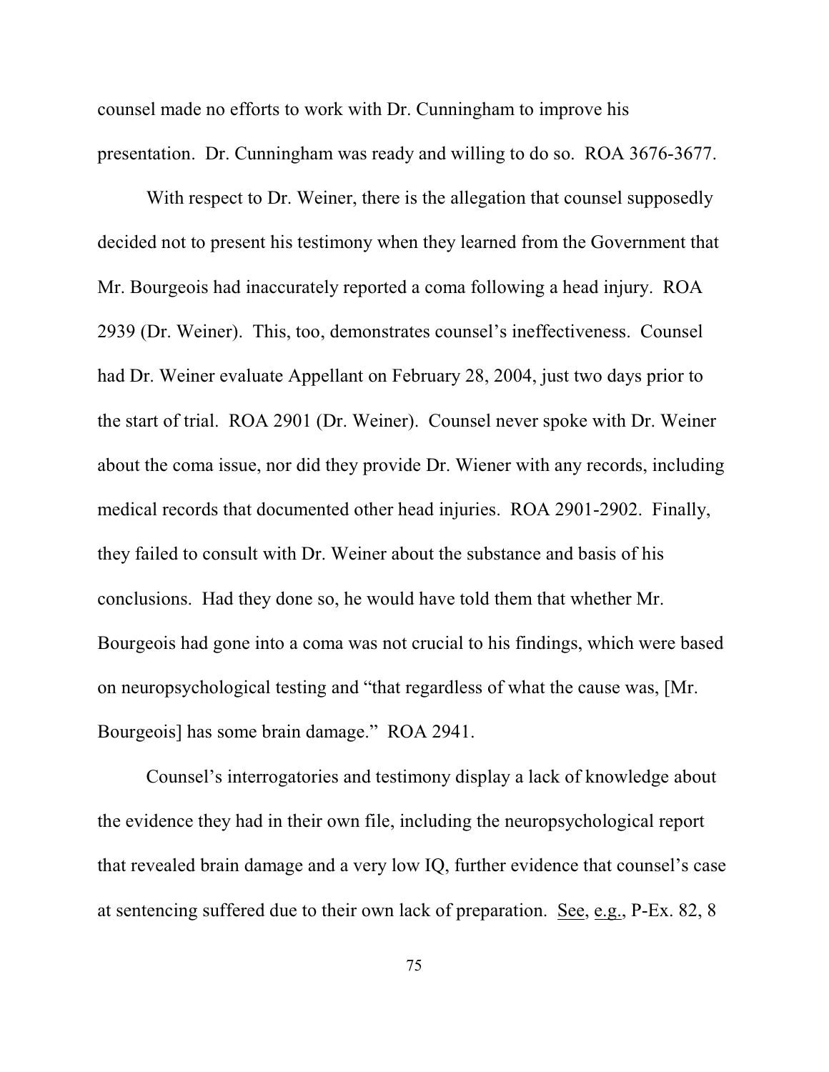counsel made no efforts to work with Dr. Cunningham to improve his presentation. Dr. Cunningham was ready and willing to do so. ROA 3676-3677.

With respect to Dr. Weiner, there is the allegation that counsel supposedly decided not to present his testimony when they learned from the Government that Mr. Bourgeois had inaccurately reported a coma following a head injury. ROA 2939 (Dr. Weiner). This, too, demonstrates counsel's ineffectiveness. Counsel had Dr. Weiner evaluate Appellant on February 28, 2004, just two days prior to the start of trial. ROA 2901 (Dr. Weiner). Counsel never spoke with Dr. Weiner about the coma issue, nor did they provide Dr. Wiener with any records, including medical records that documented other head injuries. ROA 2901-2902. Finally, they failed to consult with Dr. Weiner about the substance and basis of his conclusions. Had they done so, he would have told them that whether Mr. Bourgeois had gone into a coma was not crucial to his findings, which were based on neuropsychological testing and "that regardless of what the cause was, [Mr. Bourgeois] has some brain damage." ROA 2941.

Counsel's interrogatories and testimony display a lack of knowledge about the evidence they had in their own file, including the neuropsychological report that revealed brain damage and a very low IQ, further evidence that counsel's case at sentencing suffered due to their own lack of preparation. See, e.g., P-Ex. 82, 8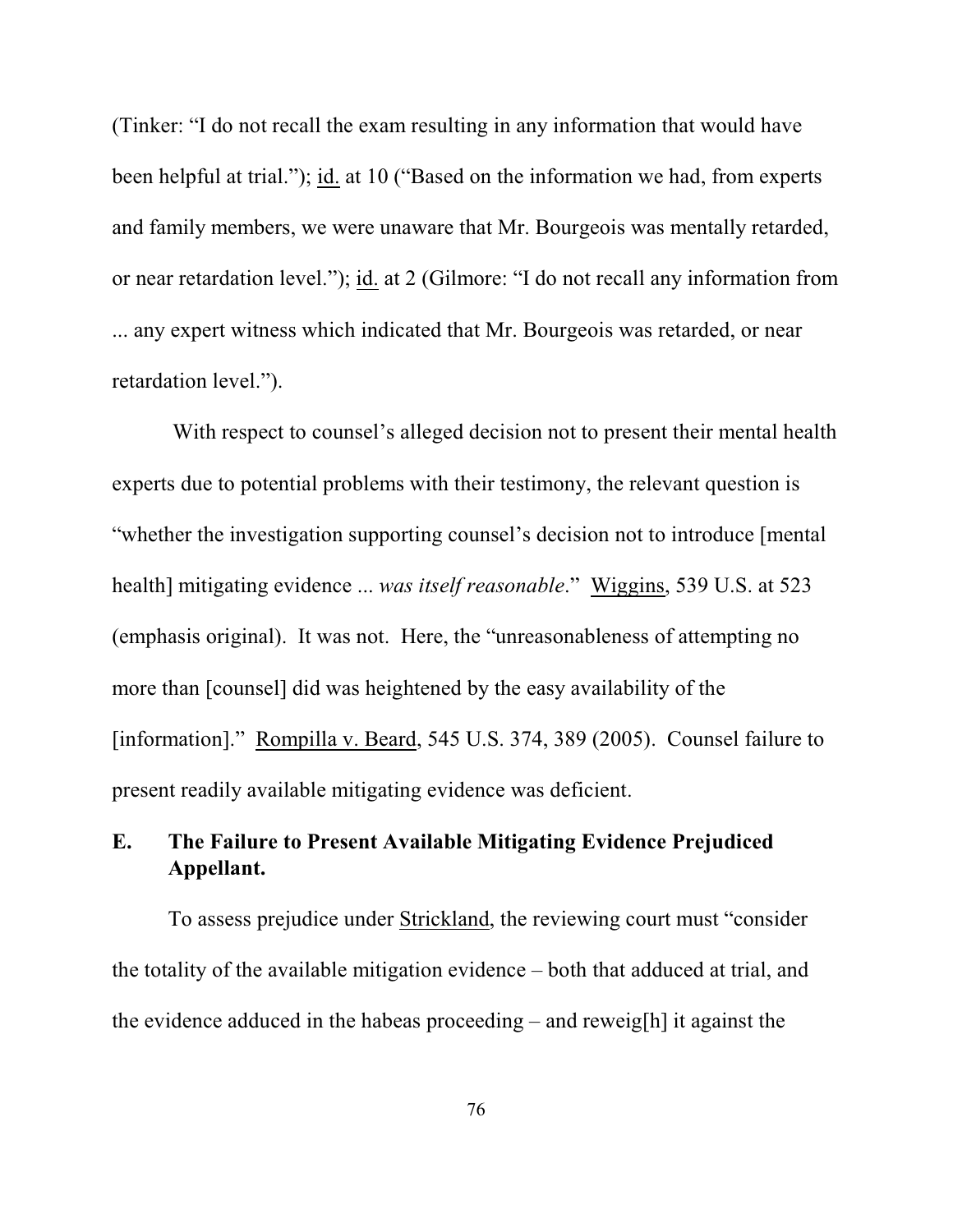(Tinker: "I do not recall the exam resulting in any information that would have been helpful at trial."); id. at 10 ("Based on the information we had, from experts and family members, we were unaware that Mr. Bourgeois was mentally retarded, or near retardation level."); id. at 2 (Gilmore: "I do not recall any information from ... any expert witness which indicated that Mr. Bourgeois was retarded, or near retardation level.").

With respect to counsel's alleged decision not to present their mental health experts due to potential problems with their testimony, the relevant question is "whether the investigation supporting counsel's decision not to introduce [mental health] mitigating evidence ... *was itself reasonable*." Wiggins, 539 U.S. at 523 (emphasis original). It was not. Here, the "unreasonableness of attempting no more than [counsel] did was heightened by the easy availability of the [information]." Rompilla v. Beard, 545 U.S. 374, 389 (2005). Counsel failure to present readily available mitigating evidence was deficient.

### E. The Failure to Present Available Mitigating Evidence Prejudiced Appellant.

To assess prejudice under Strickland, the reviewing court must "consider the totality of the available mitigation evidence – both that adduced at trial, and the evidence adduced in the habeas proceeding – and reweig[h] it against the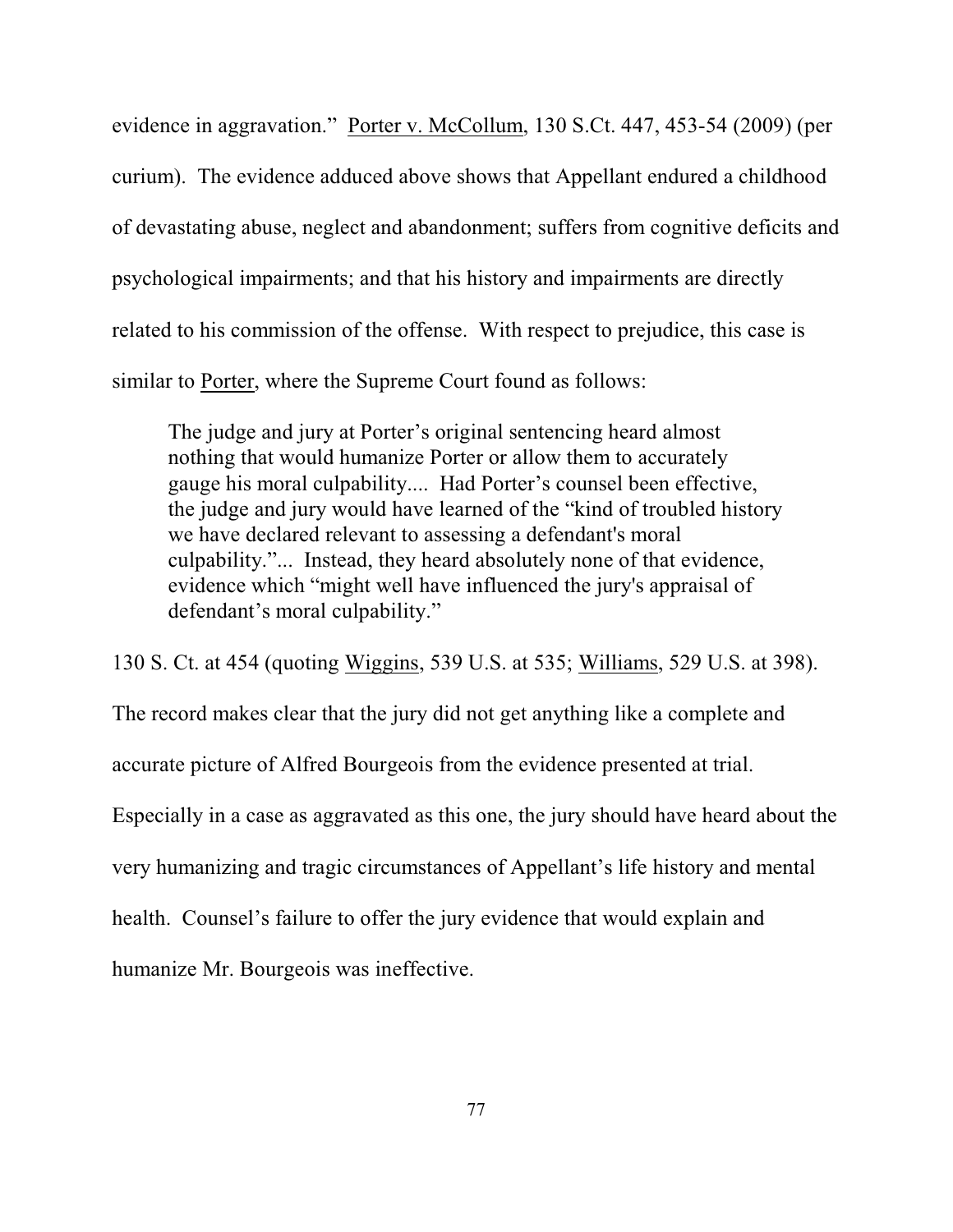evidence in aggravation." Porter v. McCollum, 130 S.Ct. 447, 453-54 (2009) (per curium). The evidence adduced above shows that Appellant endured a childhood of devastating abuse, neglect and abandonment; suffers from cognitive deficits and psychological impairments; and that his history and impairments are directly related to his commission of the offense. With respect to prejudice, this case is similar to Porter, where the Supreme Court found as follows:

> The judge and jury at Porter's original sentencing heard almost nothing that would humanize Porter or allow them to accurately gauge his moral culpability.... Had Porter's counsel been effective, the judge and jury would have learned of the "kind of troubled history we have declared relevant to assessing a defendant's moral culpability."... Instead, they heard absolutely none of that evidence, evidence which "might well have influenced the jury's appraisal of defendant's moral culpability."

130 S. Ct. at 454 (quoting Wiggins, 539 U.S. at 535; Williams, 529 U.S. at 398). The record makes clear that the jury did not get anything like a complete and accurate picture of Alfred Bourgeois from the evidence presented at trial. Especially in a case as aggravated as this one, the jury should have heard about the very humanizing and tragic circumstances of Appellant's life history and mental health. Counsel's failure to offer the jury evidence that would explain and humanize Mr. Bourgeois was ineffective.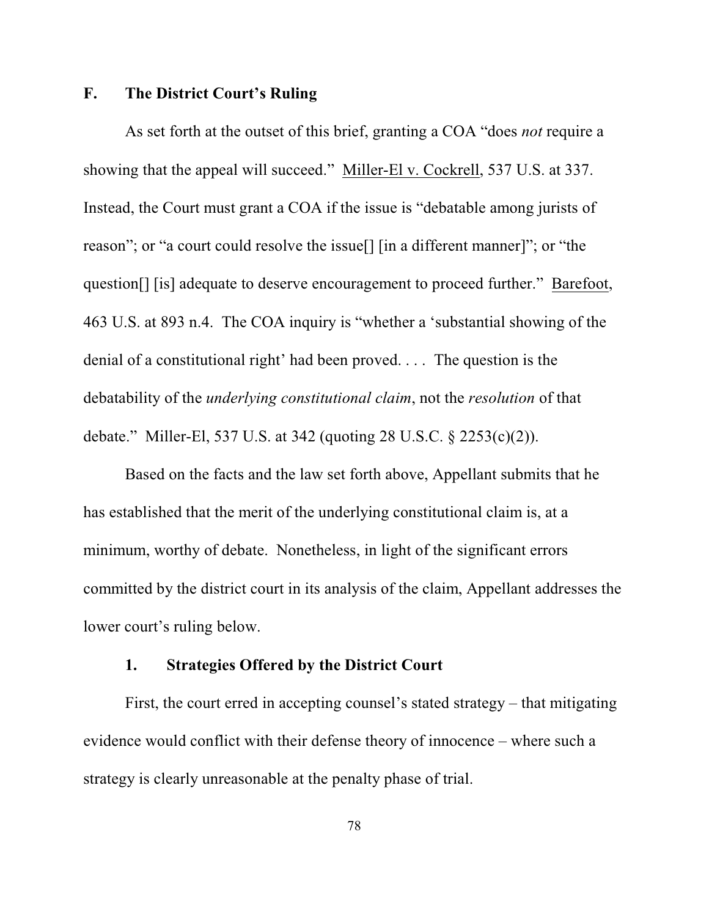## F. The District Court's Ruling

As set forth at the outset of this brief, granting a COA "does *not* require a showing that the appeal will succeed." Miller-El v. Cockrell, 537 U.S. at 337. Instead, the Court must grant a COA if the issue is "debatable among jurists of reason"; or "a court could resolve the issue[] [in a different manner]"; or "the question[] [is] adequate to deserve encouragement to proceed further." Barefoot, 463 U.S. at 893 n.4. The COA inquiry is "whether a 'substantial showing of the denial of a constitutional right' had been proved. . . . The question is the debatability of the *underlying constitutional claim*, not the *resolution* of that debate." Miller-El, 537 U.S. at 342 (quoting 28 U.S.C. § 2253(c)(2)).

Based on the facts and the law set forth above, Appellant submits that he has established that the merit of the underlying constitutional claim is, at a minimum, worthy of debate. Nonetheless, in light of the significant errors committed by the district court in its analysis of the claim, Appellant addresses the lower court's ruling below.

### 1. Strategies Offered by the District Court

First, the court erred in accepting counsel's stated strategy – that mitigating evidence would conflict with their defense theory of innocence – where such a strategy is clearly unreasonable at the penalty phase of trial.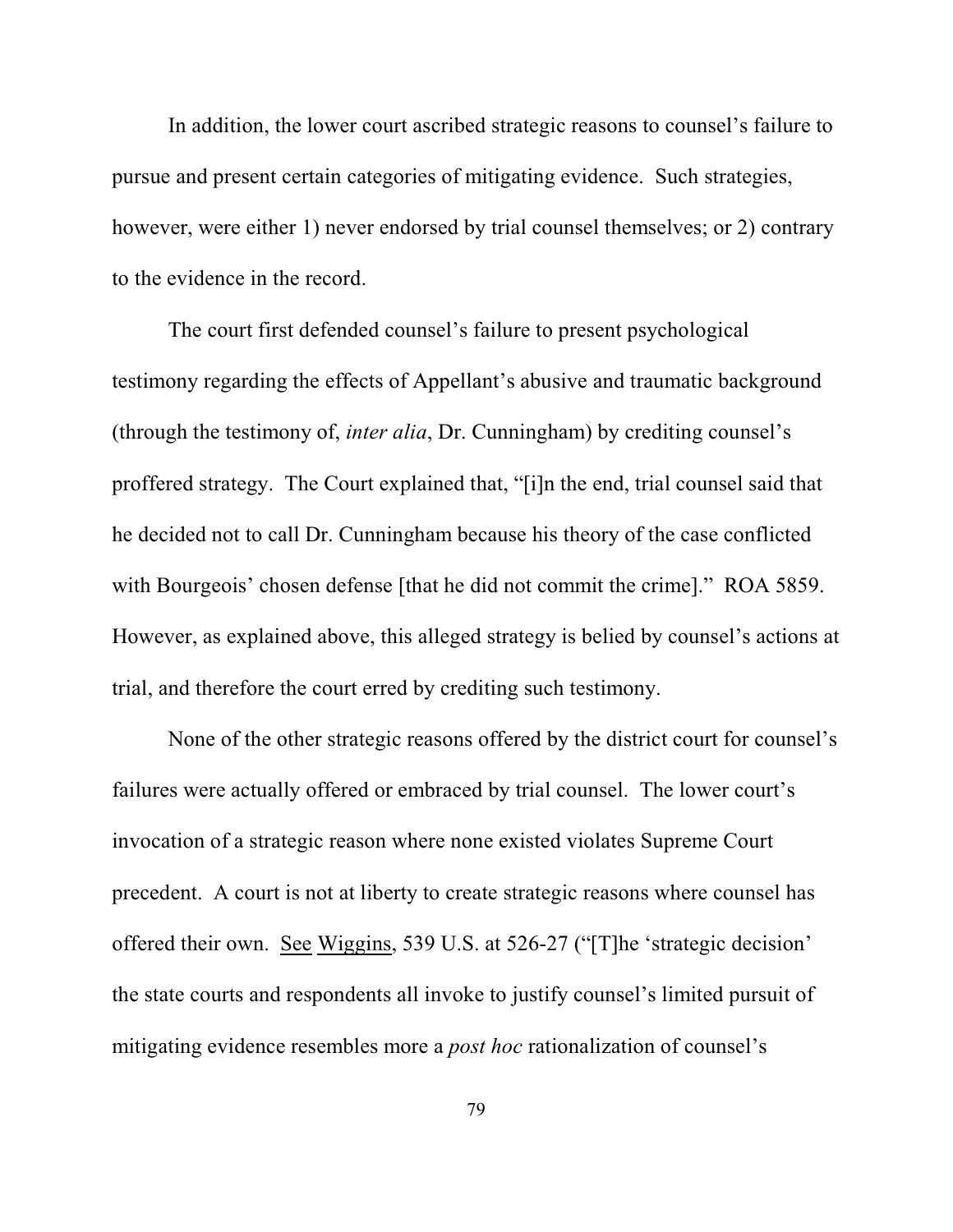In addition, the lower court ascribed strategic reasons to counsel's failure to pursue and present certain categories of mitigating evidence. Such strategies, however, were either 1) never endorsed by trial counsel themselves; or 2) contrary to the evidence in the record.

The court first defended counsel's failure to present psychological testimony regarding the effects of Appellant's abusive and traumatic background (through the testimony of, *inter alia*, Dr. Cunningham) by crediting counsel's proffered strategy. The Court explained that, "[i]n the end, trial counsel said that he decided not to call Dr. Cunningham because his theory of the case conflicted with Bourgeois' chosen defense [that he did not commit the crime]." ROA 5859. However, as explained above, this alleged strategy is belied by counsel's actions at trial, and therefore the court erred by crediting such testimony.

None of the other strategic reasons offered by the district court for counsel's failures were actually offered or embraced by trial counsel. The lower court's invocation of a strategic reason where none existed violates Supreme Court precedent. A court is not at liberty to create strategic reasons where counsel has offered their own. See Wiggins, 539 U.S. at 526-27 ("[T]he 'strategic decision' the state courts and respondents all invoke to justify counsel's limited pursuit of mitigating evidence resembles more a *post hoc* rationalization of counsel's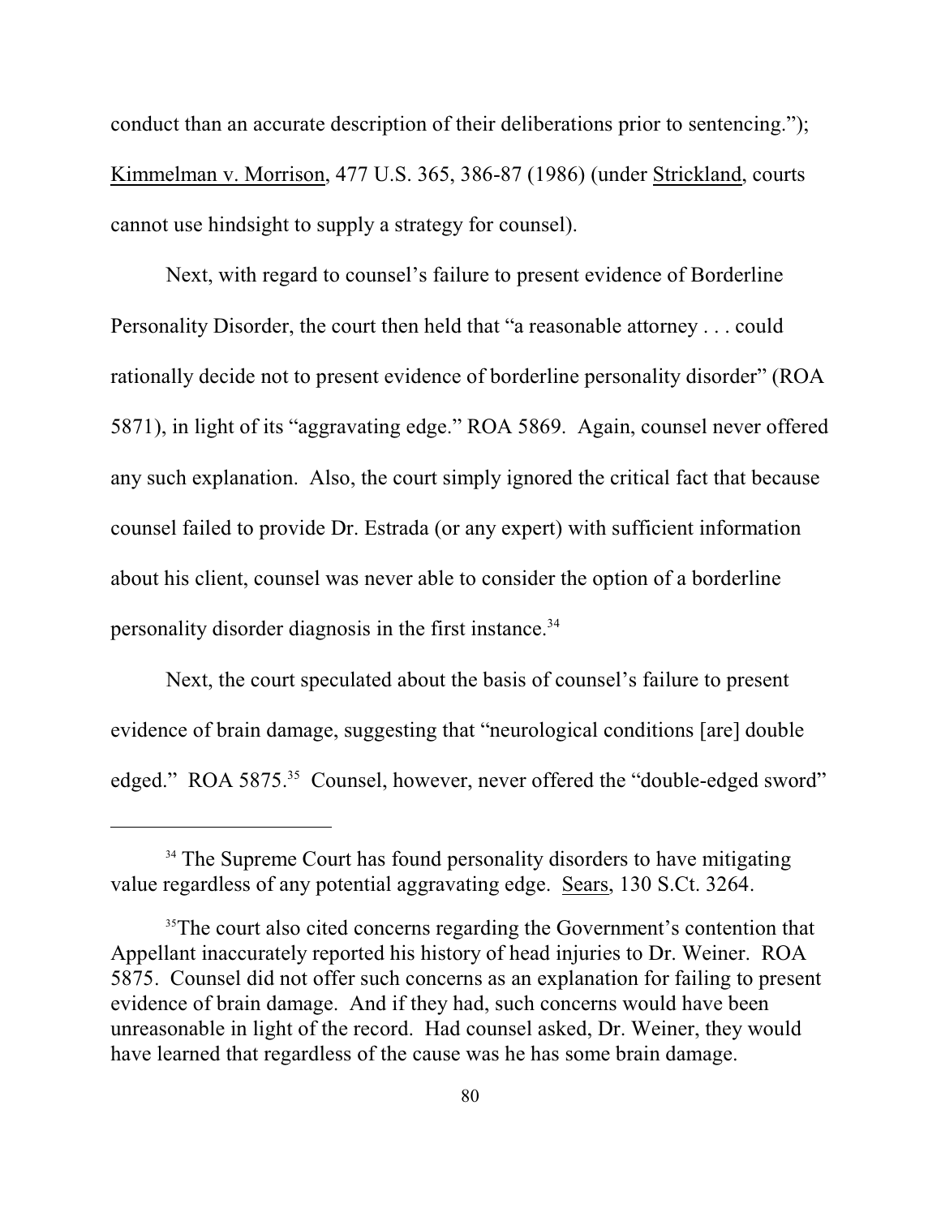conduct than an accurate description of their deliberations prior to sentencing."); Kimmelman v. Morrison, 477 U.S. 365, 386-87 (1986) (under Strickland, courts cannot use hindsight to supply a strategy for counsel).

Next, with regard to counsel's failure to present evidence of Borderline Personality Disorder, the court then held that "a reasonable attorney . . . could rationally decide not to present evidence of borderline personality disorder" (ROA 5871), in light of its "aggravating edge." ROA 5869. Again, counsel never offered any such explanation. Also, the court simply ignored the critical fact that because counsel failed to provide Dr. Estrada (or any expert) with sufficient information about his client, counsel was never able to consider the option of a borderline personality disorder diagnosis in the first instance.[34]

Next, the court speculated about the basis of counsel's failure to present evidence of brain damage, suggesting that "neurological conditions [are] double edged." ROA 5875.[35] Counsel, however, never offered the "double-edged sword"

---

[34] The Supreme Court has found personality disorders to have mitigating value regardless of any potential aggravating edge. Sears, 130 S.Ct. 3264.

[35] The court also cited concerns regarding the Government's contention that Appellant inaccurately reported his history of head injuries to Dr. Weiner. ROA 5875. Counsel did not offer such concerns as an explanation for failing to present evidence of brain damage. And if they had, such concerns would have been unreasonable in light of the record. Had counsel asked, Dr. Weiner, they would have learned that regardless of the cause was he has some brain damage.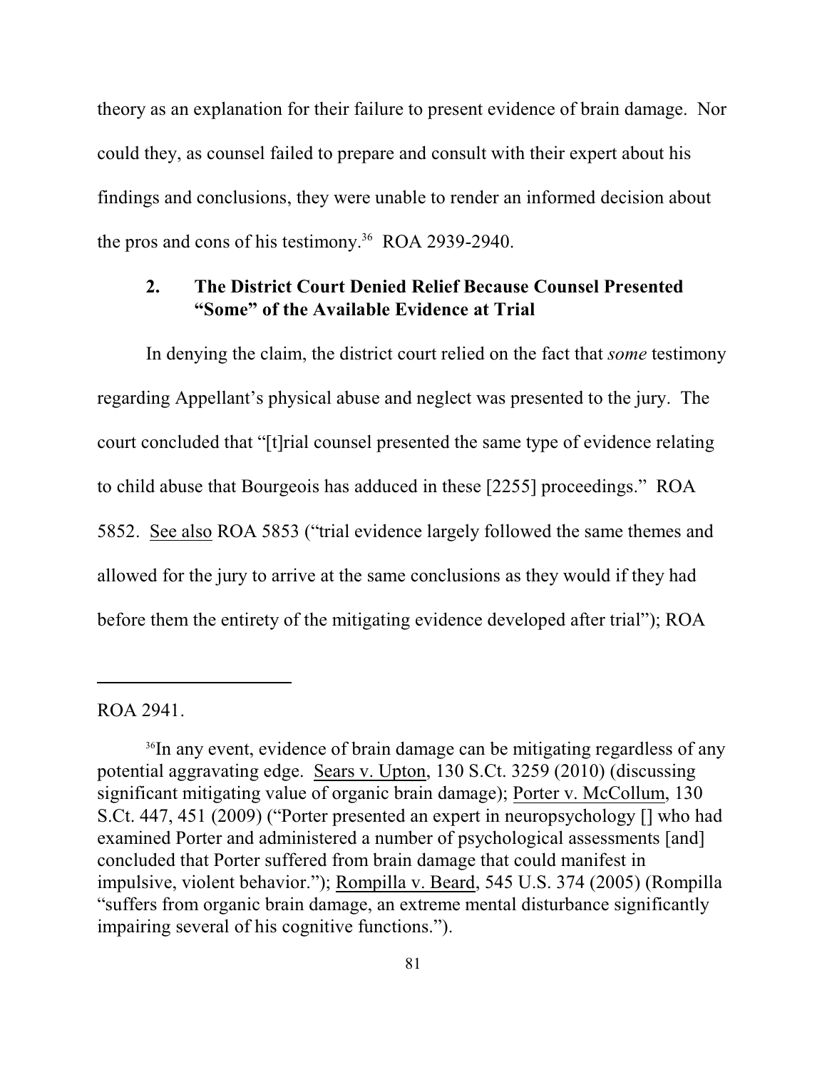theory as an explanation for their failure to present evidence of brain damage. Nor could they, as counsel failed to prepare and consult with their expert about his findings and conclusions, they were unable to render an informed decision about the pros and cons of his testimony.[36] ROA 2939-2940.

### 2. The District Court Denied Relief Because Counsel Presented "Some" of the Available Evidence at Trial

In denying the claim, the district court relied on the fact that *some* testimony regarding Appellant's physical abuse and neglect was presented to the jury. The court concluded that "[t]rial counsel presented the same type of evidence relating to child abuse that Bourgeois has adduced in these [2255] proceedings." ROA 5852. See also ROA 5853 ("trial evidence largely followed the same themes and allowed for the jury to arrive at the same conclusions as they would if they had before them the entirety of the mitigating evidence developed after trial"); ROA

---

ROA 2941.

[36]In any event, evidence of brain damage can be mitigating regardless of any potential aggravating edge. Sears v. Upton, 130 S.Ct. 3259 (2010) (discussing significant mitigating value of organic brain damage); Porter v. McCollum, 130 S.Ct. 447, 451 (2009) ("Porter presented an expert in neuropsychology [] who had examined Porter and administered a number of psychological assessments [and] concluded that Porter suffered from brain damage that could manifest in impulsive, violent behavior."); Rompilla v. Beard, 545 U.S. 374 (2005) (Rompilla "suffers from organic brain damage, an extreme mental disturbance significantly impairing several of his cognitive functions.").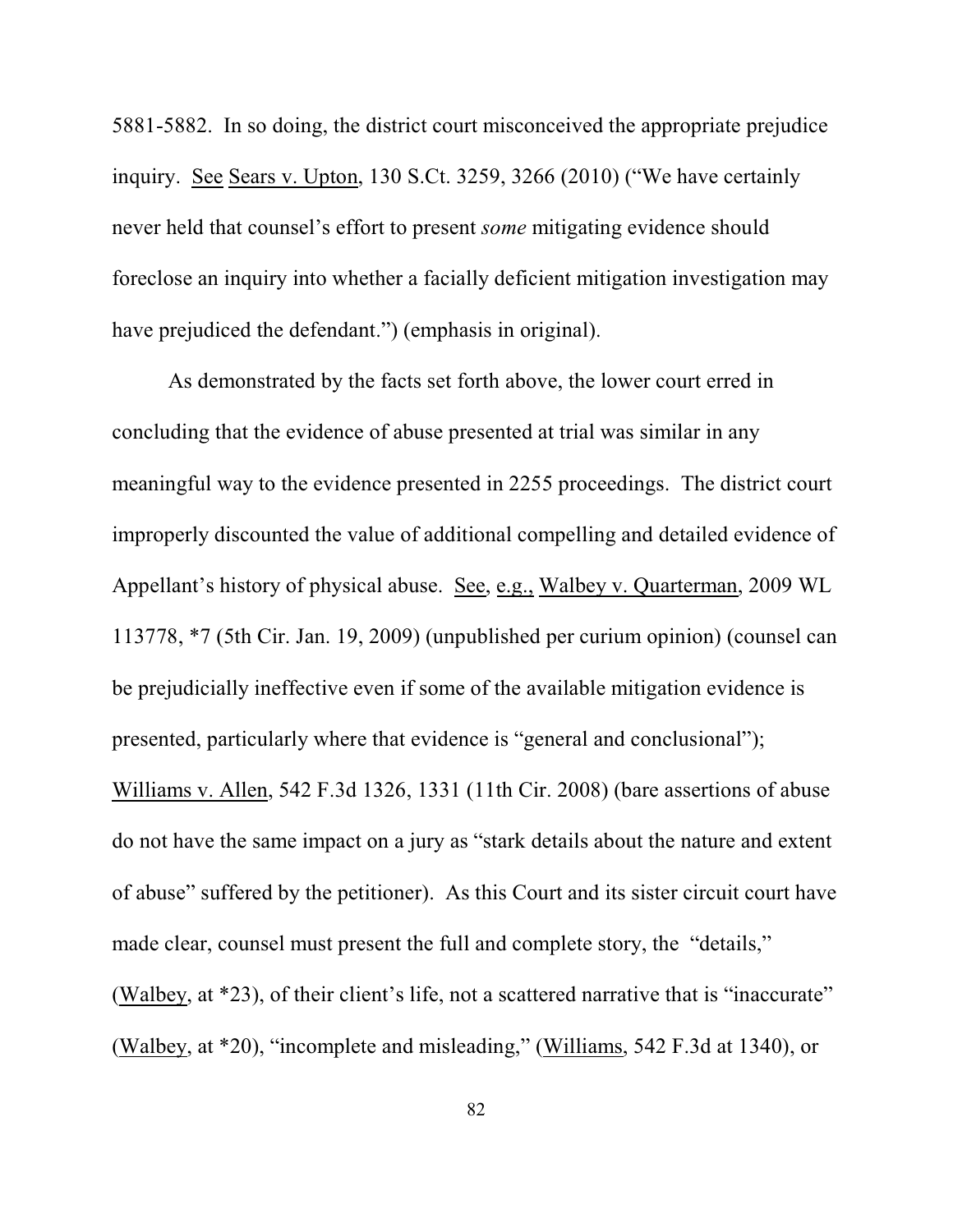5881-5882. In so doing, the district court misconceived the appropriate prejudice inquiry. See Sears v. Upton, 130 S.Ct. 3259, 3266 (2010) ("We have certainly never held that counsel's effort to present *some* mitigating evidence should foreclose an inquiry into whether a facially deficient mitigation investigation may have prejudiced the defendant.") (emphasis in original).

As demonstrated by the facts set forth above, the lower court erred in concluding that the evidence of abuse presented at trial was similar in any meaningful way to the evidence presented in 2255 proceedings. The district court improperly discounted the value of additional compelling and detailed evidence of Appellant's history of physical abuse. See, e.g., Walbey v. Quarterman, 2009 WL 113778, *7 (5th Cir. Jan. 19, 2009) (unpublished per curium opinion) (counsel can be prejudicially ineffective even if some of the available mitigation evidence is presented, particularly where that evidence is "general and conclusional"); Williams v. Allen, 542 F.3d 1326, 1331 (11th Cir. 2008) (bare assertions of abuse do not have the same impact on a jury as "stark details about the nature and extent of abuse" suffered by the petitioner). As this Court and its sister circuit court have made clear, counsel must present the full and complete story, the "details," (Walbey, at *23), of their client's life, not a scattered narrative that is "inaccurate" (Walbey, at *20), "incomplete and misleading," (Williams, 542 F.3d at 1340), or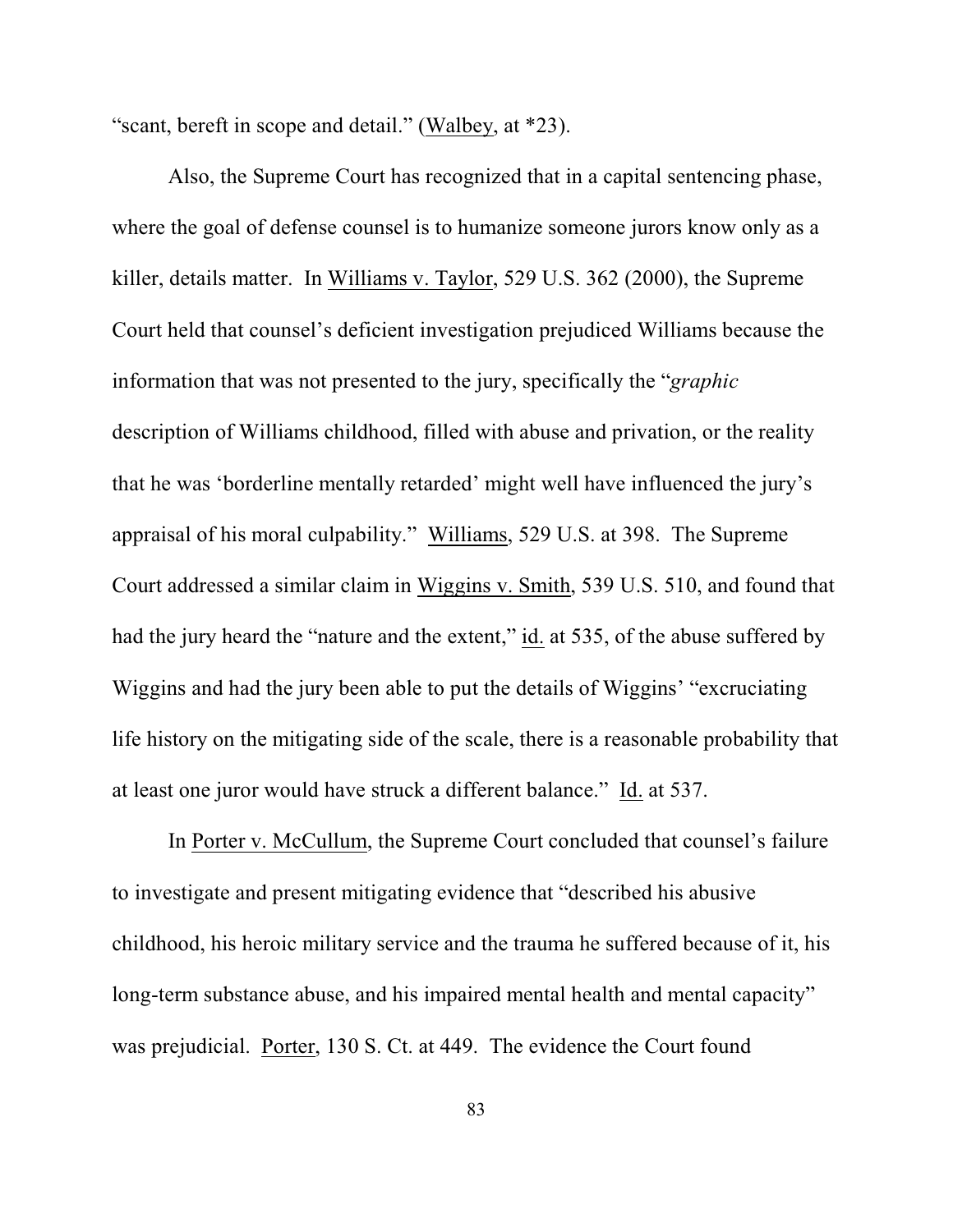"scant, bereft in scope and detail." (Walbey, at *23).

Also, the Supreme Court has recognized that in a capital sentencing phase, where the goal of defense counsel is to humanize someone jurors know only as a killer, details matter. In Williams v. Taylor, 529 U.S. 362 (2000), the Supreme Court held that counsel's deficient investigation prejudiced Williams because the information that was not presented to the jury, specifically the "*graphic* description of Williams childhood, filled with abuse and privation, or the reality that he was 'borderline mentally retarded' might well have influenced the jury's appraisal of his moral culpability." Williams, 529 U.S. at 398. The Supreme Court addressed a similar claim in Wiggins v. Smith, 539 U.S. 510, and found that had the jury heard the "nature and the extent," id. at 535, of the abuse suffered by Wiggins and had the jury been able to put the details of Wiggins' "excruciating life history on the mitigating side of the scale, there is a reasonable probability that at least one juror would have struck a different balance." Id. at 537.

In Porter v. McCullum, the Supreme Court concluded that counsel's failure to investigate and present mitigating evidence that "described his abusive childhood, his heroic military service and the trauma he suffered because of it, his long-term substance abuse, and his impaired mental health and mental capacity" was prejudicial. Porter, 130 S. Ct. at 449. The evidence the Court found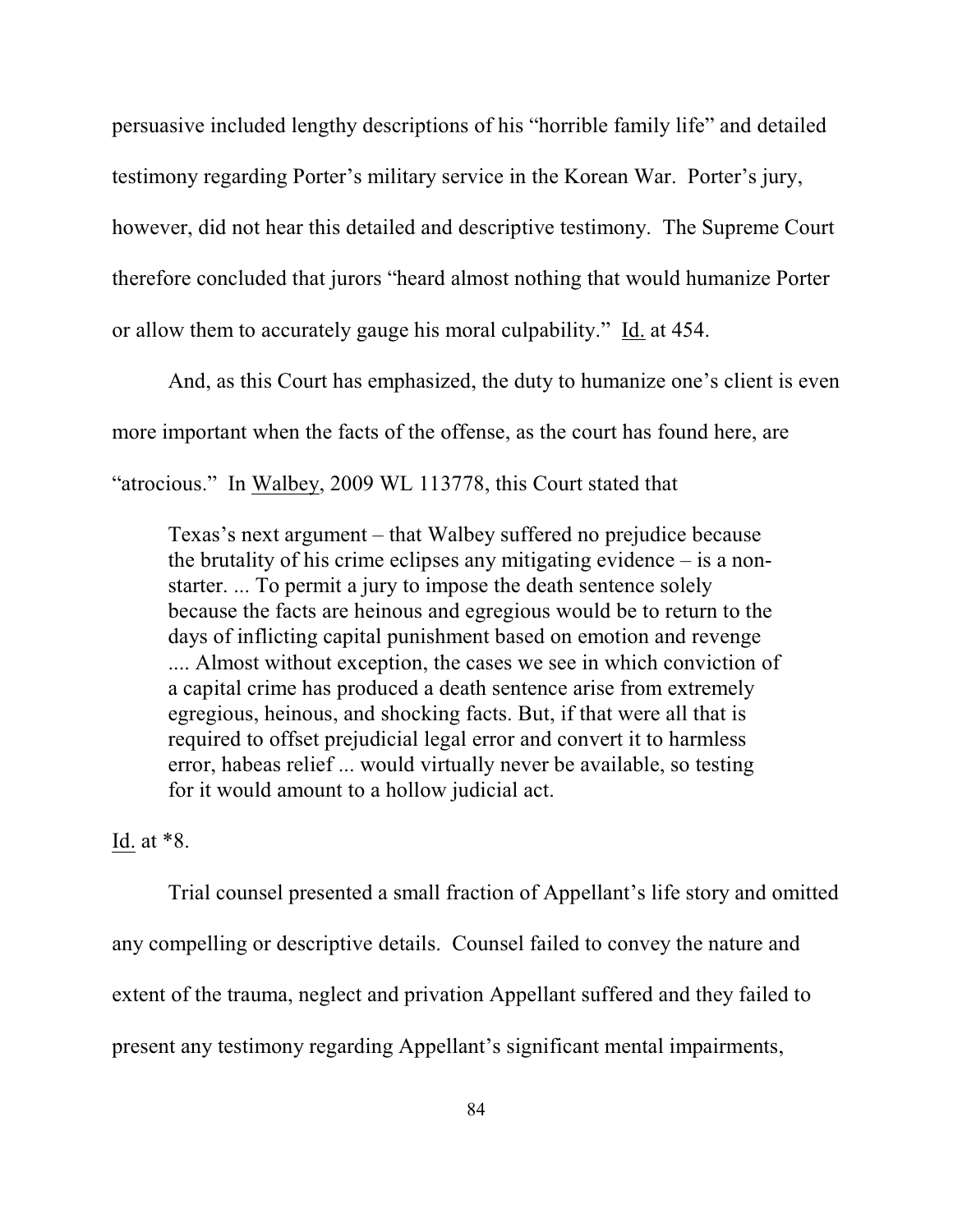persuasive included lengthy descriptions of his "horrible family life" and detailed testimony regarding Porter's military service in the Korean War. Porter's jury, however, did not hear this detailed and descriptive testimony. The Supreme Court therefore concluded that jurors "heard almost nothing that would humanize Porter or allow them to accurately gauge his moral culpability." Id. at 454.

And, as this Court has emphasized, the duty to humanize one's client is even more important when the facts of the offense, as the court has found here, are "atrocious." In Walbey, 2009 WL 113778, this Court stated that

> Texas's next argument – that Walbey suffered no prejudice because the brutality of his crime eclipses any mitigating evidence – is a non-starter. ... To permit a jury to impose the death sentence solely because the facts are heinous and egregious would be to return to the days of inflicting capital punishment based on emotion and revenge .... Almost without exception, the cases we see in which conviction of a capital crime has produced a death sentence arise from extremely egregious, heinous, and shocking facts. But, if that were all that is required to offset prejudicial legal error and convert it to harmless error, habeas relief ... would virtually never be available, so testing for it would amount to a hollow judicial act.

Id. at *8.

Trial counsel presented a small fraction of Appellant's life story and omitted any compelling or descriptive details. Counsel failed to convey the nature and extent of the trauma, neglect and privation Appellant suffered and they failed to present any testimony regarding Appellant's significant mental impairments,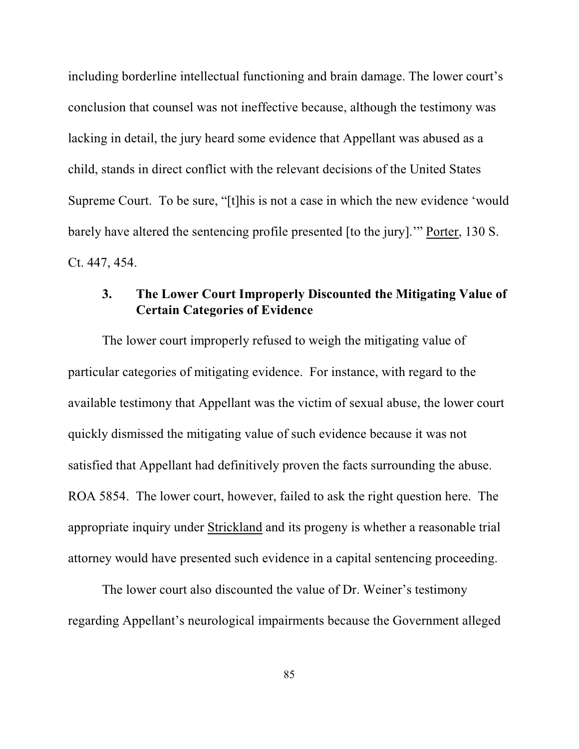including borderline intellectual functioning and brain damage. The lower court's conclusion that counsel was not ineffective because, although the testimony was lacking in detail, the jury heard some evidence that Appellant was abused as a child, stands in direct conflict with the relevant decisions of the United States Supreme Court. To be sure, "[t]his is not a case in which the new evidence 'would barely have altered the sentencing profile presented [to the jury].'" Porter, 130 S. Ct. 447, 454.

### 3. The Lower Court Improperly Discounted the Mitigating Value of Certain Categories of Evidence

The lower court improperly refused to weigh the mitigating value of particular categories of mitigating evidence. For instance, with regard to the available testimony that Appellant was the victim of sexual abuse, the lower court quickly dismissed the mitigating value of such evidence because it was not satisfied that Appellant had definitively proven the facts surrounding the abuse. ROA 5854. The lower court, however, failed to ask the right question here. The appropriate inquiry under Strickland and its progeny is whether a reasonable trial attorney would have presented such evidence in a capital sentencing proceeding.

The lower court also discounted the value of Dr. Weiner's testimony regarding Appellant's neurological impairments because the Government alleged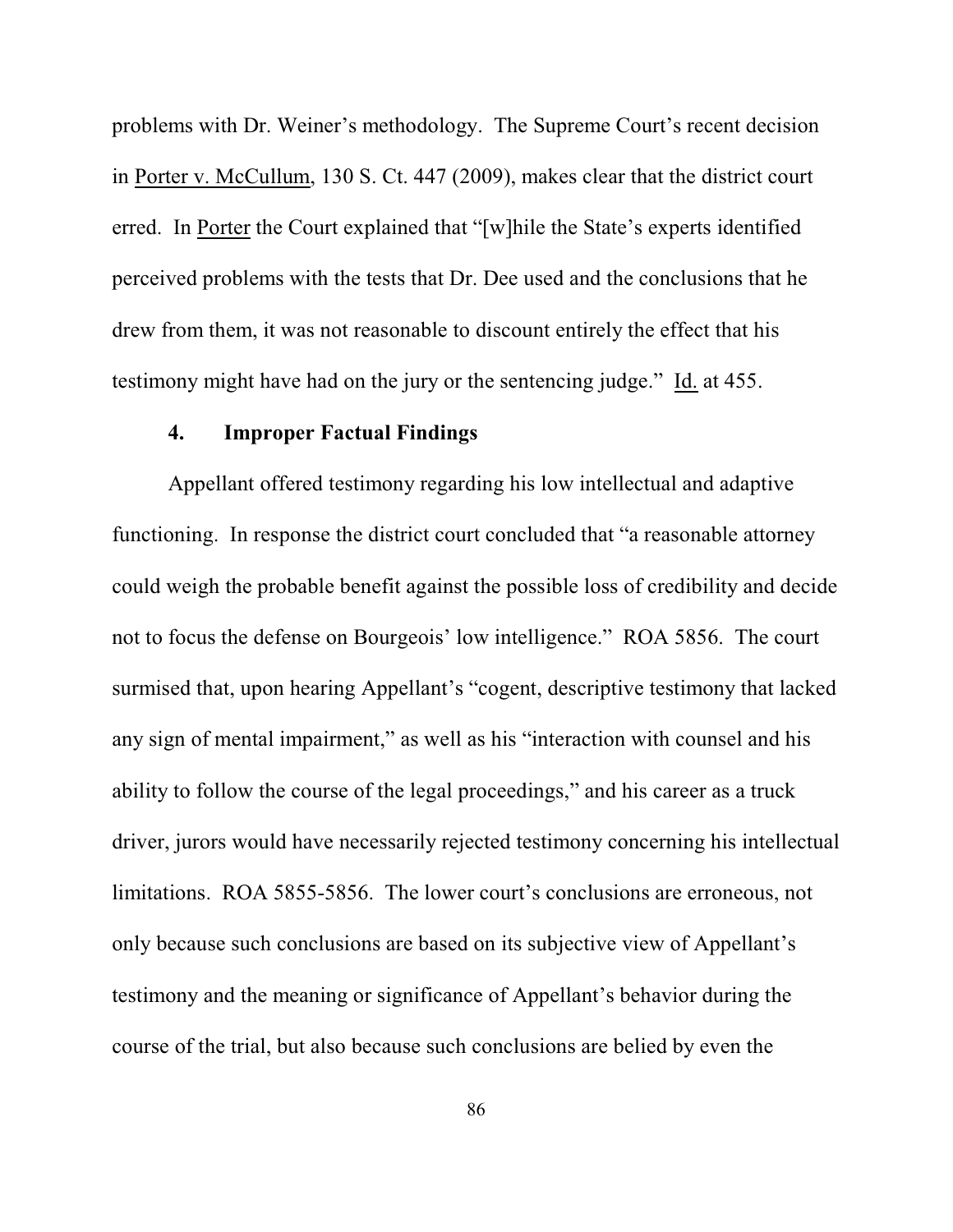problems with Dr. Weiner's methodology. The Supreme Court's recent decision in Porter v. McCullum, 130 S. Ct. 447 (2009), makes clear that the district court erred. In Porter the Court explained that "[w]hile the State's experts identified perceived problems with the tests that Dr. Dee used and the conclusions that he drew from them, it was not reasonable to discount entirely the effect that his testimony might have had on the jury or the sentencing judge." Id. at 455.

#### 4. Improper Factual Findings

Appellant offered testimony regarding his low intellectual and adaptive functioning. In response the district court concluded that "a reasonable attorney could weigh the probable benefit against the possible loss of credibility and decide not to focus the defense on Bourgeois' low intelligence." ROA 5856. The court surmised that, upon hearing Appellant's "cogent, descriptive testimony that lacked any sign of mental impairment," as well as his "interaction with counsel and his ability to follow the course of the legal proceedings," and his career as a truck driver, jurors would have necessarily rejected testimony concerning his intellectual limitations. ROA 5855-5856. The lower court's conclusions are erroneous, not only because such conclusions are based on its subjective view of Appellant's testimony and the meaning or significance of Appellant's behavior during the course of the trial, but also because such conclusions are belied by even the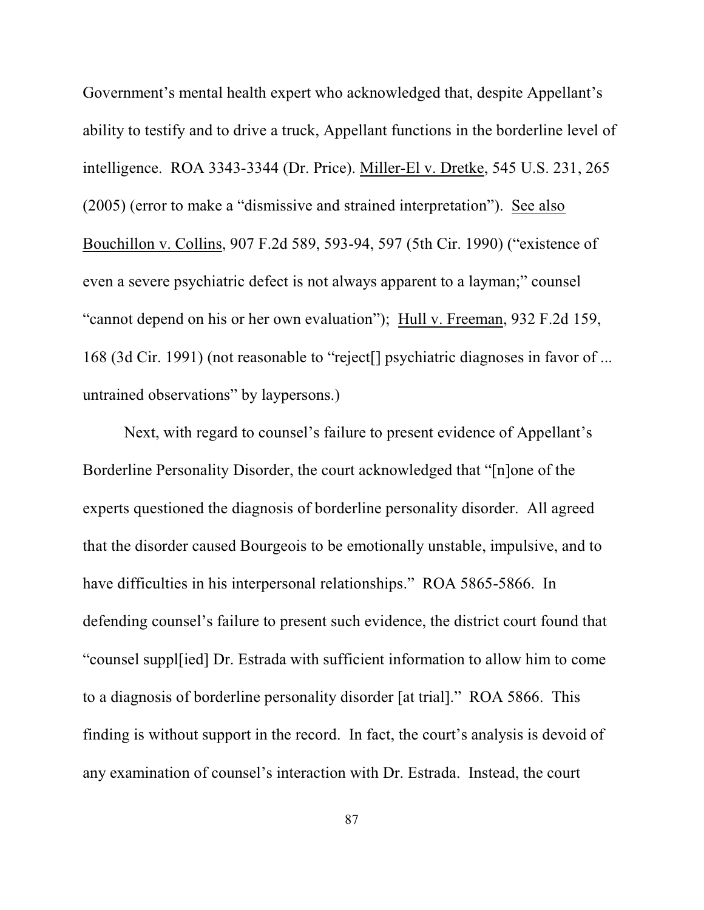Government's mental health expert who acknowledged that, despite Appellant's ability to testify and to drive a truck, Appellant functions in the borderline level of intelligence. ROA 3343-3344 (Dr. Price). Miller-El v. Dretke, 545 U.S. 231, 265 (2005) (error to make a "dismissive and strained interpretation"). See also Bouchillon v. Collins, 907 F.2d 589, 593-94, 597 (5th Cir. 1990) ("existence of even a severe psychiatric defect is not always apparent to a layman;" counsel "cannot depend on his or her own evaluation"); Hull v. Freeman, 932 F.2d 159, 168 (3d Cir. 1991) (not reasonable to "reject[] psychiatric diagnoses in favor of ... untrained observations" by laypersons.)

Next, with regard to counsel's failure to present evidence of Appellant's Borderline Personality Disorder, the court acknowledged that "[n]one of the experts questioned the diagnosis of borderline personality disorder. All agreed that the disorder caused Bourgeois to be emotionally unstable, impulsive, and to have difficulties in his interpersonal relationships." ROA 5865-5866. In defending counsel's failure to present such evidence, the district court found that "counsel suppl[ied] Dr. Estrada with sufficient information to allow him to come to a diagnosis of borderline personality disorder [at trial]." ROA 5866. This finding is without support in the record. In fact, the court's analysis is devoid of any examination of counsel's interaction with Dr. Estrada. Instead, the court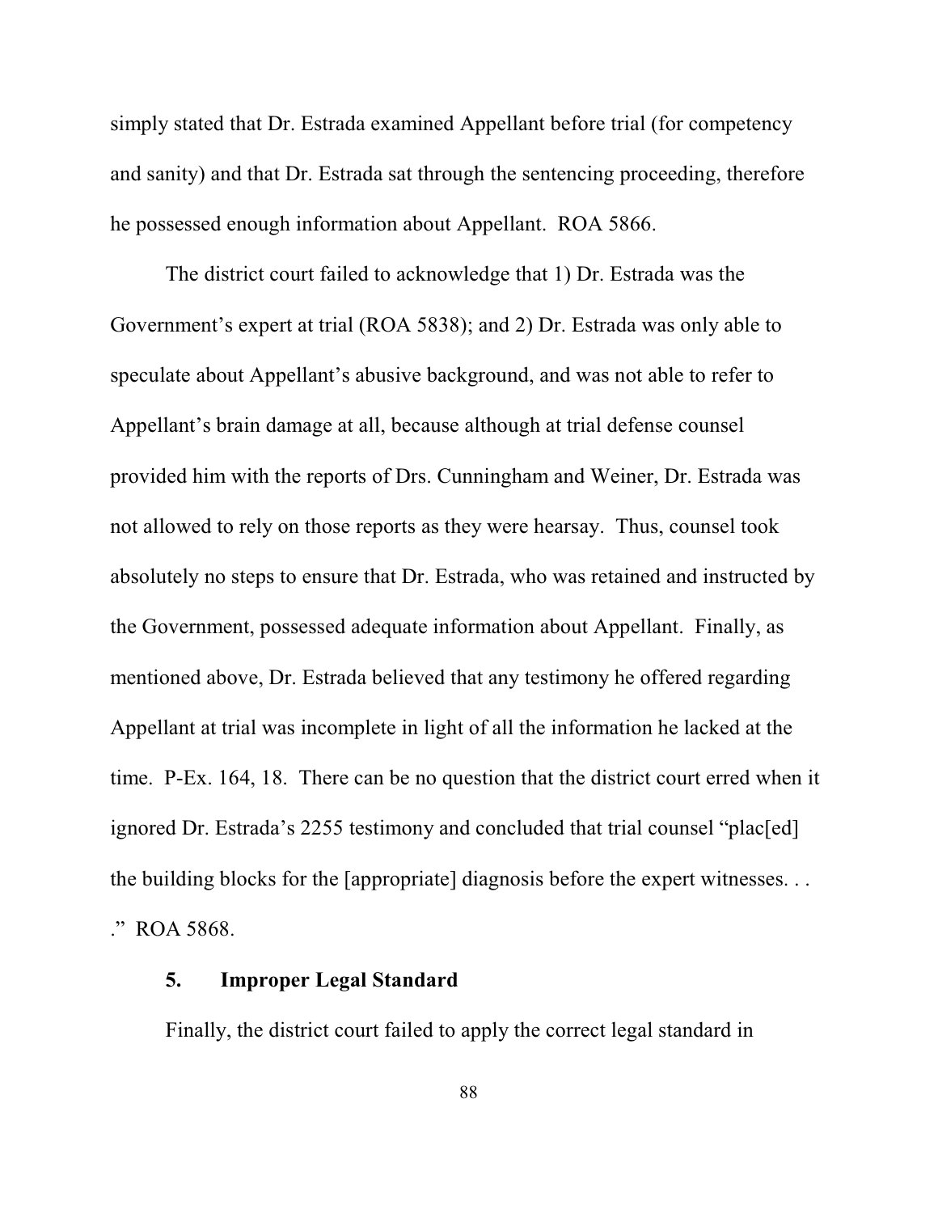simply stated that Dr. Estrada examined Appellant before trial (for competency and sanity) and that Dr. Estrada sat through the sentencing proceeding, therefore he possessed enough information about Appellant. ROA 5866.

The district court failed to acknowledge that 1) Dr. Estrada was the Government's expert at trial (ROA 5838); and 2) Dr. Estrada was only able to speculate about Appellant's abusive background, and was not able to refer to Appellant's brain damage at all, because although at trial defense counsel provided him with the reports of Drs. Cunningham and Weiner, Dr. Estrada was not allowed to rely on those reports as they were hearsay. Thus, counsel took absolutely no steps to ensure that Dr. Estrada, who was retained and instructed by the Government, possessed adequate information about Appellant. Finally, as mentioned above, Dr. Estrada believed that any testimony he offered regarding Appellant at trial was incomplete in light of all the information he lacked at the time. P-Ex. 164, 18. There can be no question that the district court erred when it ignored Dr. Estrada's 2255 testimony and concluded that trial counsel "plac[ed] the building blocks for the [appropriate] diagnosis before the expert witnesses. . . ." ROA 5868.

### 5. Improper Legal Standard

Finally, the district court failed to apply the correct legal standard in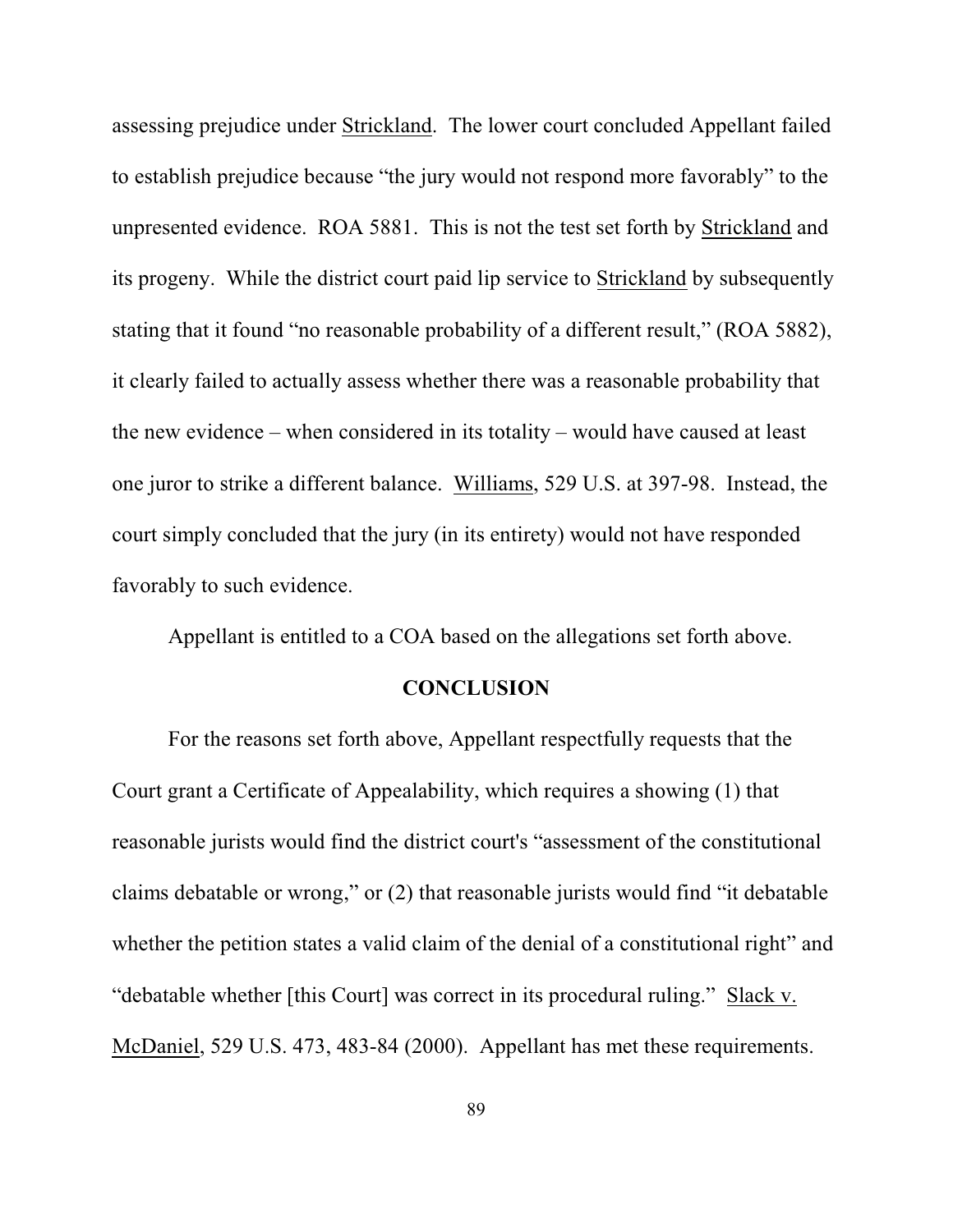assessing prejudice under Strickland. The lower court concluded Appellant failed to establish prejudice because "the jury would not respond more favorably" to the unpresented evidence. ROA 5881. This is not the test set forth by Strickland and its progeny. While the district court paid lip service to Strickland by subsequently stating that it found "no reasonable probability of a different result," (ROA 5882), it clearly failed to actually assess whether there was a reasonable probability that the new evidence – when considered in its totality – would have caused at least one juror to strike a different balance. Williams, 529 U.S. at 397-98. Instead, the court simply concluded that the jury (in its entirety) would not have responded favorably to such evidence.

Appellant is entitled to a COA based on the allegations set forth above.

## CONCLUSION

For the reasons set forth above, Appellant respectfully requests that the Court grant a Certificate of Appealability, which requires a showing (1) that reasonable jurists would find the district court's "assessment of the constitutional claims debatable or wrong," or (2) that reasonable jurists would find "it debatable whether the petition states a valid claim of the denial of a constitutional right" and "debatable whether [this Court] was correct in its procedural ruling." Slack v. McDaniel, 529 U.S. 473, 483-84 (2000). Appellant has met these requirements.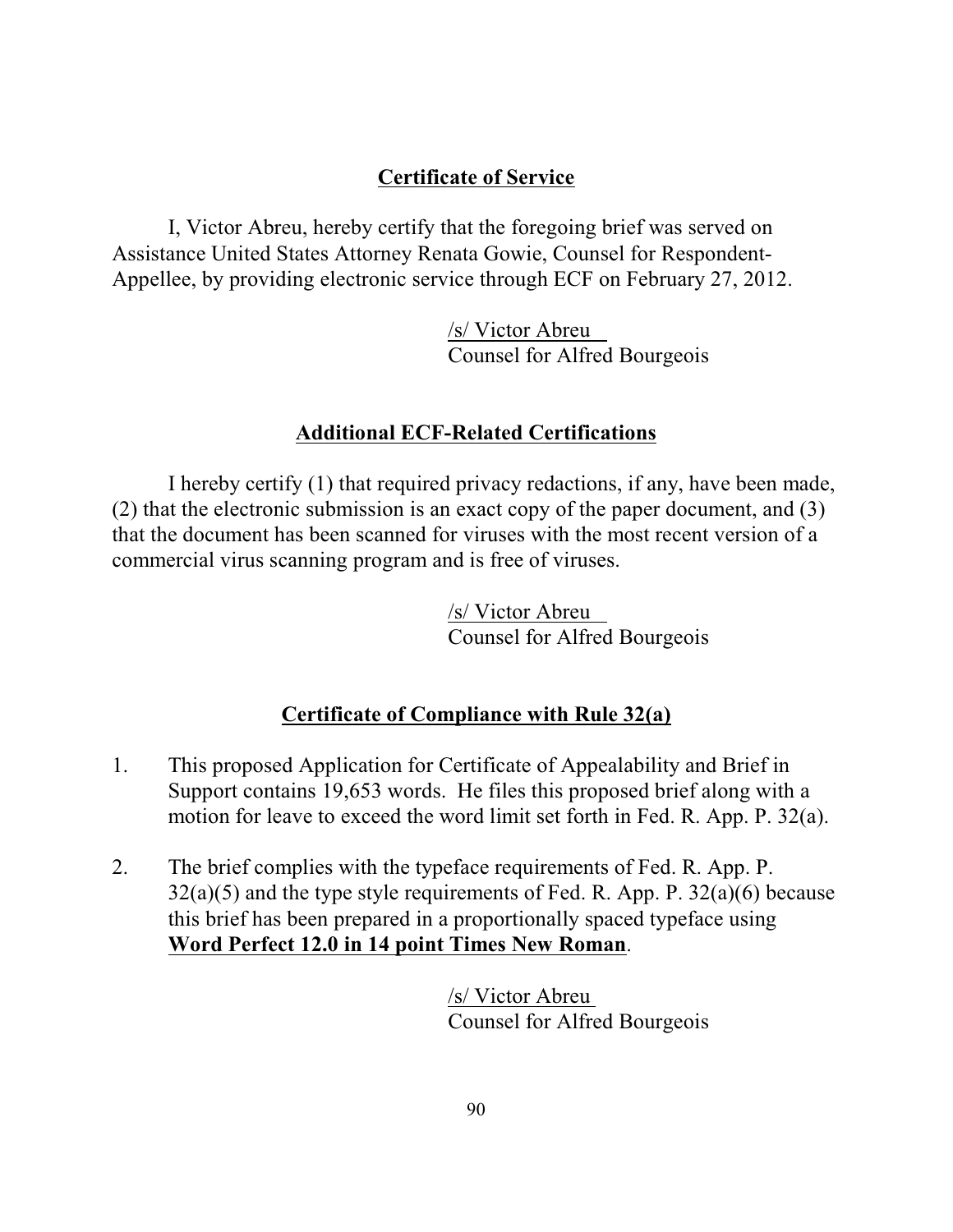## Certificate of Service

I, Victor Abreu, hereby certify that the foregoing brief was served on Assistance United States Attorney Renata Gowie, Counsel for Respondent-Appellee, by providing electronic service through ECF on February 27, 2012.

/s/ Victor Abreu
Counsel for Alfred Bourgeois

## Additional ECF-Related Certifications

I hereby certify (1) that required privacy redactions, if any, have been made, (2) that the electronic submission is an exact copy of the paper document, and (3) that the document has been scanned for viruses with the most recent version of a commercial virus scanning program and is free of viruses.

/s/ Victor Abreu
Counsel for Alfred Bourgeois

## Certificate of Compliance with Rule 32(a)

1. This proposed Application for Certificate of Appealability and Brief in Support contains 19,653 words. He files this proposed brief along with a motion for leave to exceed the word limit set forth in Fed. R. App. P. 32(a).

2. The brief complies with the typeface requirements of Fed. R. App. P. 32(a)(5) and the type style requirements of Fed. R. App. P. 32(a)(6) because this brief has been prepared in a proportionally spaced typeface using **Word Perfect 12.0 in 14 point Times New Roman**.

/s/ Victor Abreu
Counsel for Alfred Bourgeois